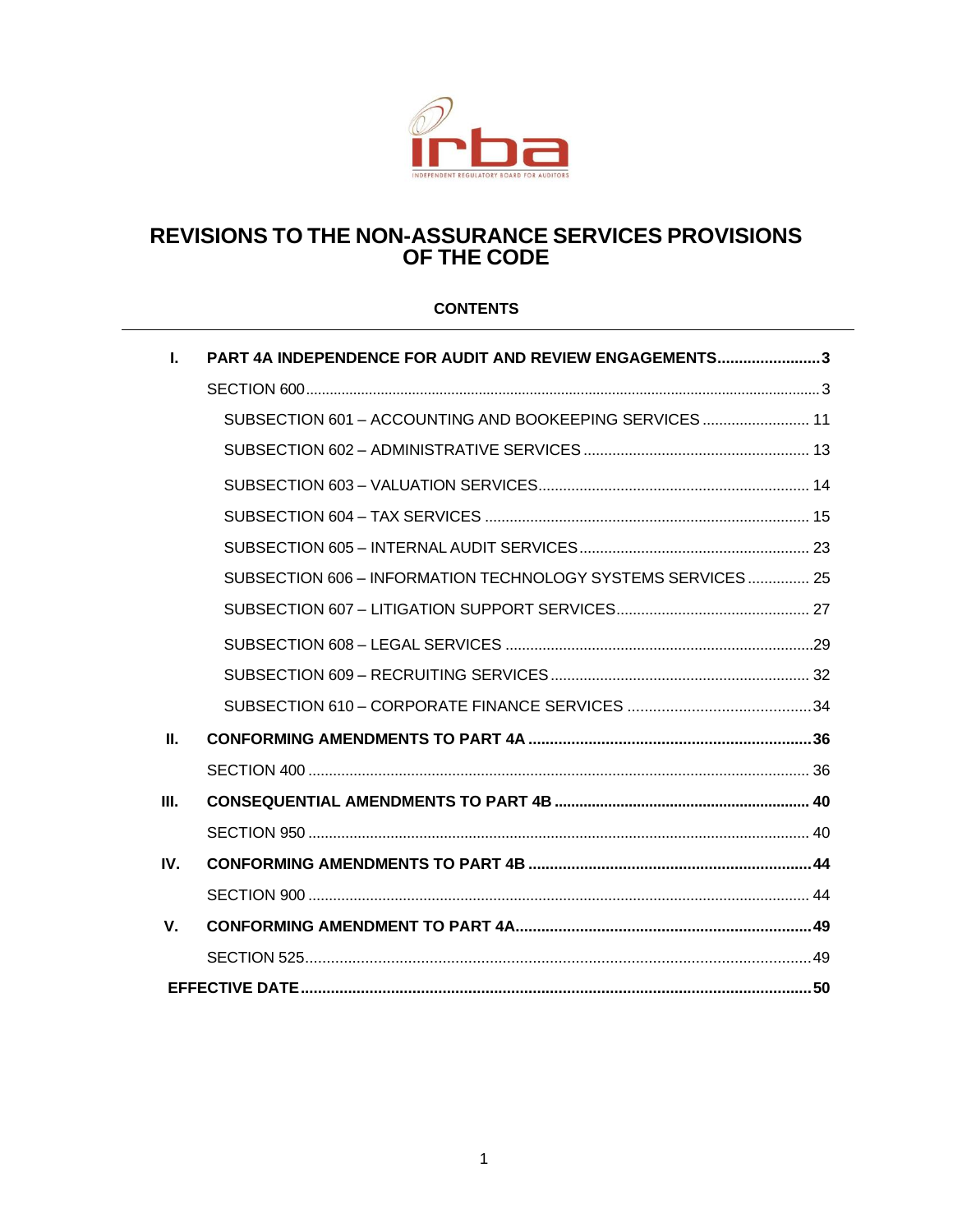# REVISIONS TO THE NON-ASSURANCE SERVICES PROVISIONS OF THE CODE

**CONTENTS**

| | | |
|---|---|---|
| **I.** | **PART 4A INDEPENDENCE FOR AUDIT AND REVIEW ENGAGEMENTS** | **3** |
| | SECTION 600 | 3 |
| | SUBSECTION 601 – ACCOUNTING AND BOOKEEPING SERVICES | 11 |
| | SUBSECTION 602 – ADMINISTRATIVE SERVICES | 13 |
| | SUBSECTION 603 – VALUATION SERVICES | 14 |
| | SUBSECTION 604 – TAX SERVICES | 15 |
| | SUBSECTION 605 – INTERNAL AUDIT SERVICES | 23 |
| | SUBSECTION 606 – INFORMATION TECHNOLOGY SYSTEMS SERVICES | 25 |
| | SUBSECTION 607 – LITIGATION SUPPORT SERVICES | 27 |
| | SUBSECTION 608 – LEGAL SERVICES | 29 |
| | SUBSECTION 609 – RECRUITING SERVICES | 32 |
| | SUBSECTION 610 – CORPORATE FINANCE SERVICES | 34 |
| **II.** | **CONFORMING AMENDMENTS TO PART 4A** | **36** |
| | SECTION 400 | 36 |
| **III.** | **CONSEQUENTIAL AMENDMENTS TO PART 4B** | **40** |
| | SECTION 950 | 40 |
| **IV.** | **CONFORMING AMENDMENTS TO PART 4B** | **44** |
| | SECTION 900 | 44 |
| **V.** | **CONFORMING AMENDMENT TO PART 4A** | **49** |
| | SECTION 525 | 49 |
| **EFFECTIVE DATE** | | **50** |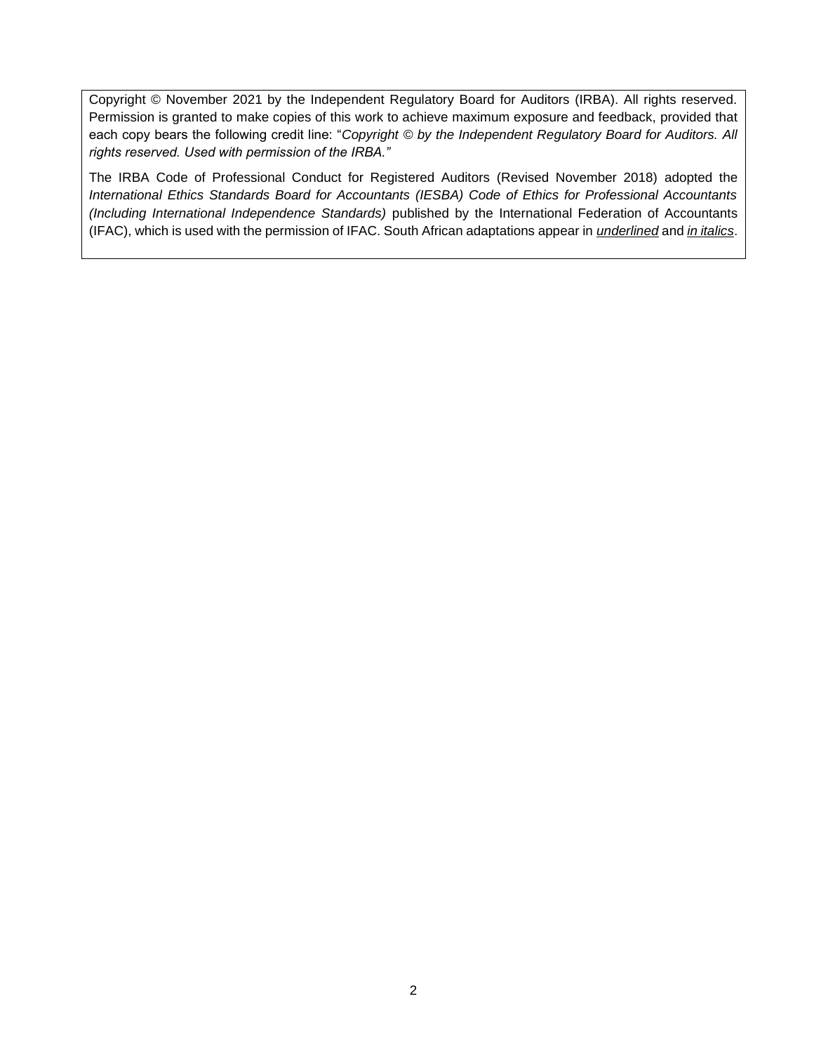Copyright © November 2021 by the Independent Regulatory Board for Auditors (IRBA). All rights reserved. Permission is granted to make copies of this work to achieve maximum exposure and feedback, provided that each copy bears the following credit line: "*Copyright © by the Independent Regulatory Board for Auditors. All rights reserved. Used with permission of the IRBA.*"

The IRBA Code of Professional Conduct for Registered Auditors (Revised November 2018) adopted the *International Ethics Standards Board for Accountants (IESBA) Code of Ethics for Professional Accountants (Including International Independence Standards)* published by the International Federation of Accountants (IFAC), which is used with the permission of IFAC. South African adaptations appear in <u>*underlined*</u> and <u>*in italics*</u>.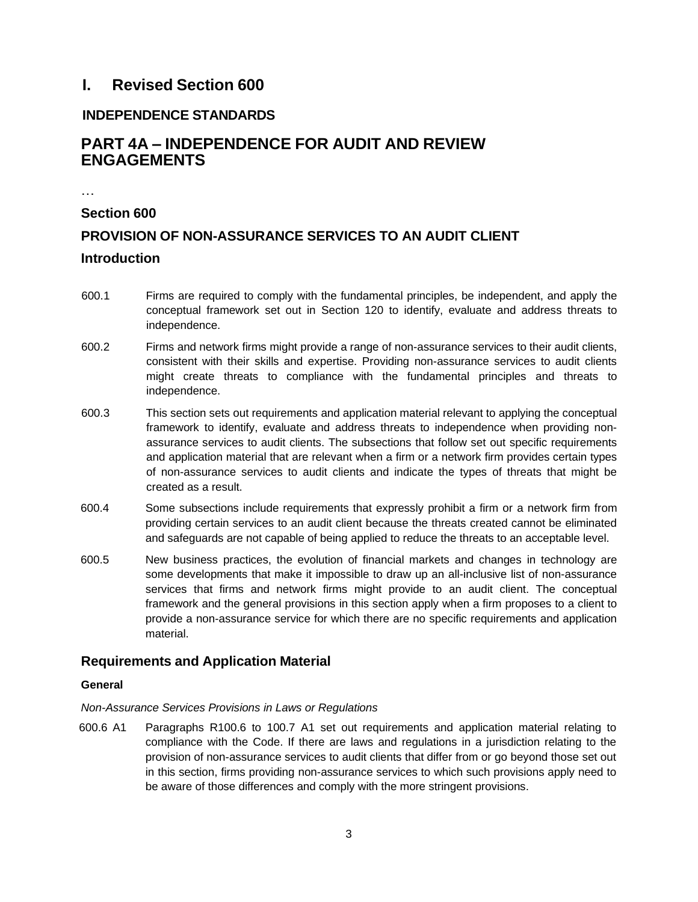# I. Revised Section 600

## INDEPENDENCE STANDARDS

# PART 4A – INDEPENDENCE FOR AUDIT AND REVIEW ENGAGEMENTS

…

### Section 600

### PROVISION OF NON-ASSURANCE SERVICES TO AN AUDIT CLIENT

### Introduction

600.1 Firms are required to comply with the fundamental principles, be independent, and apply the conceptual framework set out in Section 120 to identify, evaluate and address threats to independence.

600.2 Firms and network firms might provide a range of non-assurance services to their audit clients, consistent with their skills and expertise. Providing non-assurance services to audit clients might create threats to compliance with the fundamental principles and threats to independence.

600.3 This section sets out requirements and application material relevant to applying the conceptual framework to identify, evaluate and address threats to independence when providing non-assurance services to audit clients. The subsections that follow set out specific requirements and application material that are relevant when a firm or a network firm provides certain types of non-assurance services to audit clients and indicate the types of threats that might be created as a result.

600.4 Some subsections include requirements that expressly prohibit a firm or a network firm from providing certain services to an audit client because the threats created cannot be eliminated and safeguards are not capable of being applied to reduce the threats to an acceptable level.

600.5 New business practices, the evolution of financial markets and changes in technology are some developments that make it impossible to draw up an all-inclusive list of non-assurance services that firms and network firms might provide to an audit client. The conceptual framework and the general provisions in this section apply when a firm proposes to a client to provide a non-assurance service for which there are no specific requirements and application material.

## Requirements and Application Material

#### General

*Non-Assurance Services Provisions in Laws or Regulations*

600.6 A1 Paragraphs R100.6 to 100.7 A1 set out requirements and application material relating to compliance with the Code. If there are laws and regulations in a jurisdiction relating to the provision of non-assurance services to audit clients that differ from or go beyond those set out in this section, firms providing non-assurance services to which such provisions apply need to be aware of those differences and comply with the more stringent provisions.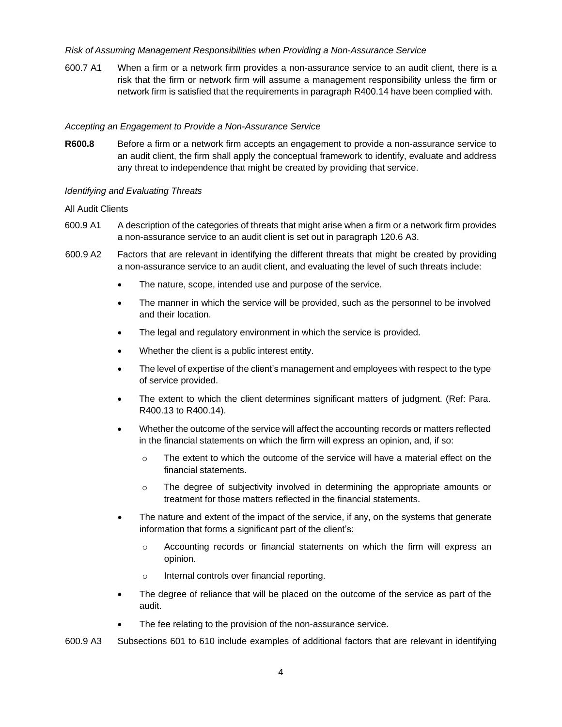*Risk of Assuming Management Responsibilities when Providing a Non-Assurance Service*

600.7 A1 When a firm or a network firm provides a non-assurance service to an audit client, there is a risk that the firm or network firm will assume a management responsibility unless the firm or network firm is satisfied that the requirements in paragraph R400.14 have been complied with.

*Accepting an Engagement to Provide a Non-Assurance Service*

**R600.8** Before a firm or a network firm accepts an engagement to provide a non-assurance service to an audit client, the firm shall apply the conceptual framework to identify, evaluate and address any threat to independence that might be created by providing that service.

*Identifying and Evaluating Threats*

All Audit Clients

600.9 A1 A description of the categories of threats that might arise when a firm or a network firm provides a non-assurance service to an audit client is set out in paragraph 120.6 A3.

600.9 A2 Factors that are relevant in identifying the different threats that might be created by providing a non-assurance service to an audit client, and evaluating the level of such threats include:

- The nature, scope, intended use and purpose of the service.
- The manner in which the service will be provided, such as the personnel to be involved and their location.
- The legal and regulatory environment in which the service is provided.
- Whether the client is a public interest entity.
- The level of expertise of the client's management and employees with respect to the type of service provided.
- The extent to which the client determines significant matters of judgment. (Ref: Para. R400.13 to R400.14).
- Whether the outcome of the service will affect the accounting records or matters reflected in the financial statements on which the firm will express an opinion, and, if so:
  - The extent to which the outcome of the service will have a material effect on the financial statements.
  - The degree of subjectivity involved in determining the appropriate amounts or treatment for those matters reflected in the financial statements.
- The nature and extent of the impact of the service, if any, on the systems that generate information that forms a significant part of the client's:
  - Accounting records or financial statements on which the firm will express an opinion.
  - Internal controls over financial reporting.
- The degree of reliance that will be placed on the outcome of the service as part of the audit.
- The fee relating to the provision of the non-assurance service.

600.9 A3 Subsections 601 to 610 include examples of additional factors that are relevant in identifying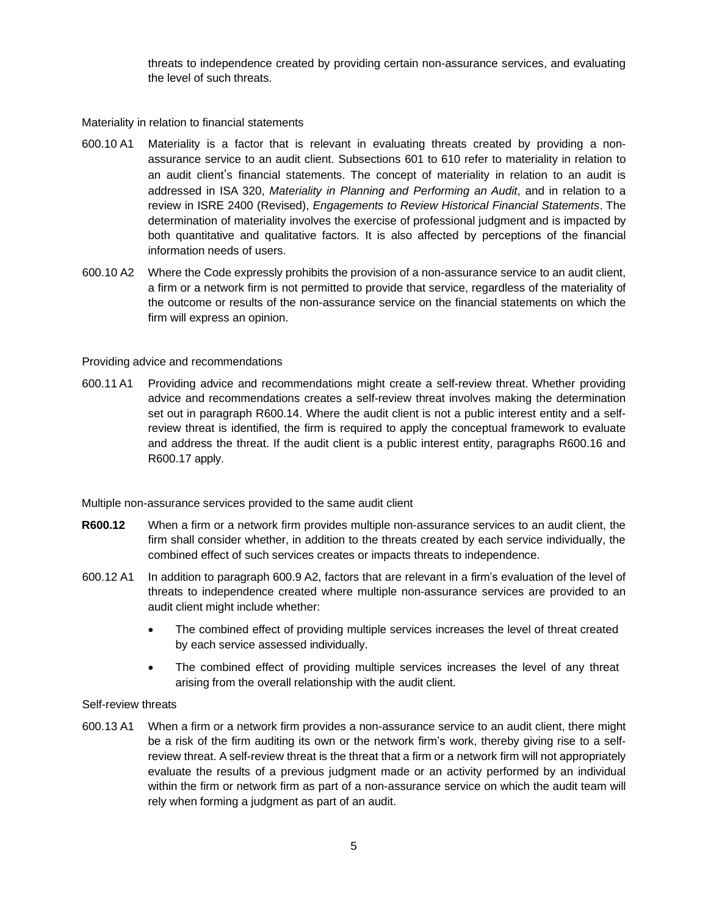threats to independence created by providing certain non-assurance services, and evaluating the level of such threats.

Materiality in relation to financial statements

600.10 A1 Materiality is a factor that is relevant in evaluating threats created by providing a non-assurance service to an audit client. Subsections 601 to 610 refer to materiality in relation to an audit client's financial statements. The concept of materiality in relation to an audit is addressed in ISA 320, *Materiality in Planning and Performing an Audit*, and in relation to a review in ISRE 2400 (Revised), *Engagements to Review Historical Financial Statements*. The determination of materiality involves the exercise of professional judgment and is impacted by both quantitative and qualitative factors. It is also affected by perceptions of the financial information needs of users.

600.10 A2 Where the Code expressly prohibits the provision of a non-assurance service to an audit client, a firm or a network firm is not permitted to provide that service, regardless of the materiality of the outcome or results of the non-assurance service on the financial statements on which the firm will express an opinion.

Providing advice and recommendations

600.11 A1 Providing advice and recommendations might create a self-review threat. Whether providing advice and recommendations creates a self-review threat involves making the determination set out in paragraph R600.14. Where the audit client is not a public interest entity and a self-review threat is identified, the firm is required to apply the conceptual framework to evaluate and address the threat. If the audit client is a public interest entity, paragraphs R600.16 and R600.17 apply.

Multiple non-assurance services provided to the same audit client

**R600.12** When a firm or a network firm provides multiple non-assurance services to an audit client, the firm shall consider whether, in addition to the threats created by each service individually, the combined effect of such services creates or impacts threats to independence.

600.12 A1 In addition to paragraph 600.9 A2, factors that are relevant in a firm's evaluation of the level of threats to independence created where multiple non-assurance services are provided to an audit client might include whether:

- The combined effect of providing multiple services increases the level of threat created by each service assessed individually.
- The combined effect of providing multiple services increases the level of any threat arising from the overall relationship with the audit client.

Self-review threats

600.13 A1 When a firm or a network firm provides a non-assurance service to an audit client, there might be a risk of the firm auditing its own or the network firm's work, thereby giving rise to a self-review threat. A self-review threat is the threat that a firm or a network firm will not appropriately evaluate the results of a previous judgment made or an activity performed by an individual within the firm or network firm as part of a non-assurance service on which the audit team will rely when forming a judgment as part of an audit.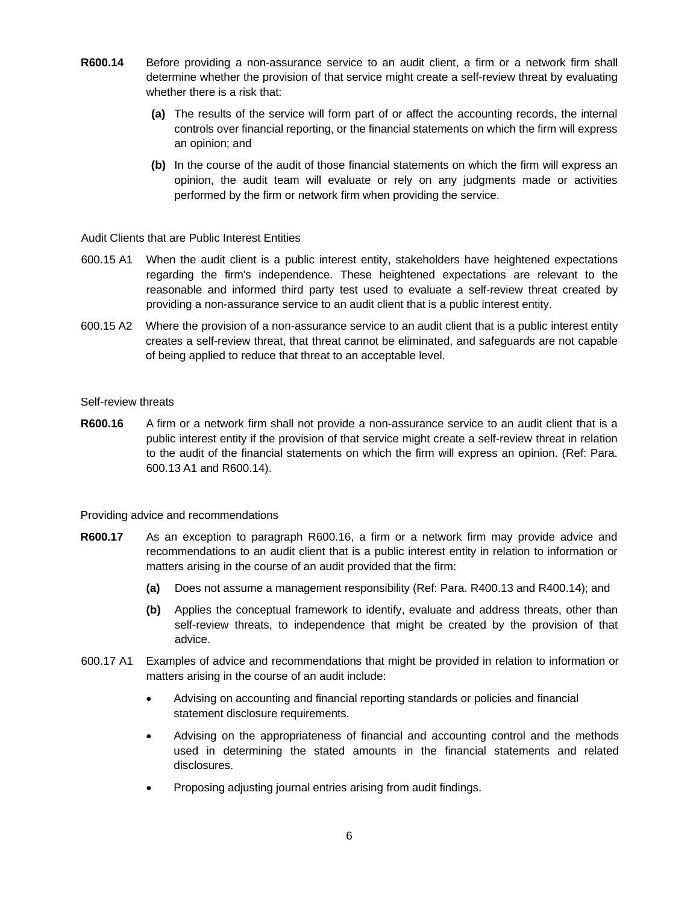**R600.14** Before providing a non-assurance service to an audit client, a firm or a network firm shall determine whether the provision of that service might create a self-review threat by evaluating whether there is a risk that:

- **(a)** The results of the service will form part of or affect the accounting records, the internal controls over financial reporting, or the financial statements on which the firm will express an opinion; and
- **(b)** In the course of the audit of those financial statements on which the firm will express an opinion, the audit team will evaluate or rely on any judgments made or activities performed by the firm or network firm when providing the service.

Audit Clients that are Public Interest Entities

600.15 A1 When the audit client is a public interest entity, stakeholders have heightened expectations regarding the firm's independence. These heightened expectations are relevant to the reasonable and informed third party test used to evaluate a self-review threat created by providing a non-assurance service to an audit client that is a public interest entity.

600.15 A2 Where the provision of a non-assurance service to an audit client that is a public interest entity creates a self-review threat, that threat cannot be eliminated, and safeguards are not capable of being applied to reduce that threat to an acceptable level.

Self-review threats

**R600.16** A firm or a network firm shall not provide a non-assurance service to an audit client that is a public interest entity if the provision of that service might create a self-review threat in relation to the audit of the financial statements on which the firm will express an opinion. (Ref: Para. 600.13 A1 and R600.14).

Providing advice and recommendations

**R600.17** As an exception to paragraph R600.16, a firm or a network firm may provide advice and recommendations to an audit client that is a public interest entity in relation to information or matters arising in the course of an audit provided that the firm:

- **(a)** Does not assume a management responsibility (Ref: Para. R400.13 and R400.14); and
- **(b)** Applies the conceptual framework to identify, evaluate and address threats, other than self-review threats, to independence that might be created by the provision of that advice.

600.17 A1 Examples of advice and recommendations that might be provided in relation to information or matters arising in the course of an audit include:

- Advising on accounting and financial reporting standards or policies and financial statement disclosure requirements.
- Advising on the appropriateness of financial and accounting control and the methods used in determining the stated amounts in the financial statements and related disclosures.
- Proposing adjusting journal entries arising from audit findings.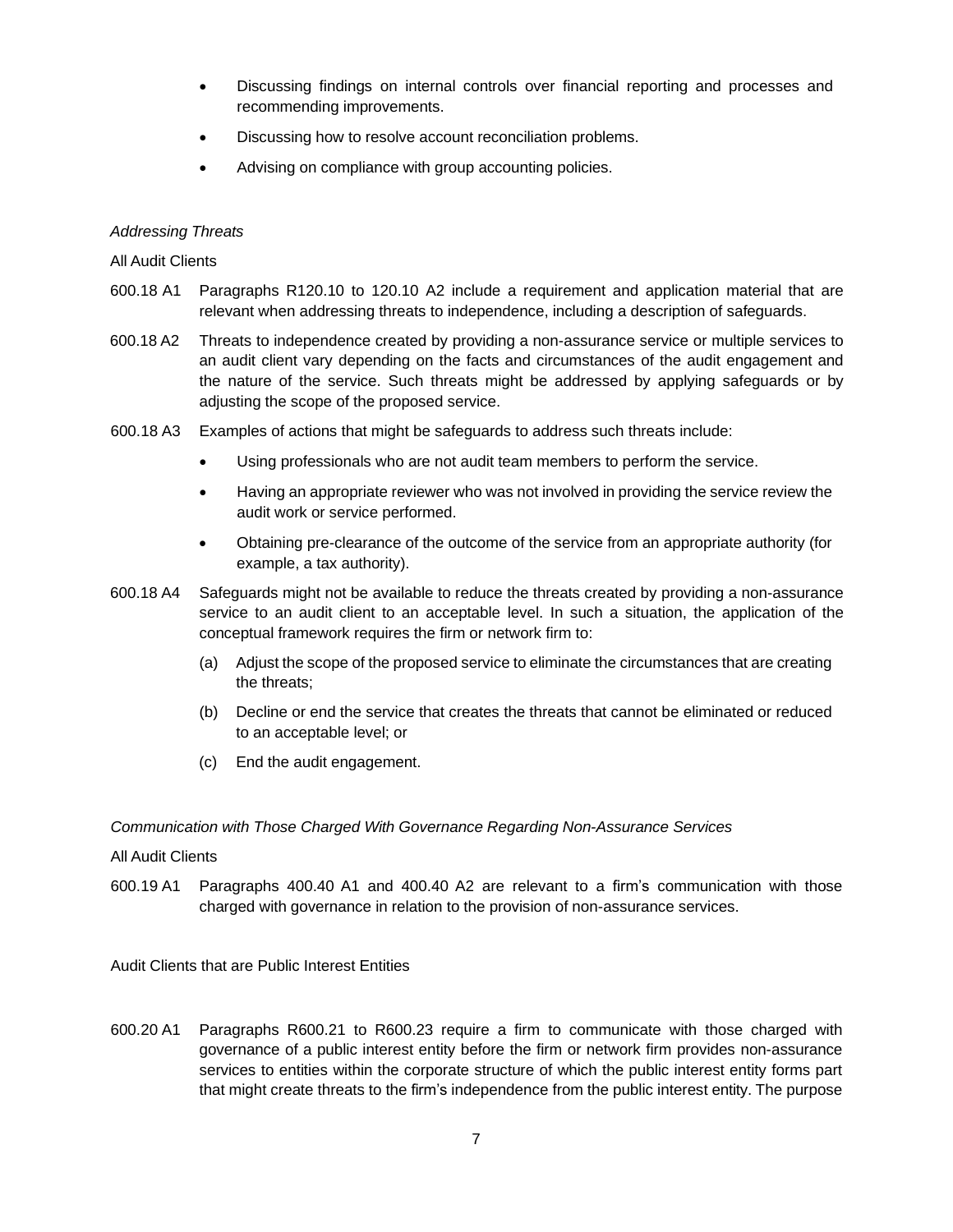- Discussing findings on internal controls over financial reporting and processes and recommending improvements.
- Discussing how to resolve account reconciliation problems.
- Advising on compliance with group accounting policies.

*Addressing Threats*

All Audit Clients

600.18 A1 Paragraphs R120.10 to 120.10 A2 include a requirement and application material that are relevant when addressing threats to independence, including a description of safeguards.

600.18 A2 Threats to independence created by providing a non-assurance service or multiple services to an audit client vary depending on the facts and circumstances of the audit engagement and the nature of the service. Such threats might be addressed by applying safeguards or by adjusting the scope of the proposed service.

600.18 A3 Examples of actions that might be safeguards to address such threats include:

- Using professionals who are not audit team members to perform the service.
- Having an appropriate reviewer who was not involved in providing the service review the audit work or service performed.
- Obtaining pre-clearance of the outcome of the service from an appropriate authority (for example, a tax authority).

600.18 A4 Safeguards might not be available to reduce the threats created by providing a non-assurance service to an audit client to an acceptable level. In such a situation, the application of the conceptual framework requires the firm or network firm to:

(a) Adjust the scope of the proposed service to eliminate the circumstances that are creating the threats;

(b) Decline or end the service that creates the threats that cannot be eliminated or reduced to an acceptable level; or

(c) End the audit engagement.

*Communication with Those Charged With Governance Regarding Non-Assurance Services*

All Audit Clients

600.19 A1 Paragraphs 400.40 A1 and 400.40 A2 are relevant to a firm's communication with those charged with governance in relation to the provision of non-assurance services.

Audit Clients that are Public Interest Entities

600.20 A1 Paragraphs R600.21 to R600.23 require a firm to communicate with those charged with governance of a public interest entity before the firm or network firm provides non-assurance services to entities within the corporate structure of which the public interest entity forms part that might create threats to the firm's independence from the public interest entity. The purpose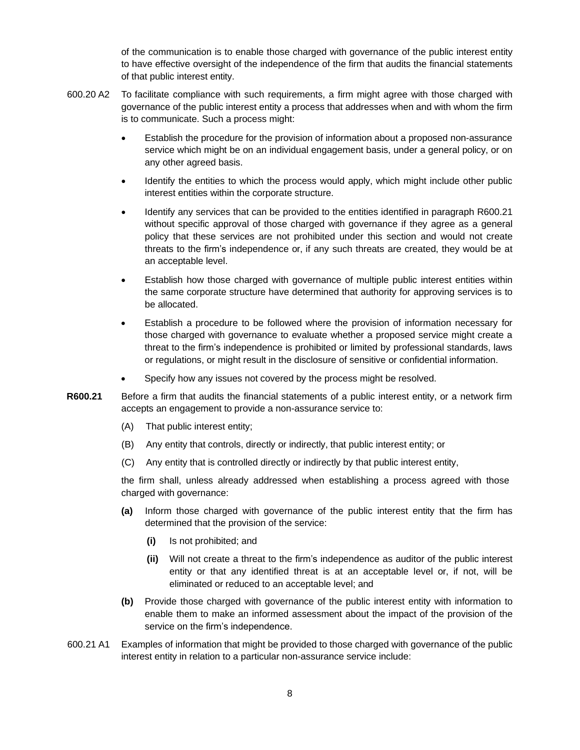of the communication is to enable those charged with governance of the public interest entity to have effective oversight of the independence of the firm that audits the financial statements of that public interest entity.

600.20 A2 To facilitate compliance with such requirements, a firm might agree with those charged with governance of the public interest entity a process that addresses when and with whom the firm is to communicate. Such a process might:

- Establish the procedure for the provision of information about a proposed non-assurance service which might be on an individual engagement basis, under a general policy, or on any other agreed basis.
- Identify the entities to which the process would apply, which might include other public interest entities within the corporate structure.
- Identify any services that can be provided to the entities identified in paragraph R600.21 without specific approval of those charged with governance if they agree as a general policy that these services are not prohibited under this section and would not create threats to the firm's independence or, if any such threats are created, they would be at an acceptable level.
- Establish how those charged with governance of multiple public interest entities within the same corporate structure have determined that authority for approving services is to be allocated.
- Establish a procedure to be followed where the provision of information necessary for those charged with governance to evaluate whether a proposed service might create a threat to the firm's independence is prohibited or limited by professional standards, laws or regulations, or might result in the disclosure of sensitive or confidential information.
- Specify how any issues not covered by the process might be resolved.

**R600.21** Before a firm that audits the financial statements of a public interest entity, or a network firm accepts an engagement to provide a non-assurance service to:

(A) That public interest entity;

(B) Any entity that controls, directly or indirectly, that public interest entity; or

(C) Any entity that is controlled directly or indirectly by that public interest entity,

the firm shall, unless already addressed when establishing a process agreed with those charged with governance:

**(a)** Inform those charged with governance of the public interest entity that the firm has determined that the provision of the service:

**(i)** Is not prohibited; and

**(ii)** Will not create a threat to the firm's independence as auditor of the public interest entity or that any identified threat is at an acceptable level or, if not, will be eliminated or reduced to an acceptable level; and

**(b)** Provide those charged with governance of the public interest entity with information to enable them to make an informed assessment about the impact of the provision of the service on the firm's independence.

600.21 A1 Examples of information that might be provided to those charged with governance of the public interest entity in relation to a particular non-assurance service include: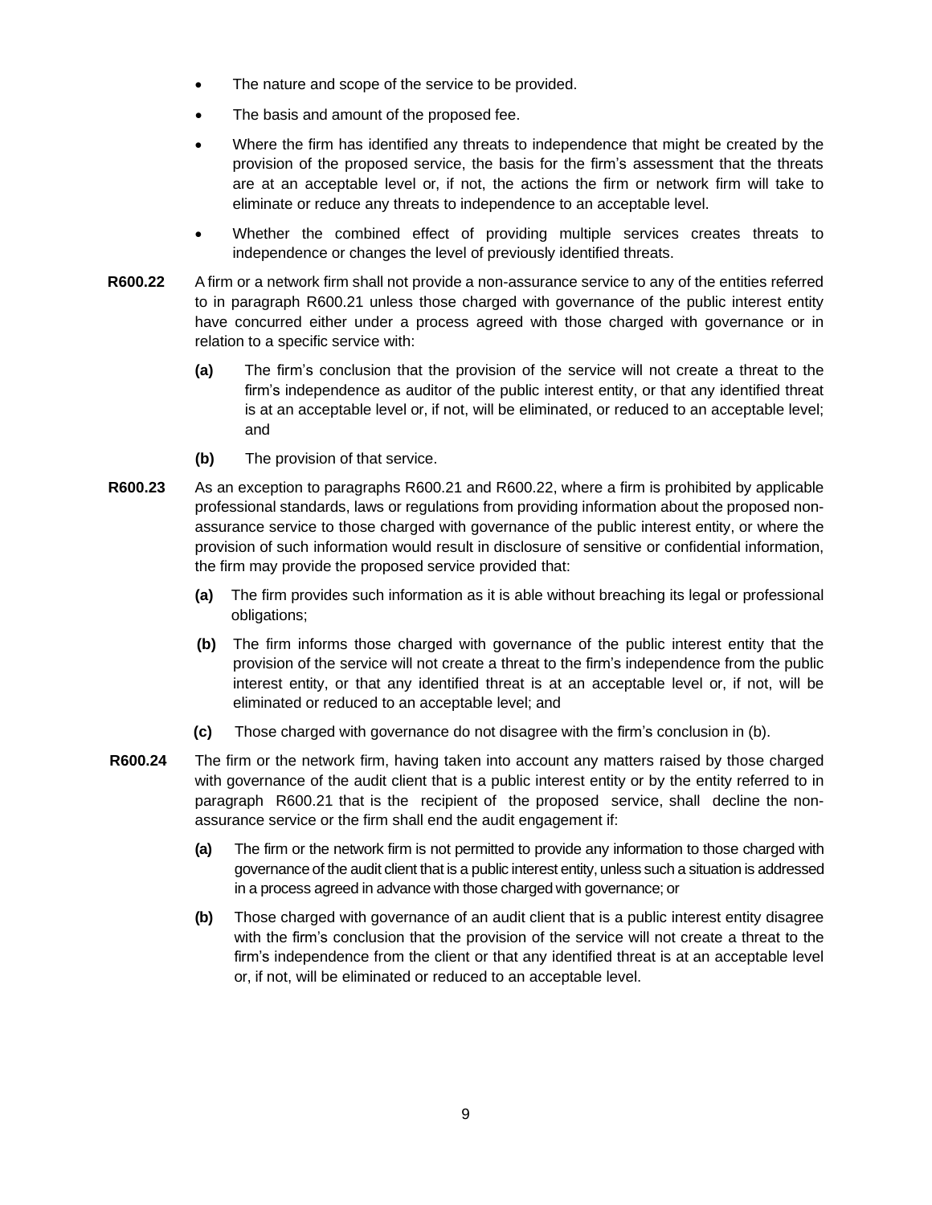- The nature and scope of the service to be provided.
- The basis and amount of the proposed fee.
- Where the firm has identified any threats to independence that might be created by the provision of the proposed service, the basis for the firm's assessment that the threats are at an acceptable level or, if not, the actions the firm or network firm will take to eliminate or reduce any threats to independence to an acceptable level.
- Whether the combined effect of providing multiple services creates threats to independence or changes the level of previously identified threats.

**R600.22** A firm or a network firm shall not provide a non-assurance service to any of the entities referred to in paragraph R600.21 unless those charged with governance of the public interest entity have concurred either under a process agreed with those charged with governance or in relation to a specific service with:

- **(a)** The firm's conclusion that the provision of the service will not create a threat to the firm's independence as auditor of the public interest entity, or that any identified threat is at an acceptable level or, if not, will be eliminated, or reduced to an acceptable level; and
- **(b)** The provision of that service.

**R600.23** As an exception to paragraphs R600.21 and R600.22, where a firm is prohibited by applicable professional standards, laws or regulations from providing information about the proposed non-assurance service to those charged with governance of the public interest entity, or where the provision of such information would result in disclosure of sensitive or confidential information, the firm may provide the proposed service provided that:

- **(a)** The firm provides such information as it is able without breaching its legal or professional obligations;
- **(b)** The firm informs those charged with governance of the public interest entity that the provision of the service will not create a threat to the firm's independence from the public interest entity, or that any identified threat is at an acceptable level or, if not, will be eliminated or reduced to an acceptable level; and
- **(c)** Those charged with governance do not disagree with the firm's conclusion in (b).

**R600.24** The firm or the network firm, having taken into account any matters raised by those charged with governance of the audit client that is a public interest entity or by the entity referred to in paragraph R600.21 that is the recipient of the proposed service, shall decline the non-assurance service or the firm shall end the audit engagement if:

- **(a)** The firm or the network firm is not permitted to provide any information to those charged with governance of the audit client that is a public interest entity, unless such a situation is addressed in a process agreed in advance with those charged with governance; or
- **(b)** Those charged with governance of an audit client that is a public interest entity disagree with the firm's conclusion that the provision of the service will not create a threat to the firm's independence from the client or that any identified threat is at an acceptable level or, if not, will be eliminated or reduced to an acceptable level.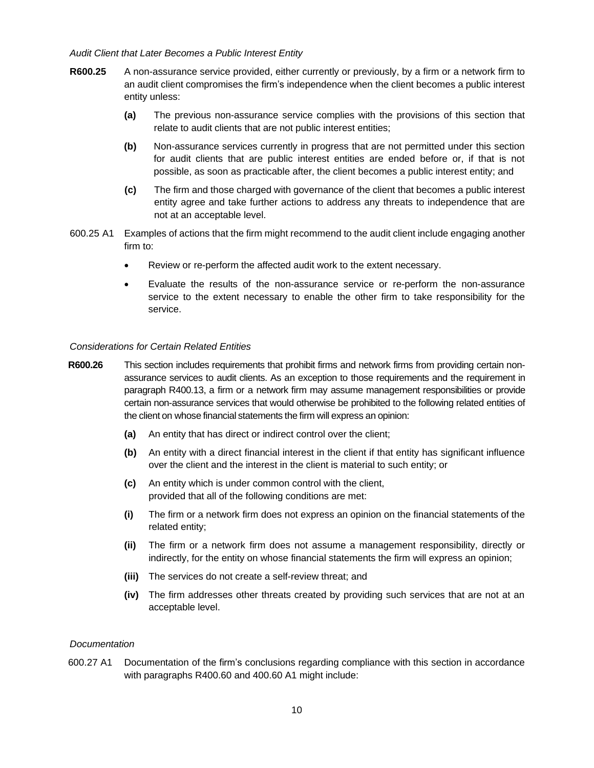*Audit Client that Later Becomes a Public Interest Entity*

**R600.25** A non-assurance service provided, either currently or previously, by a firm or a network firm to an audit client compromises the firm's independence when the client becomes a public interest entity unless:

**(a)** The previous non-assurance service complies with the provisions of this section that relate to audit clients that are not public interest entities;

**(b)** Non-assurance services currently in progress that are not permitted under this section for audit clients that are public interest entities are ended before or, if that is not possible, as soon as practicable after, the client becomes a public interest entity; and

**(c)** The firm and those charged with governance of the client that becomes a public interest entity agree and take further actions to address any threats to independence that are not at an acceptable level.

600.25 A1 Examples of actions that the firm might recommend to the audit client include engaging another firm to:

- Review or re-perform the affected audit work to the extent necessary.
- Evaluate the results of the non-assurance service or re-perform the non-assurance service to the extent necessary to enable the other firm to take responsibility for the service.

*Considerations for Certain Related Entities*

**R600.26** This section includes requirements that prohibit firms and network firms from providing certain non-assurance services to audit clients. As an exception to those requirements and the requirement in paragraph R400.13, a firm or a network firm may assume management responsibilities or provide certain non-assurance services that would otherwise be prohibited to the following related entities of the client on whose financial statements the firm will express an opinion:

**(a)** An entity that has direct or indirect control over the client;

**(b)** An entity with a direct financial interest in the client if that entity has significant influence over the client and the interest in the client is material to such entity; or

**(c)** An entity which is under common control with the client,
provided that all of the following conditions are met:

**(i)** The firm or a network firm does not express an opinion on the financial statements of the related entity;

**(ii)** The firm or a network firm does not assume a management responsibility, directly or indirectly, for the entity on whose financial statements the firm will express an opinion;

**(iii)** The services do not create a self-review threat; and

**(iv)** The firm addresses other threats created by providing such services that are not at an acceptable level.

*Documentation*

600.27 A1 Documentation of the firm's conclusions regarding compliance with this section in accordance with paragraphs R400.60 and 400.60 A1 might include: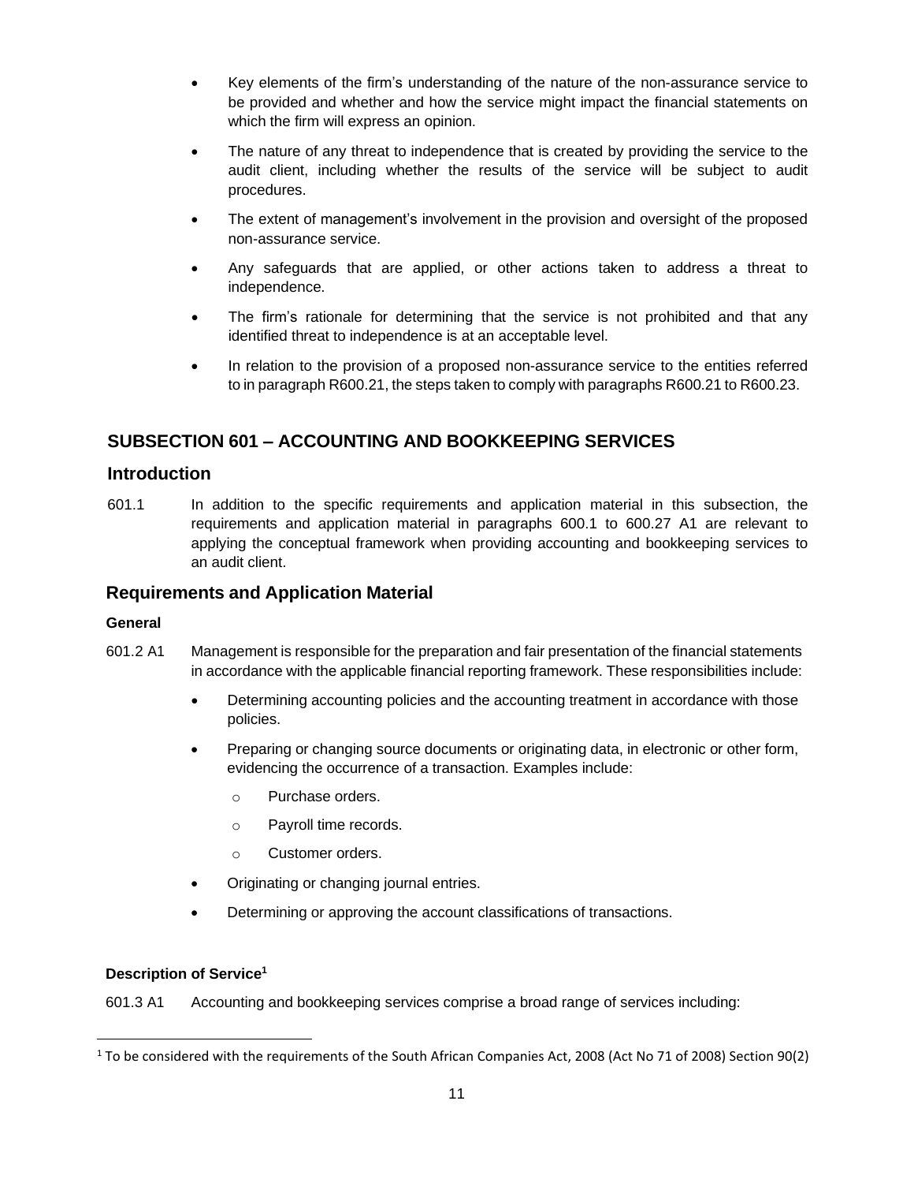- Key elements of the firm's understanding of the nature of the non-assurance service to be provided and whether and how the service might impact the financial statements on which the firm will express an opinion.
- The nature of any threat to independence that is created by providing the service to the audit client, including whether the results of the service will be subject to audit procedures.
- The extent of management's involvement in the provision and oversight of the proposed non-assurance service.
- Any safeguards that are applied, or other actions taken to address a threat to independence.
- The firm's rationale for determining that the service is not prohibited and that any identified threat to independence is at an acceptable level.
- In relation to the provision of a proposed non-assurance service to the entities referred to in paragraph R600.21, the steps taken to comply with paragraphs R600.21 to R600.23.

## SUBSECTION 601 – ACCOUNTING AND BOOKKEEPING SERVICES

### Introduction

601.1 In addition to the specific requirements and application material in this subsection, the requirements and application material in paragraphs 600.1 to 600.27 A1 are relevant to applying the conceptual framework when providing accounting and bookkeeping services to an audit client.

### Requirements and Application Material

**General**

601.2 A1 Management is responsible for the preparation and fair presentation of the financial statements in accordance with the applicable financial reporting framework. These responsibilities include:

- Determining accounting policies and the accounting treatment in accordance with those policies.
- Preparing or changing source documents or originating data, in electronic or other form, evidencing the occurrence of a transaction. Examples include:
  - Purchase orders.
  - Payroll time records.
  - Customer orders.
- Originating or changing journal entries.
- Determining or approving the account classifications of transactions.

**Description of Service[1]**

601.3 A1 Accounting and bookkeeping services comprise a broad range of services including:

[1] To be considered with the requirements of the South African Companies Act, 2008 (Act No 71 of 2008) Section 90(2)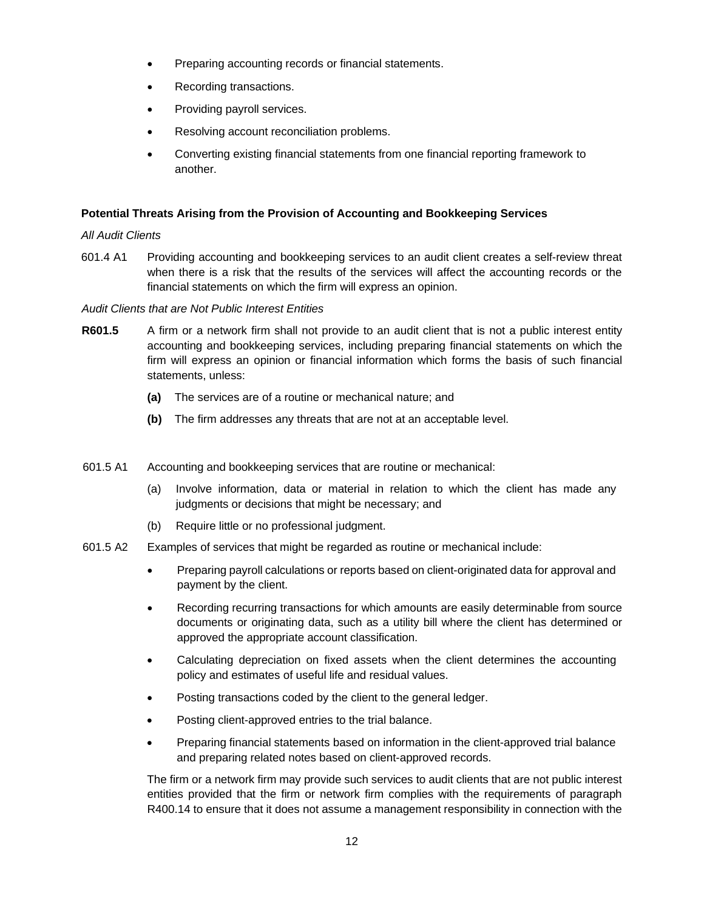- Preparing accounting records or financial statements.
- Recording transactions.
- Providing payroll services.
- Resolving account reconciliation problems.
- Converting existing financial statements from one financial reporting framework to another.

**Potential Threats Arising from the Provision of Accounting and Bookkeeping Services**

*All Audit Clients*

601.4 A1 Providing accounting and bookkeeping services to an audit client creates a self-review threat when there is a risk that the results of the services will affect the accounting records or the financial statements on which the firm will express an opinion.

*Audit Clients that are Not Public Interest Entities*

**R601.5** A firm or a network firm shall not provide to an audit client that is not a public interest entity accounting and bookkeeping services, including preparing financial statements on which the firm will express an opinion or financial information which forms the basis of such financial statements, unless:

**(a)** The services are of a routine or mechanical nature; and

**(b)** The firm addresses any threats that are not at an acceptable level.

601.5 A1 Accounting and bookkeeping services that are routine or mechanical:

(a) Involve information, data or material in relation to which the client has made any judgments or decisions that might be necessary; and

(b) Require little or no professional judgment.

601.5 A2 Examples of services that might be regarded as routine or mechanical include:

- Preparing payroll calculations or reports based on client-originated data for approval and payment by the client.
- Recording recurring transactions for which amounts are easily determinable from source documents or originating data, such as a utility bill where the client has determined or approved the appropriate account classification.
- Calculating depreciation on fixed assets when the client determines the accounting policy and estimates of useful life and residual values.
- Posting transactions coded by the client to the general ledger.
- Posting client-approved entries to the trial balance.
- Preparing financial statements based on information in the client-approved trial balance and preparing related notes based on client-approved records.

The firm or a network firm may provide such services to audit clients that are not public interest entities provided that the firm or network firm complies with the requirements of paragraph R400.14 to ensure that it does not assume a management responsibility in connection with the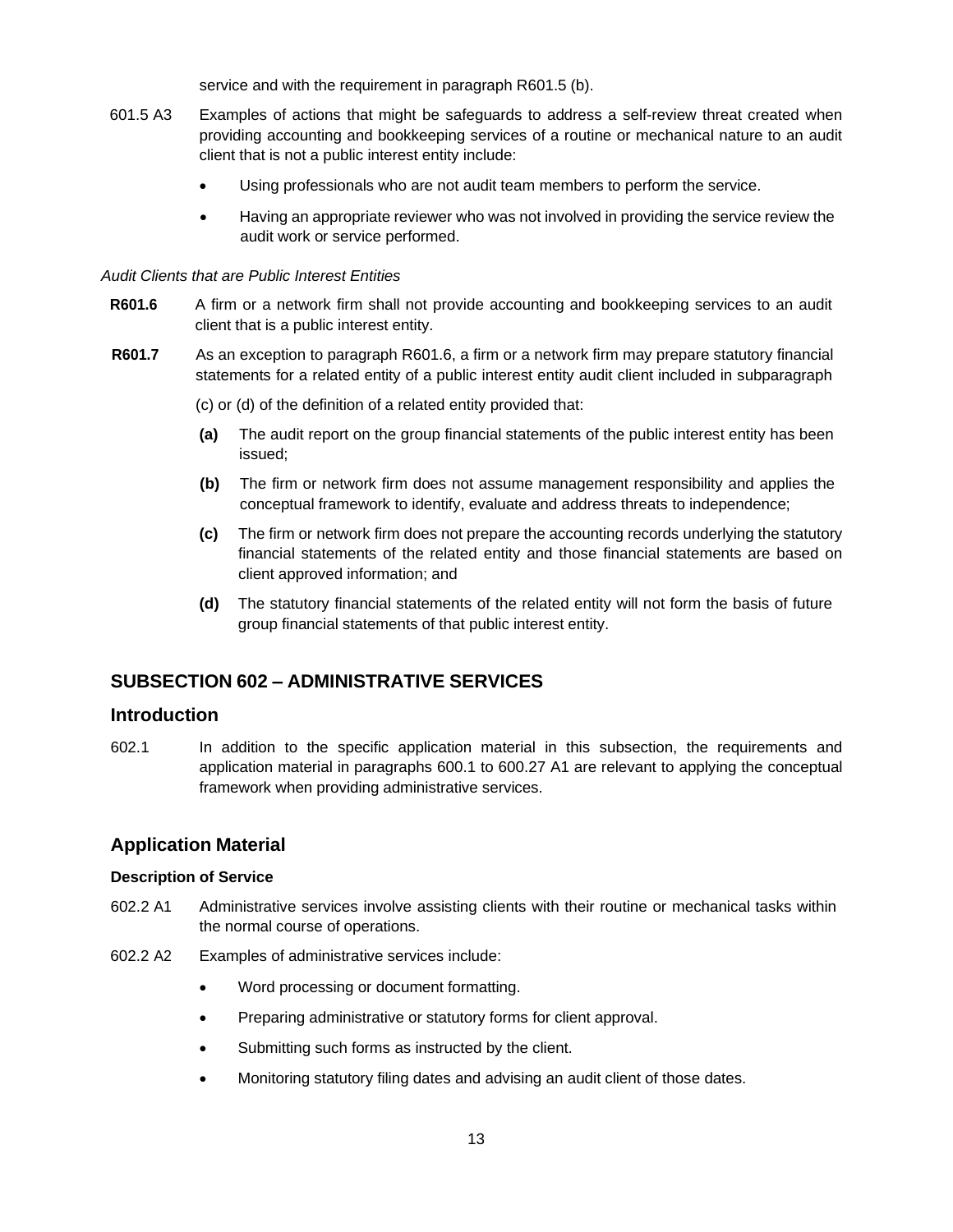service and with the requirement in paragraph R601.5 (b).

601.5 A3 Examples of actions that might be safeguards to address a self-review threat created when providing accounting and bookkeeping services of a routine or mechanical nature to an audit client that is not a public interest entity include:

- Using professionals who are not audit team members to perform the service.
- Having an appropriate reviewer who was not involved in providing the service review the audit work or service performed.

*Audit Clients that are Public Interest Entities*

**R601.6** A firm or a network firm shall not provide accounting and bookkeeping services to an audit client that is a public interest entity.

**R601.7** As an exception to paragraph R601.6, a firm or a network firm may prepare statutory financial statements for a related entity of a public interest entity audit client included in subparagraph (c) or (d) of the definition of a related entity provided that:

**(a)** The audit report on the group financial statements of the public interest entity has been issued;

**(b)** The firm or network firm does not assume management responsibility and applies the conceptual framework to identify, evaluate and address threats to independence;

**(c)** The firm or network firm does not prepare the accounting records underlying the statutory financial statements of the related entity and those financial statements are based on client approved information; and

**(d)** The statutory financial statements of the related entity will not form the basis of future group financial statements of that public interest entity.

## SUBSECTION 602 – ADMINISTRATIVE SERVICES

### Introduction

602.1 In addition to the specific application material in this subsection, the requirements and application material in paragraphs 600.1 to 600.27 A1 are relevant to applying the conceptual framework when providing administrative services.

### Application Material

**Description of Service**

602.2 A1 Administrative services involve assisting clients with their routine or mechanical tasks within the normal course of operations.

602.2 A2 Examples of administrative services include:

- Word processing or document formatting.
- Preparing administrative or statutory forms for client approval.
- Submitting such forms as instructed by the client.
- Monitoring statutory filing dates and advising an audit client of those dates.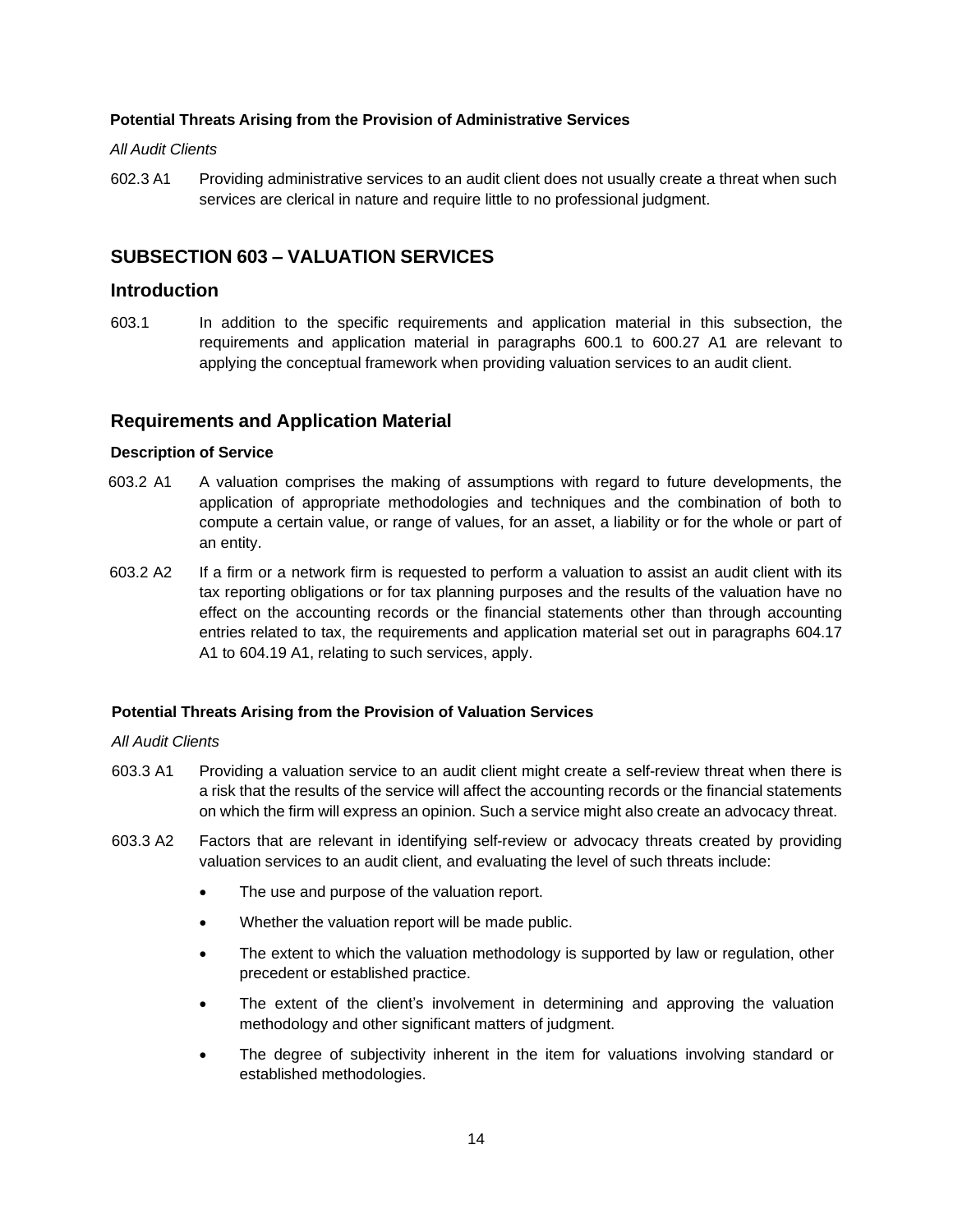#### Potential Threats Arising from the Provision of Administrative Services

*All Audit Clients*

602.3 A1 Providing administrative services to an audit client does not usually create a threat when such services are clerical in nature and require little to no professional judgment.

## SUBSECTION 603 – VALUATION SERVICES

### Introduction

603.1 In addition to the specific requirements and application material in this subsection, the requirements and application material in paragraphs 600.1 to 600.27 A1 are relevant to applying the conceptual framework when providing valuation services to an audit client.

### Requirements and Application Material

#### Description of Service

603.2 A1 A valuation comprises the making of assumptions with regard to future developments, the application of appropriate methodologies and techniques and the combination of both to compute a certain value, or range of values, for an asset, a liability or for the whole or part of an entity.

603.2 A2 If a firm or a network firm is requested to perform a valuation to assist an audit client with its tax reporting obligations or for tax planning purposes and the results of the valuation have no effect on the accounting records or the financial statements other than through accounting entries related to tax, the requirements and application material set out in paragraphs 604.17 A1 to 604.19 A1, relating to such services, apply.

#### Potential Threats Arising from the Provision of Valuation Services

*All Audit Clients*

603.3 A1 Providing a valuation service to an audit client might create a self-review threat when there is a risk that the results of the service will affect the accounting records or the financial statements on which the firm will express an opinion. Such a service might also create an advocacy threat.

603.3 A2 Factors that are relevant in identifying self-review or advocacy threats created by providing valuation services to an audit client, and evaluating the level of such threats include:

- The use and purpose of the valuation report.
- Whether the valuation report will be made public.
- The extent to which the valuation methodology is supported by law or regulation, other precedent or established practice.
- The extent of the client's involvement in determining and approving the valuation methodology and other significant matters of judgment.
- The degree of subjectivity inherent in the item for valuations involving standard or established methodologies.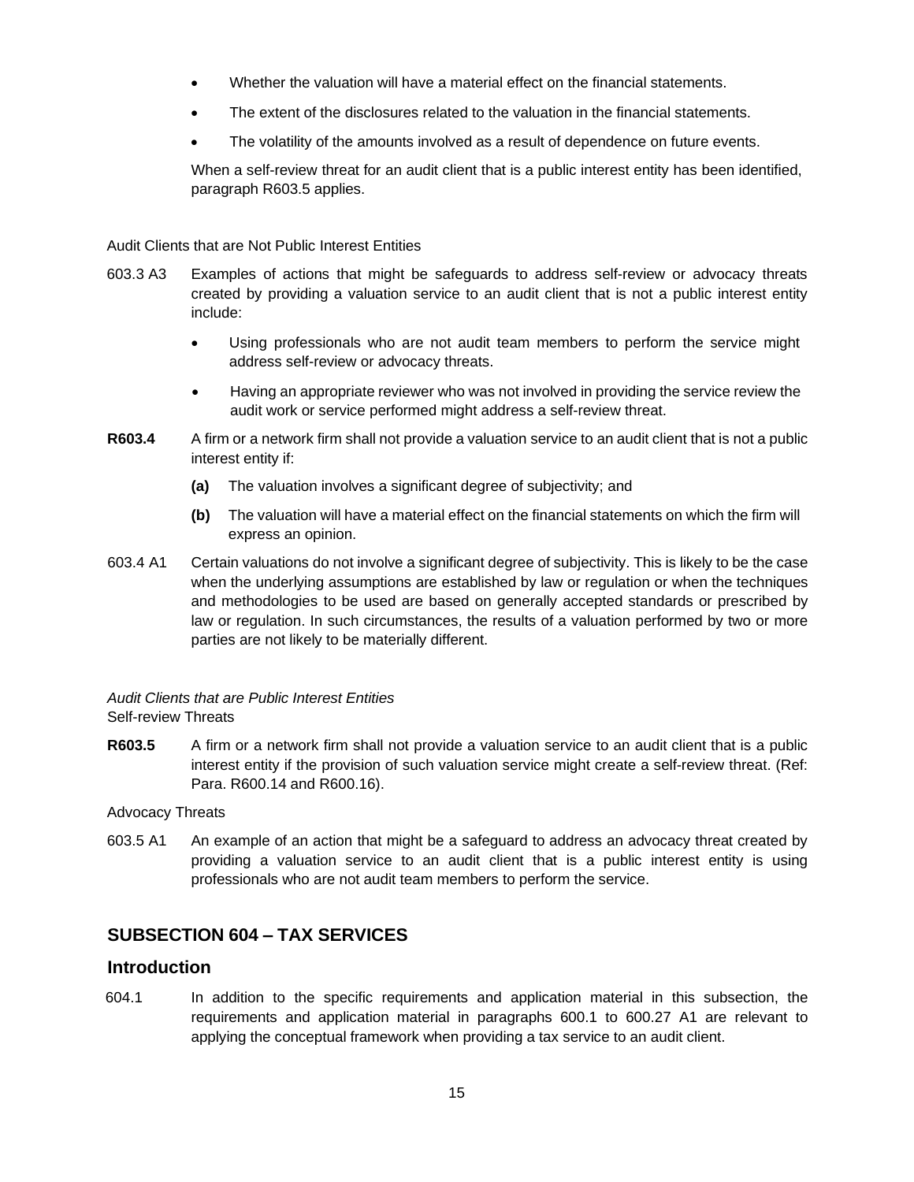- Whether the valuation will have a material effect on the financial statements.
- The extent of the disclosures related to the valuation in the financial statements.
- The volatility of the amounts involved as a result of dependence on future events.

When a self-review threat for an audit client that is a public interest entity has been identified, paragraph R603.5 applies.

Audit Clients that are Not Public Interest Entities

603.3 A3 Examples of actions that might be safeguards to address self-review or advocacy threats created by providing a valuation service to an audit client that is not a public interest entity include:

- Using professionals who are not audit team members to perform the service might address self-review or advocacy threats.
- Having an appropriate reviewer who was not involved in providing the service review the audit work or service performed might address a self-review threat.

**R603.4** A firm or a network firm shall not provide a valuation service to an audit client that is not a public interest entity if:

**(a)** The valuation involves a significant degree of subjectivity; and

**(b)** The valuation will have a material effect on the financial statements on which the firm will express an opinion.

603.4 A1 Certain valuations do not involve a significant degree of subjectivity. This is likely to be the case when the underlying assumptions are established by law or regulation or when the techniques and methodologies to be used are based on generally accepted standards or prescribed by law or regulation. In such circumstances, the results of a valuation performed by two or more parties are not likely to be materially different.

*Audit Clients that are Public Interest Entities*

Self-review Threats

**R603.5** A firm or a network firm shall not provide a valuation service to an audit client that is a public interest entity if the provision of such valuation service might create a self-review threat. (Ref: Para. R600.14 and R600.16).

Advocacy Threats

603.5 A1 An example of an action that might be a safeguard to address an advocacy threat created by providing a valuation service to an audit client that is a public interest entity is using professionals who are not audit team members to perform the service.

## SUBSECTION 604 – TAX SERVICES

### Introduction

604.1 In addition to the specific requirements and application material in this subsection, the requirements and application material in paragraphs 600.1 to 600.27 A1 are relevant to applying the conceptual framework when providing a tax service to an audit client.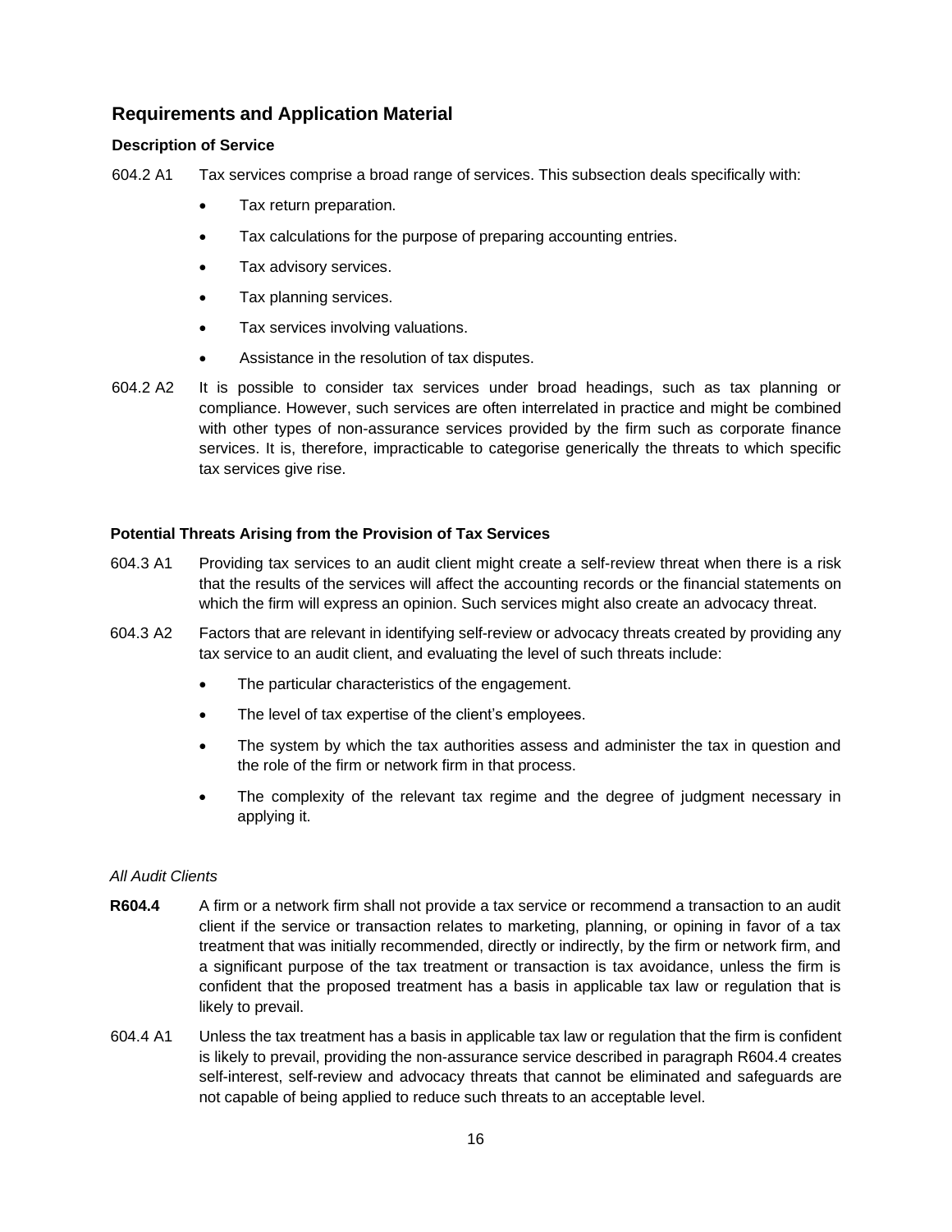## Requirements and Application Material

### Description of Service

604.2 A1 Tax services comprise a broad range of services. This subsection deals specifically with:

- Tax return preparation.
- Tax calculations for the purpose of preparing accounting entries.
- Tax advisory services.
- Tax planning services.
- Tax services involving valuations.
- Assistance in the resolution of tax disputes.

604.2 A2 It is possible to consider tax services under broad headings, such as tax planning or compliance. However, such services are often interrelated in practice and might be combined with other types of non-assurance services provided by the firm such as corporate finance services. It is, therefore, impracticable to categorise generically the threats to which specific tax services give rise.

### Potential Threats Arising from the Provision of Tax Services

604.3 A1 Providing tax services to an audit client might create a self-review threat when there is a risk that the results of the services will affect the accounting records or the financial statements on which the firm will express an opinion. Such services might also create an advocacy threat.

604.3 A2 Factors that are relevant in identifying self-review or advocacy threats created by providing any tax service to an audit client, and evaluating the level of such threats include:

- The particular characteristics of the engagement.
- The level of tax expertise of the client's employees.
- The system by which the tax authorities assess and administer the tax in question and the role of the firm or network firm in that process.
- The complexity of the relevant tax regime and the degree of judgment necessary in applying it.

*All Audit Clients*

**R604.4** A firm or a network firm shall not provide a tax service or recommend a transaction to an audit client if the service or transaction relates to marketing, planning, or opining in favor of a tax treatment that was initially recommended, directly or indirectly, by the firm or network firm, and a significant purpose of the tax treatment or transaction is tax avoidance, unless the firm is confident that the proposed treatment has a basis in applicable tax law or regulation that is likely to prevail.

604.4 A1 Unless the tax treatment has a basis in applicable tax law or regulation that the firm is confident is likely to prevail, providing the non-assurance service described in paragraph R604.4 creates self-interest, self-review and advocacy threats that cannot be eliminated and safeguards are not capable of being applied to reduce such threats to an acceptable level.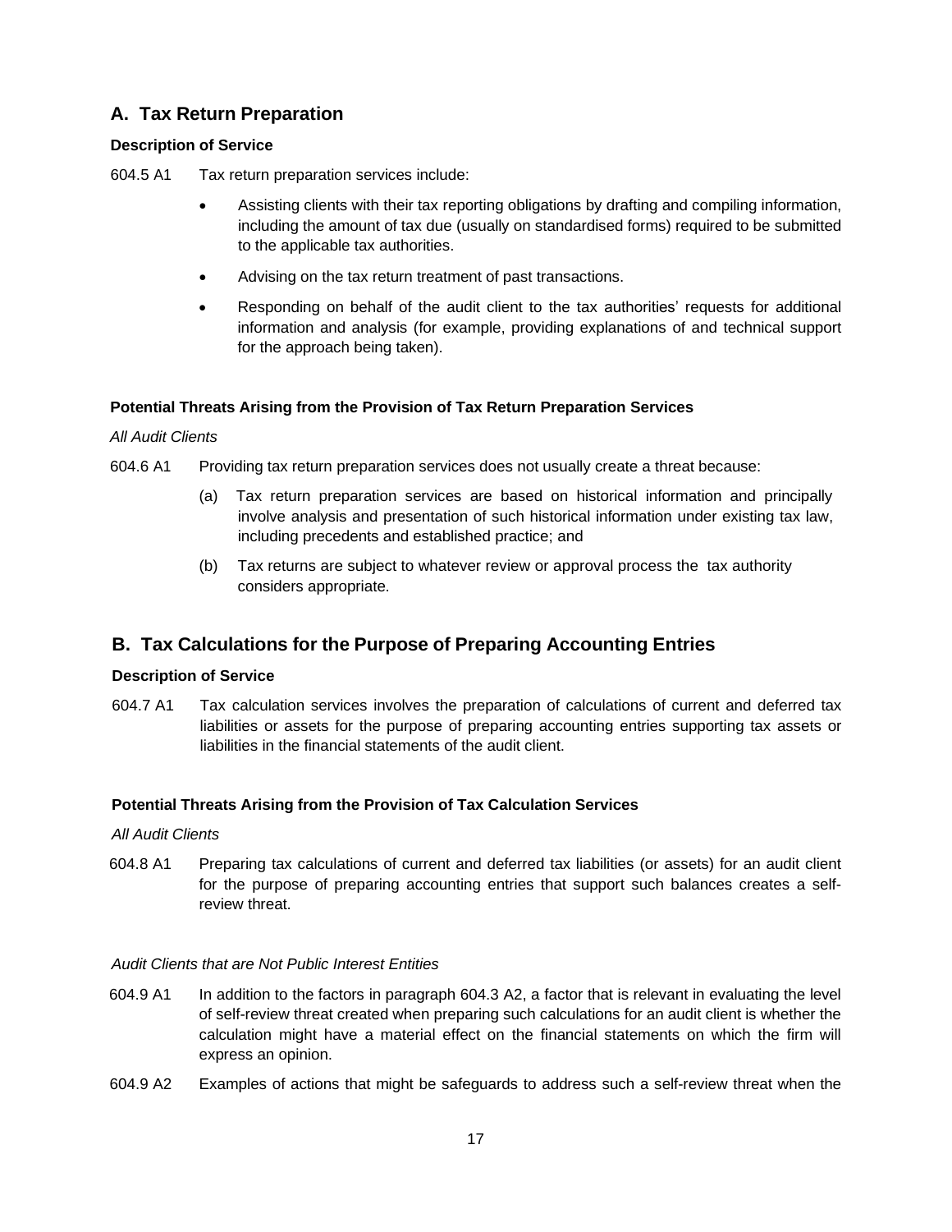## A. Tax Return Preparation

**Description of Service**

604.5 A1 Tax return preparation services include:

- Assisting clients with their tax reporting obligations by drafting and compiling information, including the amount of tax due (usually on standardised forms) required to be submitted to the applicable tax authorities.
- Advising on the tax return treatment of past transactions.
- Responding on behalf of the audit client to the tax authorities' requests for additional information and analysis (for example, providing explanations of and technical support for the approach being taken).

**Potential Threats Arising from the Provision of Tax Return Preparation Services**

*All Audit Clients*

604.6 A1 Providing tax return preparation services does not usually create a threat because:

(a) Tax return preparation services are based on historical information and principally involve analysis and presentation of such historical information under existing tax law, including precedents and established practice; and

(b) Tax returns are subject to whatever review or approval process the tax authority considers appropriate.

## B. Tax Calculations for the Purpose of Preparing Accounting Entries

**Description of Service**

604.7 A1 Tax calculation services involves the preparation of calculations of current and deferred tax liabilities or assets for the purpose of preparing accounting entries supporting tax assets or liabilities in the financial statements of the audit client.

**Potential Threats Arising from the Provision of Tax Calculation Services**

*All Audit Clients*

604.8 A1 Preparing tax calculations of current and deferred tax liabilities (or assets) for an audit client for the purpose of preparing accounting entries that support such balances creates a self-review threat.

*Audit Clients that are Not Public Interest Entities*

604.9 A1 In addition to the factors in paragraph 604.3 A2, a factor that is relevant in evaluating the level of self-review threat created when preparing such calculations for an audit client is whether the calculation might have a material effect on the financial statements on which the firm will express an opinion.

604.9 A2 Examples of actions that might be safeguards to address such a self-review threat when the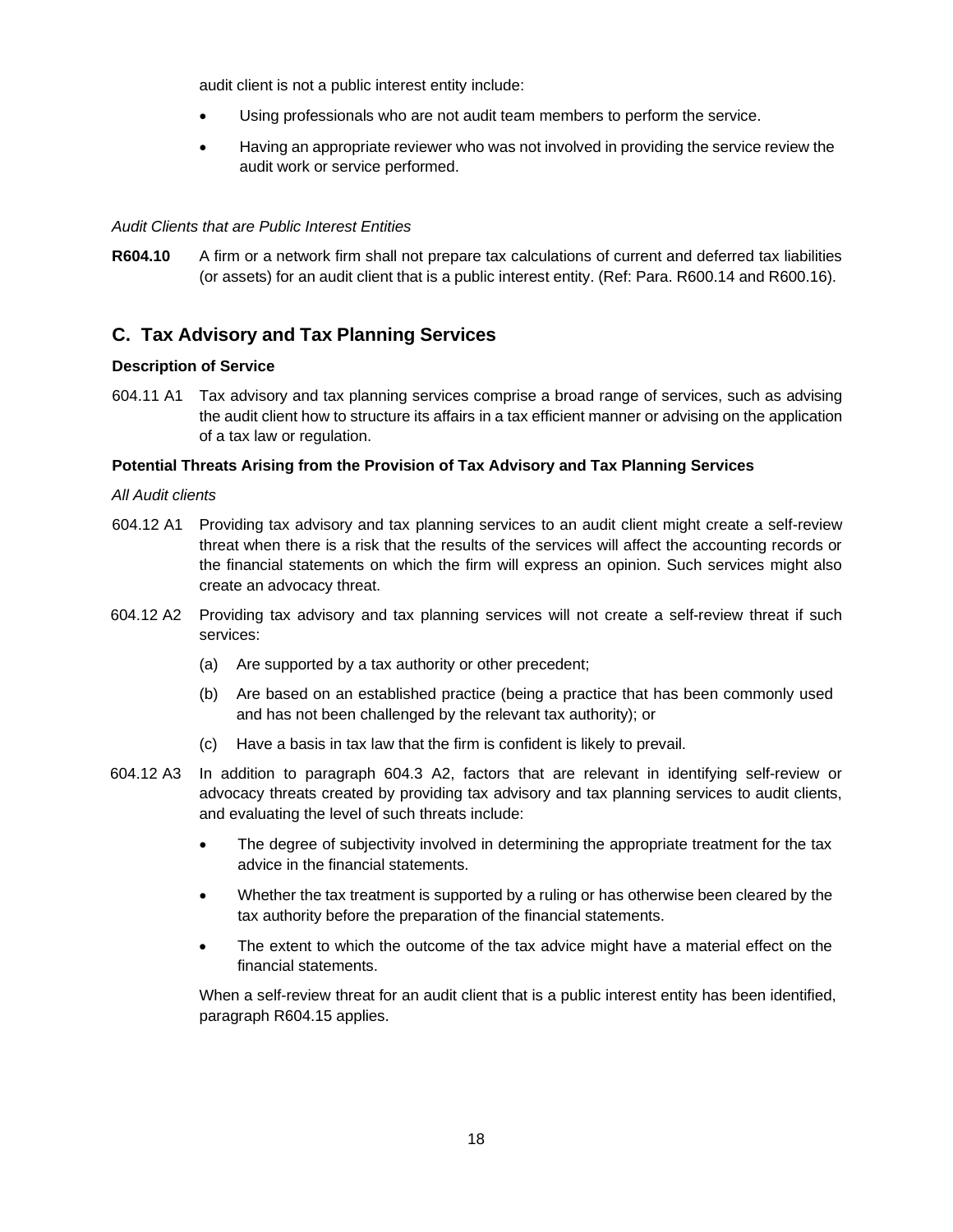audit client is not a public interest entity include:

- Using professionals who are not audit team members to perform the service.
- Having an appropriate reviewer who was not involved in providing the service review the audit work or service performed.

*Audit Clients that are Public Interest Entities*

**R604.10** A firm or a network firm shall not prepare tax calculations of current and deferred tax liabilities (or assets) for an audit client that is a public interest entity. (Ref: Para. R600.14 and R600.16).

## C. Tax Advisory and Tax Planning Services

**Description of Service**

604.11 A1 Tax advisory and tax planning services comprise a broad range of services, such as advising the audit client how to structure its affairs in a tax efficient manner or advising on the application of a tax law or regulation.

**Potential Threats Arising from the Provision of Tax Advisory and Tax Planning Services**

*All Audit clients*

604.12 A1 Providing tax advisory and tax planning services to an audit client might create a self-review threat when there is a risk that the results of the services will affect the accounting records or the financial statements on which the firm will express an opinion. Such services might also create an advocacy threat.

604.12 A2 Providing tax advisory and tax planning services will not create a self-review threat if such services:

(a) Are supported by a tax authority or other precedent;

(b) Are based on an established practice (being a practice that has been commonly used and has not been challenged by the relevant tax authority); or

(c) Have a basis in tax law that the firm is confident is likely to prevail.

604.12 A3 In addition to paragraph 604.3 A2, factors that are relevant in identifying self-review or advocacy threats created by providing tax advisory and tax planning services to audit clients, and evaluating the level of such threats include:

- The degree of subjectivity involved in determining the appropriate treatment for the tax advice in the financial statements.
- Whether the tax treatment is supported by a ruling or has otherwise been cleared by the tax authority before the preparation of the financial statements.
- The extent to which the outcome of the tax advice might have a material effect on the financial statements.

When a self-review threat for an audit client that is a public interest entity has been identified, paragraph R604.15 applies.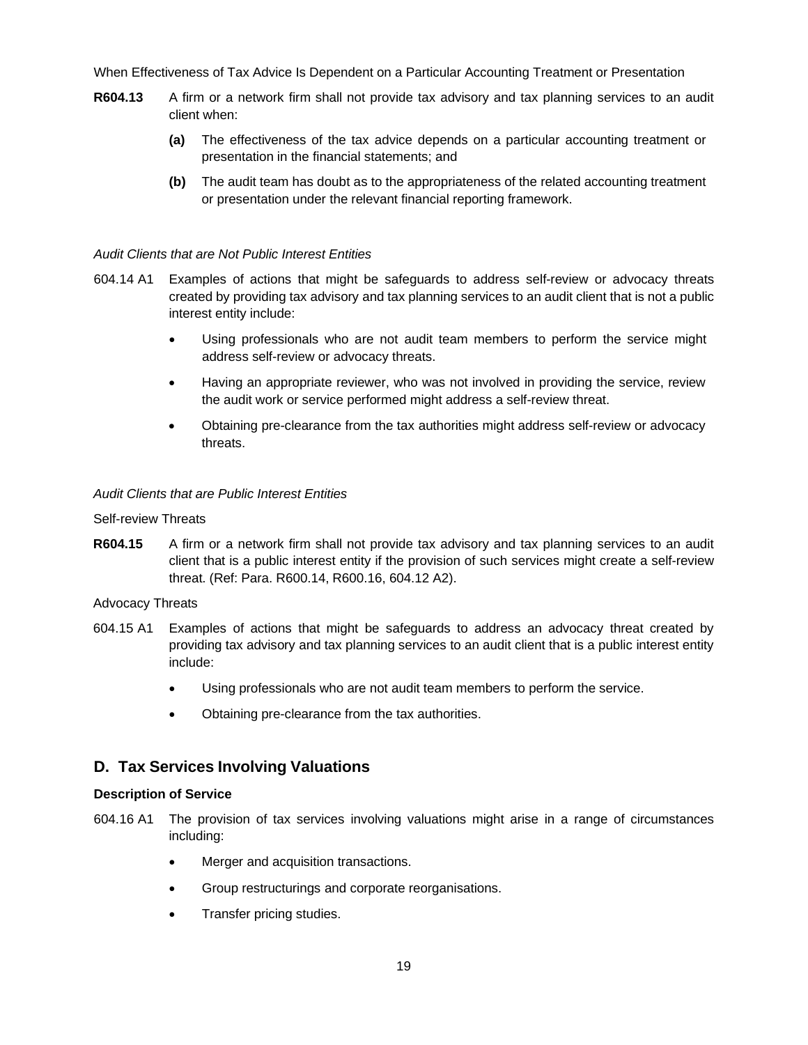When Effectiveness of Tax Advice Is Dependent on a Particular Accounting Treatment or Presentation

**R604.13** A firm or a network firm shall not provide tax advisory and tax planning services to an audit client when:

- **(a)** The effectiveness of the tax advice depends on a particular accounting treatment or presentation in the financial statements; and
- **(b)** The audit team has doubt as to the appropriateness of the related accounting treatment or presentation under the relevant financial reporting framework.

*Audit Clients that are Not Public Interest Entities*

604.14 A1 Examples of actions that might be safeguards to address self-review or advocacy threats created by providing tax advisory and tax planning services to an audit client that is not a public interest entity include:

- Using professionals who are not audit team members to perform the service might address self-review or advocacy threats.
- Having an appropriate reviewer, who was not involved in providing the service, review the audit work or service performed might address a self-review threat.
- Obtaining pre-clearance from the tax authorities might address self-review or advocacy threats.

*Audit Clients that are Public Interest Entities*

Self-review Threats

**R604.15** A firm or a network firm shall not provide tax advisory and tax planning services to an audit client that is a public interest entity if the provision of such services might create a self-review threat. (Ref: Para. R600.14, R600.16, 604.12 A2).

Advocacy Threats

604.15 A1 Examples of actions that might be safeguards to address an advocacy threat created by providing tax advisory and tax planning services to an audit client that is a public interest entity include:

- Using professionals who are not audit team members to perform the service.
- Obtaining pre-clearance from the tax authorities.

## D. Tax Services Involving Valuations

**Description of Service**

604.16 A1 The provision of tax services involving valuations might arise in a range of circumstances including:

- Merger and acquisition transactions.
- Group restructurings and corporate reorganisations.
- Transfer pricing studies.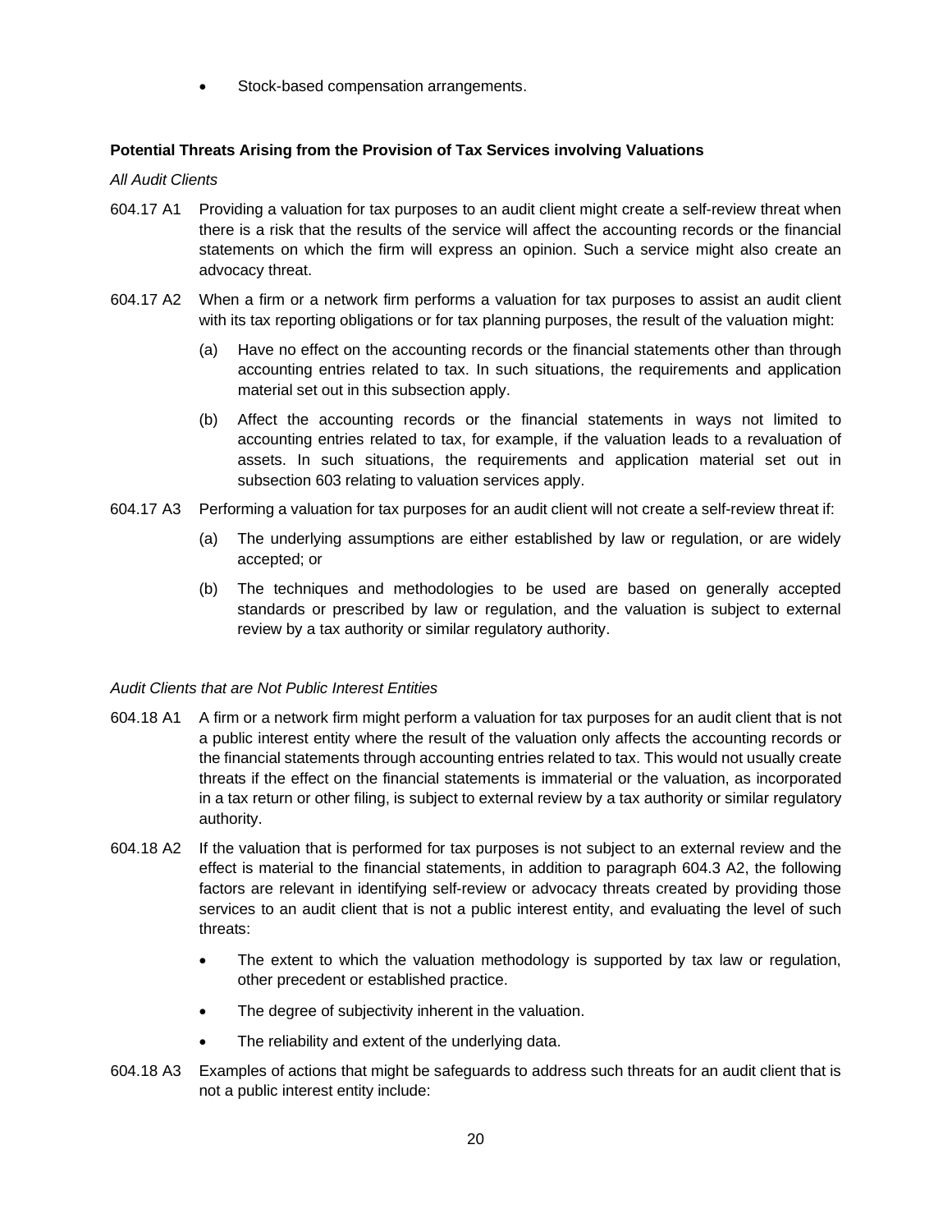- Stock-based compensation arrangements.

**Potential Threats Arising from the Provision of Tax Services involving Valuations**

*All Audit Clients*

604.17 A1 Providing a valuation for tax purposes to an audit client might create a self-review threat when there is a risk that the results of the service will affect the accounting records or the financial statements on which the firm will express an opinion. Such a service might also create an advocacy threat.

604.17 A2 When a firm or a network firm performs a valuation for tax purposes to assist an audit client with its tax reporting obligations or for tax planning purposes, the result of the valuation might:

(a) Have no effect on the accounting records or the financial statements other than through accounting entries related to tax. In such situations, the requirements and application material set out in this subsection apply.

(b) Affect the accounting records or the financial statements in ways not limited to accounting entries related to tax, for example, if the valuation leads to a revaluation of assets. In such situations, the requirements and application material set out in subsection 603 relating to valuation services apply.

604.17 A3 Performing a valuation for tax purposes for an audit client will not create a self-review threat if:

(a) The underlying assumptions are either established by law or regulation, or are widely accepted; or

(b) The techniques and methodologies to be used are based on generally accepted standards or prescribed by law or regulation, and the valuation is subject to external review by a tax authority or similar regulatory authority.

*Audit Clients that are Not Public Interest Entities*

604.18 A1 A firm or a network firm might perform a valuation for tax purposes for an audit client that is not a public interest entity where the result of the valuation only affects the accounting records or the financial statements through accounting entries related to tax. This would not usually create threats if the effect on the financial statements is immaterial or the valuation, as incorporated in a tax return or other filing, is subject to external review by a tax authority or similar regulatory authority.

604.18 A2 If the valuation that is performed for tax purposes is not subject to an external review and the effect is material to the financial statements, in addition to paragraph 604.3 A2, the following factors are relevant in identifying self-review or advocacy threats created by providing those services to an audit client that is not a public interest entity, and evaluating the level of such threats:

- The extent to which the valuation methodology is supported by tax law or regulation, other precedent or established practice.
- The degree of subjectivity inherent in the valuation.
- The reliability and extent of the underlying data.

604.18 A3 Examples of actions that might be safeguards to address such threats for an audit client that is not a public interest entity include: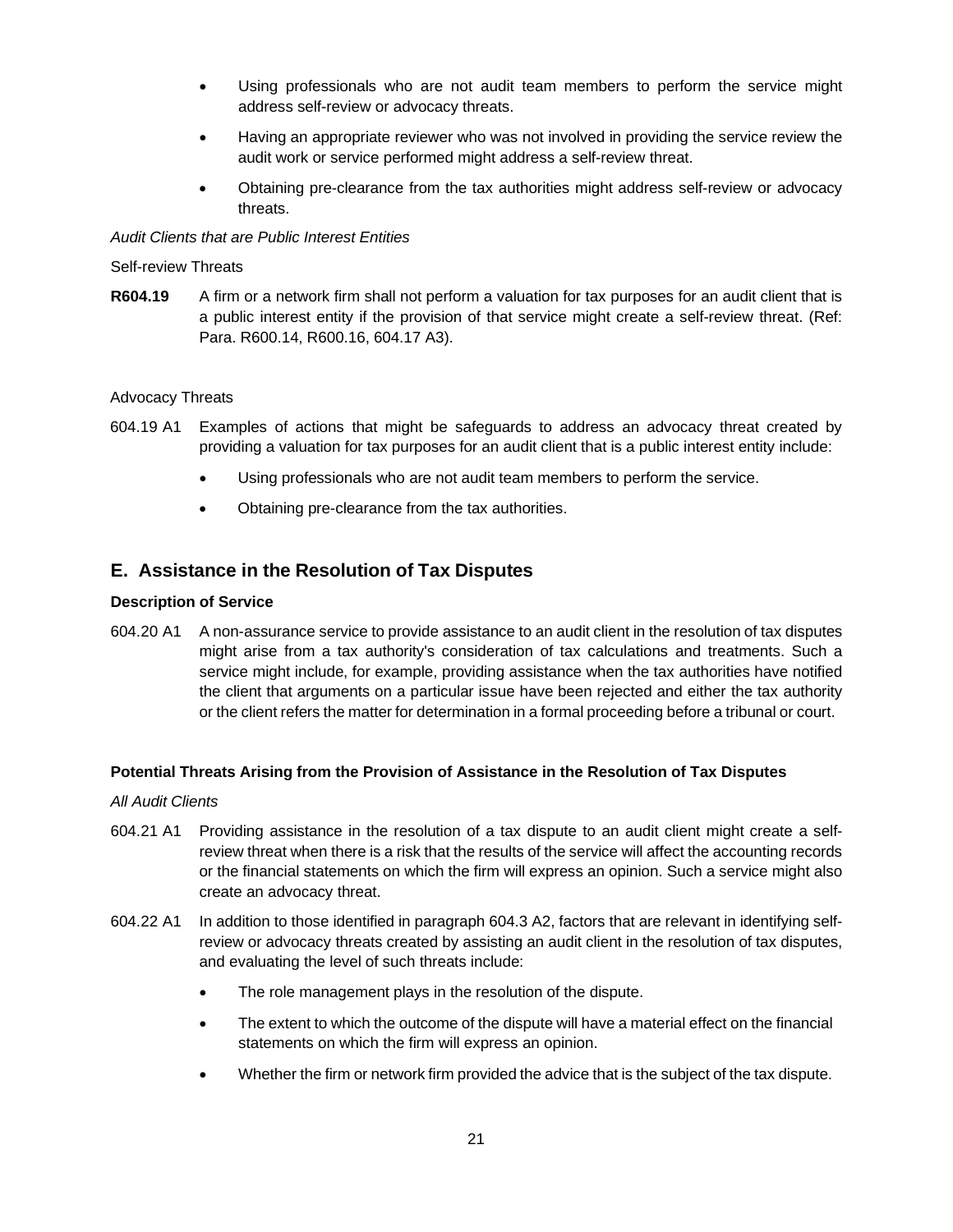- Using professionals who are not audit team members to perform the service might address self-review or advocacy threats.
- Having an appropriate reviewer who was not involved in providing the service review the audit work or service performed might address a self-review threat.
- Obtaining pre-clearance from the tax authorities might address self-review or advocacy threats.

*Audit Clients that are Public Interest Entities*

Self-review Threats

**R604.19** A firm or a network firm shall not perform a valuation for tax purposes for an audit client that is a public interest entity if the provision of that service might create a self-review threat. (Ref: Para. R600.14, R600.16, 604.17 A3).

Advocacy Threats

604.19 A1 Examples of actions that might be safeguards to address an advocacy threat created by providing a valuation for tax purposes for an audit client that is a public interest entity include:

- Using professionals who are not audit team members to perform the service.
- Obtaining pre-clearance from the tax authorities.

## E. Assistance in the Resolution of Tax Disputes

### Description of Service

604.20 A1 A non-assurance service to provide assistance to an audit client in the resolution of tax disputes might arise from a tax authority's consideration of tax calculations and treatments. Such a service might include, for example, providing assistance when the tax authorities have notified the client that arguments on a particular issue have been rejected and either the tax authority or the client refers the matter for determination in a formal proceeding before a tribunal or court.

### Potential Threats Arising from the Provision of Assistance in the Resolution of Tax Disputes

*All Audit Clients*

604.21 A1 Providing assistance in the resolution of a tax dispute to an audit client might create a self-review threat when there is a risk that the results of the service will affect the accounting records or the financial statements on which the firm will express an opinion. Such a service might also create an advocacy threat.

604.22 A1 In addition to those identified in paragraph 604.3 A2, factors that are relevant in identifying self-review or advocacy threats created by assisting an audit client in the resolution of tax disputes, and evaluating the level of such threats include:

- The role management plays in the resolution of the dispute.
- The extent to which the outcome of the dispute will have a material effect on the financial statements on which the firm will express an opinion.
- Whether the firm or network firm provided the advice that is the subject of the tax dispute.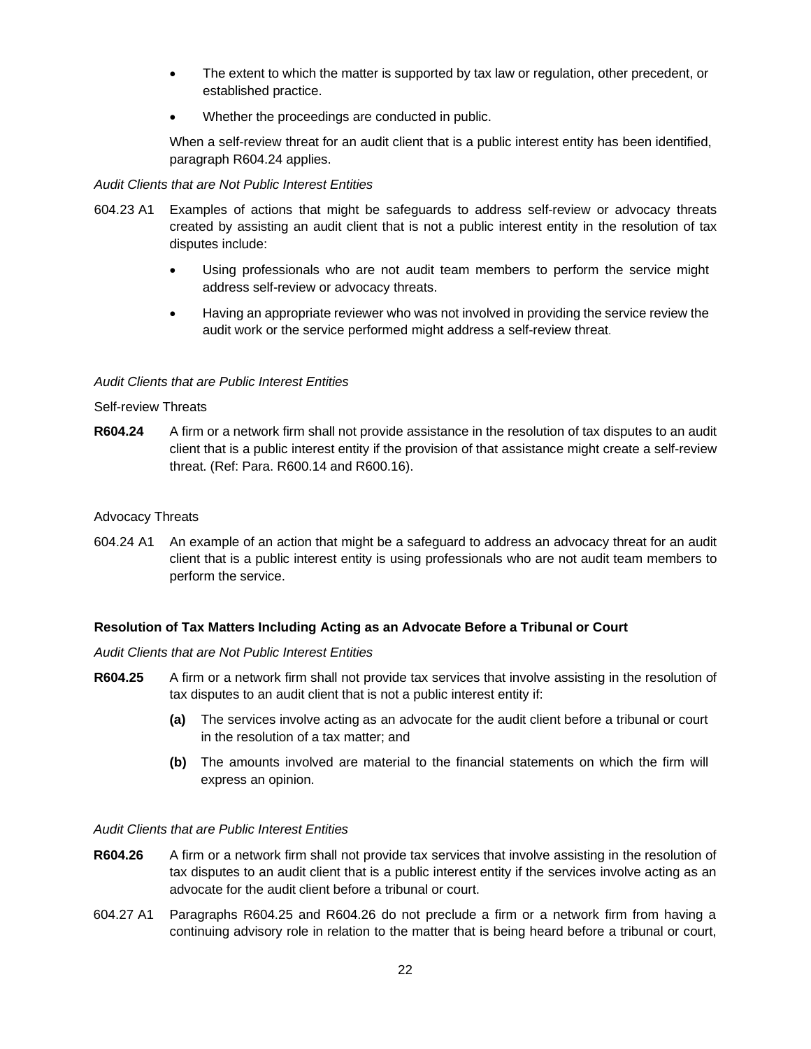- The extent to which the matter is supported by tax law or regulation, other precedent, or established practice.
- Whether the proceedings are conducted in public.

When a self-review threat for an audit client that is a public interest entity has been identified, paragraph R604.24 applies.

*Audit Clients that are Not Public Interest Entities*

604.23 A1 Examples of actions that might be safeguards to address self-review or advocacy threats created by assisting an audit client that is not a public interest entity in the resolution of tax disputes include:

- Using professionals who are not audit team members to perform the service might address self-review or advocacy threats.
- Having an appropriate reviewer who was not involved in providing the service review the audit work or the service performed might address a self-review threat.

*Audit Clients that are Public Interest Entities*

Self-review Threats

**R604.24** A firm or a network firm shall not provide assistance in the resolution of tax disputes to an audit client that is a public interest entity if the provision of that assistance might create a self-review threat. (Ref: Para. R600.14 and R600.16).

Advocacy Threats

604.24 A1 An example of an action that might be a safeguard to address an advocacy threat for an audit client that is a public interest entity is using professionals who are not audit team members to perform the service.

**Resolution of Tax Matters Including Acting as an Advocate Before a Tribunal or Court**

*Audit Clients that are Not Public Interest Entities*

**R604.25** A firm or a network firm shall not provide tax services that involve assisting in the resolution of tax disputes to an audit client that is not a public interest entity if:

**(a)** The services involve acting as an advocate for the audit client before a tribunal or court in the resolution of a tax matter; and

**(b)** The amounts involved are material to the financial statements on which the firm will express an opinion.

*Audit Clients that are Public Interest Entities*

**R604.26** A firm or a network firm shall not provide tax services that involve assisting in the resolution of tax disputes to an audit client that is a public interest entity if the services involve acting as an advocate for the audit client before a tribunal or court.

604.27 A1 Paragraphs R604.25 and R604.26 do not preclude a firm or a network firm from having a continuing advisory role in relation to the matter that is being heard before a tribunal or court,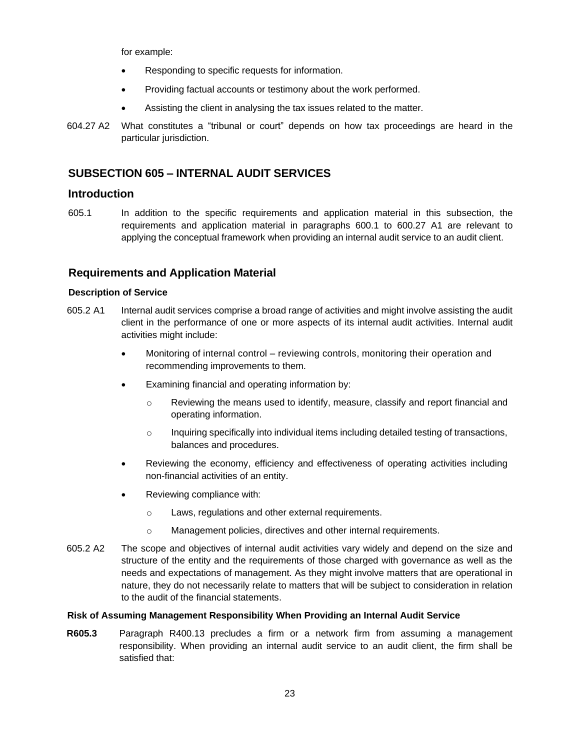for example:

- Responding to specific requests for information.
- Providing factual accounts or testimony about the work performed.
- Assisting the client in analysing the tax issues related to the matter.

604.27 A2 What constitutes a "tribunal or court" depends on how tax proceedings are heard in the particular jurisdiction.

## SUBSECTION 605 – INTERNAL AUDIT SERVICES

### Introduction

605.1 In addition to the specific requirements and application material in this subsection, the requirements and application material in paragraphs 600.1 to 600.27 A1 are relevant to applying the conceptual framework when providing an internal audit service to an audit client.

### Requirements and Application Material

#### Description of Service

605.2 A1 Internal audit services comprise a broad range of activities and might involve assisting the audit client in the performance of one or more aspects of its internal audit activities. Internal audit activities might include:

- Monitoring of internal control – reviewing controls, monitoring their operation and recommending improvements to them.
- Examining financial and operating information by:
  - Reviewing the means used to identify, measure, classify and report financial and operating information.
  - Inquiring specifically into individual items including detailed testing of transactions, balances and procedures.
- Reviewing the economy, efficiency and effectiveness of operating activities including non-financial activities of an entity.
- Reviewing compliance with:
  - Laws, regulations and other external requirements.
  - Management policies, directives and other internal requirements.

605.2 A2 The scope and objectives of internal audit activities vary widely and depend on the size and structure of the entity and the requirements of those charged with governance as well as the needs and expectations of management. As they might involve matters that are operational in nature, they do not necessarily relate to matters that will be subject to consideration in relation to the audit of the financial statements.

#### Risk of Assuming Management Responsibility When Providing an Internal Audit Service

**R605.3** Paragraph R400.13 precludes a firm or a network firm from assuming a management responsibility. When providing an internal audit service to an audit client, the firm shall be satisfied that: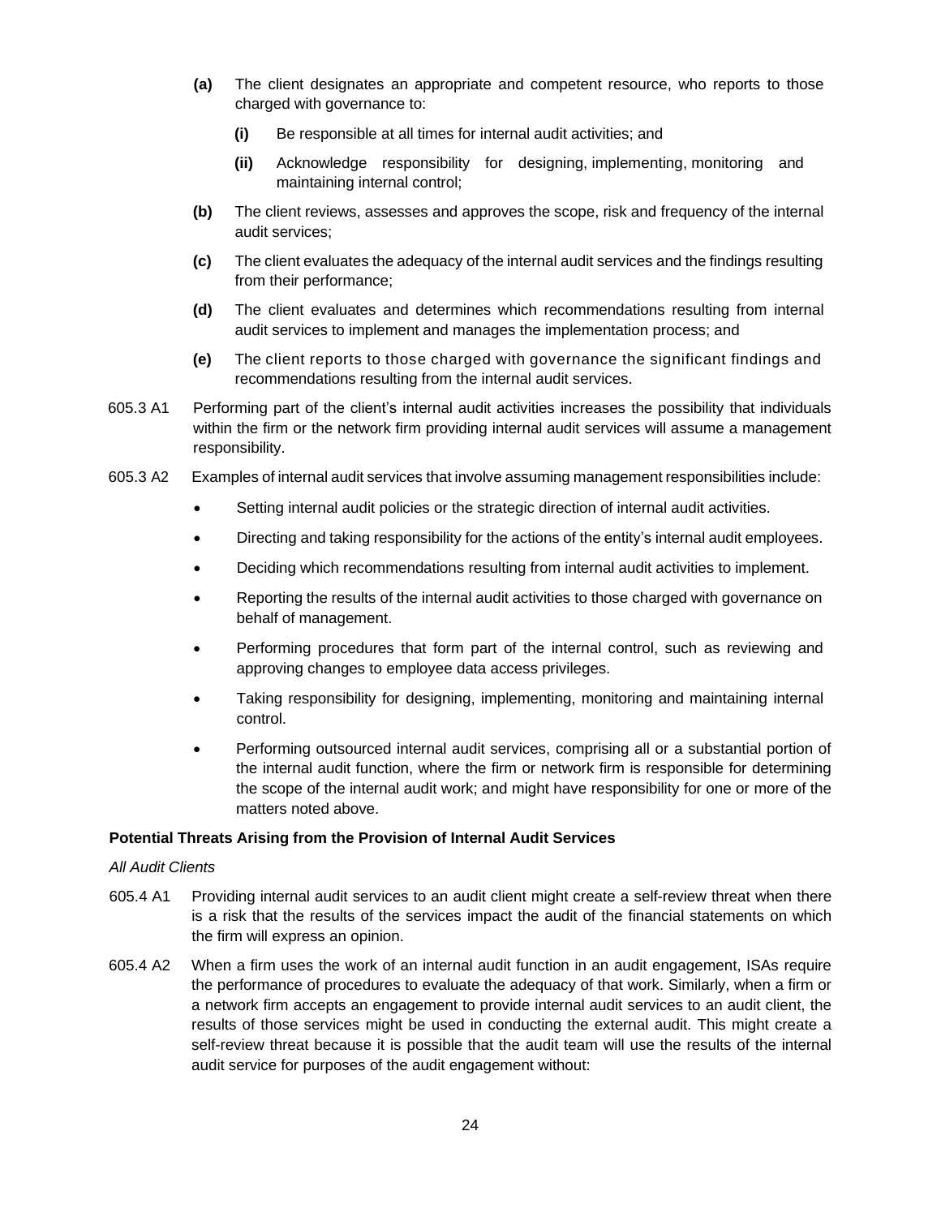**(a)** The client designates an appropriate and competent resource, who reports to those charged with governance to:

   **(i)** Be responsible at all times for internal audit activities; and

   **(ii)** Acknowledge responsibility for designing, implementing, monitoring and maintaining internal control;

**(b)** The client reviews, assesses and approves the scope, risk and frequency of the internal audit services;

**(c)** The client evaluates the adequacy of the internal audit services and the findings resulting from their performance;

**(d)** The client evaluates and determines which recommendations resulting from internal audit services to implement and manages the implementation process; and

**(e)** The client reports to those charged with governance the significant findings and recommendations resulting from the internal audit services.

605.3 A1 Performing part of the client's internal audit activities increases the possibility that individuals within the firm or the network firm providing internal audit services will assume a management responsibility.

605.3 A2 Examples of internal audit services that involve assuming management responsibilities include:

- Setting internal audit policies or the strategic direction of internal audit activities.
- Directing and taking responsibility for the actions of the entity's internal audit employees.
- Deciding which recommendations resulting from internal audit activities to implement.
- Reporting the results of the internal audit activities to those charged with governance on behalf of management.
- Performing procedures that form part of the internal control, such as reviewing and approving changes to employee data access privileges.
- Taking responsibility for designing, implementing, monitoring and maintaining internal control.
- Performing outsourced internal audit services, comprising all or a substantial portion of the internal audit function, where the firm or network firm is responsible for determining the scope of the internal audit work; and might have responsibility for one or more of the matters noted above.

**Potential Threats Arising from the Provision of Internal Audit Services**

*All Audit Clients*

605.4 A1 Providing internal audit services to an audit client might create a self-review threat when there is a risk that the results of the services impact the audit of the financial statements on which the firm will express an opinion.

605.4 A2 When a firm uses the work of an internal audit function in an audit engagement, ISAs require the performance of procedures to evaluate the adequacy of that work. Similarly, when a firm or a network firm accepts an engagement to provide internal audit services to an audit client, the results of those services might be used in conducting the external audit. This might create a self-review threat because it is possible that the audit team will use the results of the internal audit service for purposes of the audit engagement without: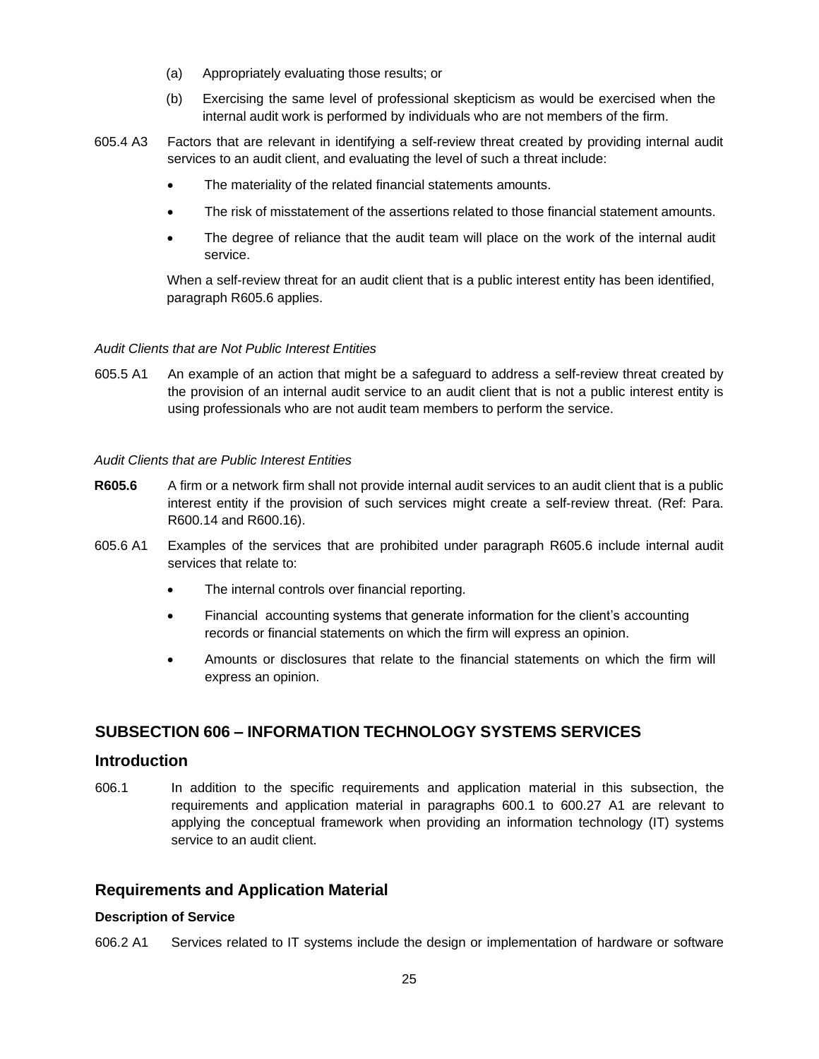(a) Appropriately evaluating those results; or

(b) Exercising the same level of professional skepticism as would be exercised when the internal audit work is performed by individuals who are not members of the firm.

605.4 A3 Factors that are relevant in identifying a self-review threat created by providing internal audit services to an audit client, and evaluating the level of such a threat include:

- The materiality of the related financial statements amounts.
- The risk of misstatement of the assertions related to those financial statement amounts.
- The degree of reliance that the audit team will place on the work of the internal audit service.

When a self-review threat for an audit client that is a public interest entity has been identified, paragraph R605.6 applies.

*Audit Clients that are Not Public Interest Entities*

605.5 A1 An example of an action that might be a safeguard to address a self-review threat created by the provision of an internal audit service to an audit client that is not a public interest entity is using professionals who are not audit team members to perform the service.

*Audit Clients that are Public Interest Entities*

**R605.6** A firm or a network firm shall not provide internal audit services to an audit client that is a public interest entity if the provision of such services might create a self-review threat. (Ref: Para. R600.14 and R600.16).

605.6 A1 Examples of the services that are prohibited under paragraph R605.6 include internal audit services that relate to:

- The internal controls over financial reporting.
- Financial accounting systems that generate information for the client's accounting records or financial statements on which the firm will express an opinion.
- Amounts or disclosures that relate to the financial statements on which the firm will express an opinion.

## SUBSECTION 606 – INFORMATION TECHNOLOGY SYSTEMS SERVICES

## Introduction

606.1 In addition to the specific requirements and application material in this subsection, the requirements and application material in paragraphs 600.1 to 600.27 A1 are relevant to applying the conceptual framework when providing an information technology (IT) systems service to an audit client.

## Requirements and Application Material

**Description of Service**

606.2 A1 Services related to IT systems include the design or implementation of hardware or software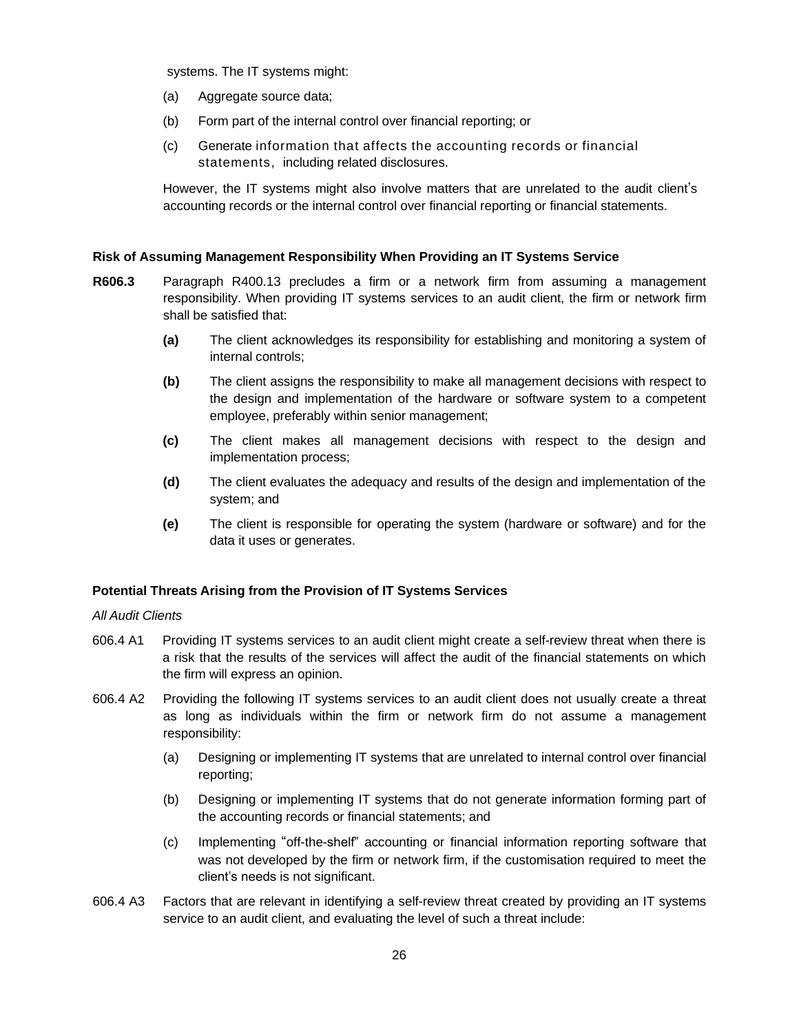systems. The IT systems might:

(a) Aggregate source data;

(b) Form part of the internal control over financial reporting; or

(c) Generate information that affects the accounting records or financial statements, including related disclosures.

However, the IT systems might also involve matters that are unrelated to the audit client's accounting records or the internal control over financial reporting or financial statements.

### Risk of Assuming Management Responsibility When Providing an IT Systems Service

**R606.3** Paragraph R400.13 precludes a firm or a network firm from assuming a management responsibility. When providing IT systems services to an audit client, the firm or network firm shall be satisfied that:

**(a)** The client acknowledges its responsibility for establishing and monitoring a system of internal controls;

**(b)** The client assigns the responsibility to make all management decisions with respect to the design and implementation of the hardware or software system to a competent employee, preferably within senior management;

**(c)** The client makes all management decisions with respect to the design and implementation process;

**(d)** The client evaluates the adequacy and results of the design and implementation of the system; and

**(e)** The client is responsible for operating the system (hardware or software) and for the data it uses or generates.

### Potential Threats Arising from the Provision of IT Systems Services

*All Audit Clients*

606.4 A1 Providing IT systems services to an audit client might create a self-review threat when there is a risk that the results of the services will affect the audit of the financial statements on which the firm will express an opinion.

606.4 A2 Providing the following IT systems services to an audit client does not usually create a threat as long as individuals within the firm or network firm do not assume a management responsibility:

(a) Designing or implementing IT systems that are unrelated to internal control over financial reporting;

(b) Designing or implementing IT systems that do not generate information forming part of the accounting records or financial statements; and

(c) Implementing "off-the-shelf" accounting or financial information reporting software that was not developed by the firm or network firm, if the customisation required to meet the client's needs is not significant.

606.4 A3 Factors that are relevant in identifying a self-review threat created by providing an IT systems service to an audit client, and evaluating the level of such a threat include: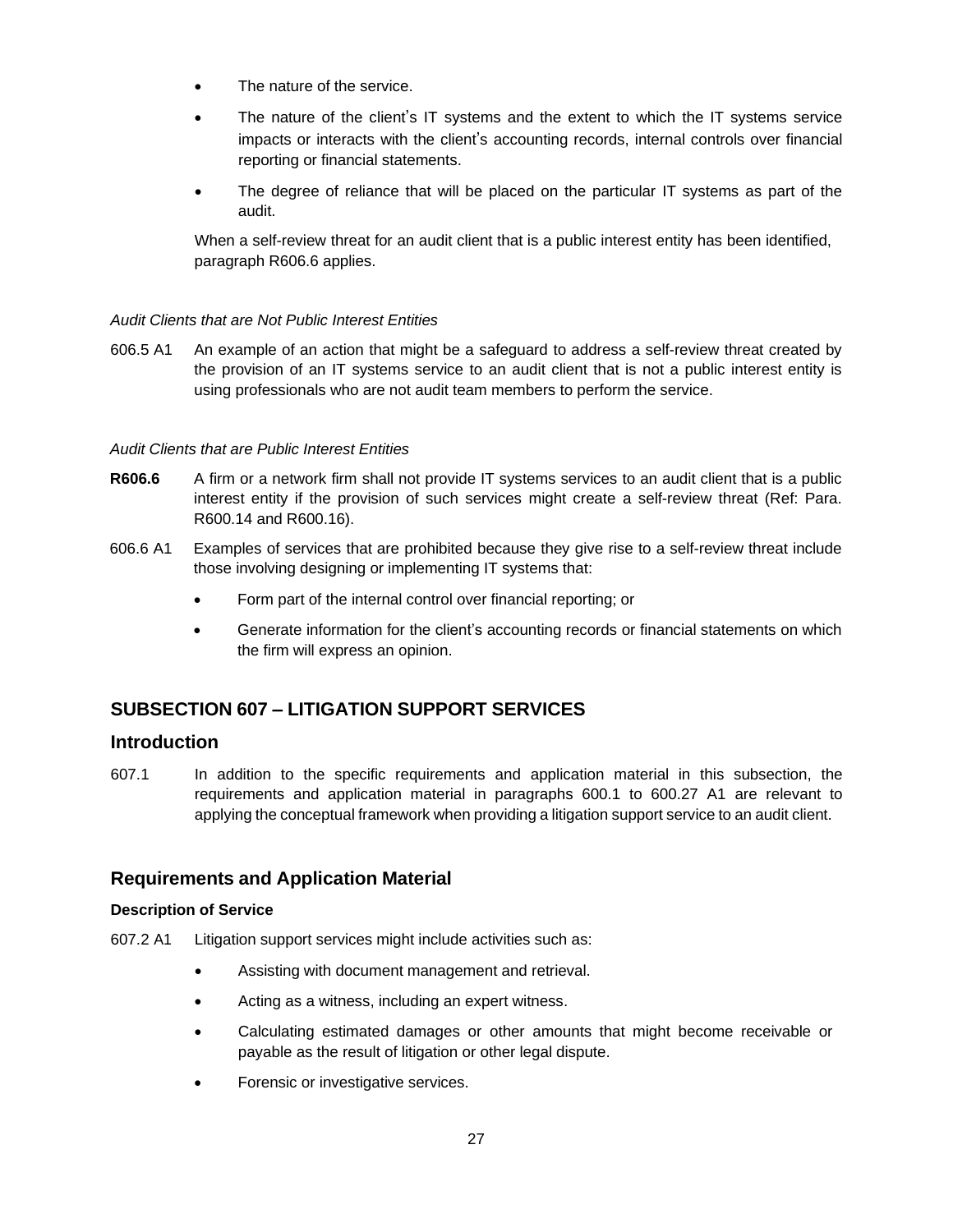- The nature of the service.
- The nature of the client's IT systems and the extent to which the IT systems service impacts or interacts with the client's accounting records, internal controls over financial reporting or financial statements.
- The degree of reliance that will be placed on the particular IT systems as part of the audit.

When a self-review threat for an audit client that is a public interest entity has been identified, paragraph R606.6 applies.

*Audit Clients that are Not Public Interest Entities*

606.5 A1 An example of an action that might be a safeguard to address a self-review threat created by the provision of an IT systems service to an audit client that is not a public interest entity is using professionals who are not audit team members to perform the service.

*Audit Clients that are Public Interest Entities*

**R606.6** A firm or a network firm shall not provide IT systems services to an audit client that is a public interest entity if the provision of such services might create a self-review threat (Ref: Para. R600.14 and R600.16).

606.6 A1 Examples of services that are prohibited because they give rise to a self-review threat include those involving designing or implementing IT systems that:

- Form part of the internal control over financial reporting; or
- Generate information for the client's accounting records or financial statements on which the firm will express an opinion.

## SUBSECTION 607 – LITIGATION SUPPORT SERVICES

### Introduction

607.1 In addition to the specific requirements and application material in this subsection, the requirements and application material in paragraphs 600.1 to 600.27 A1 are relevant to applying the conceptual framework when providing a litigation support service to an audit client.

### Requirements and Application Material

**Description of Service**

607.2 A1 Litigation support services might include activities such as:

- Assisting with document management and retrieval.
- Acting as a witness, including an expert witness.
- Calculating estimated damages or other amounts that might become receivable or payable as the result of litigation or other legal dispute.
- Forensic or investigative services.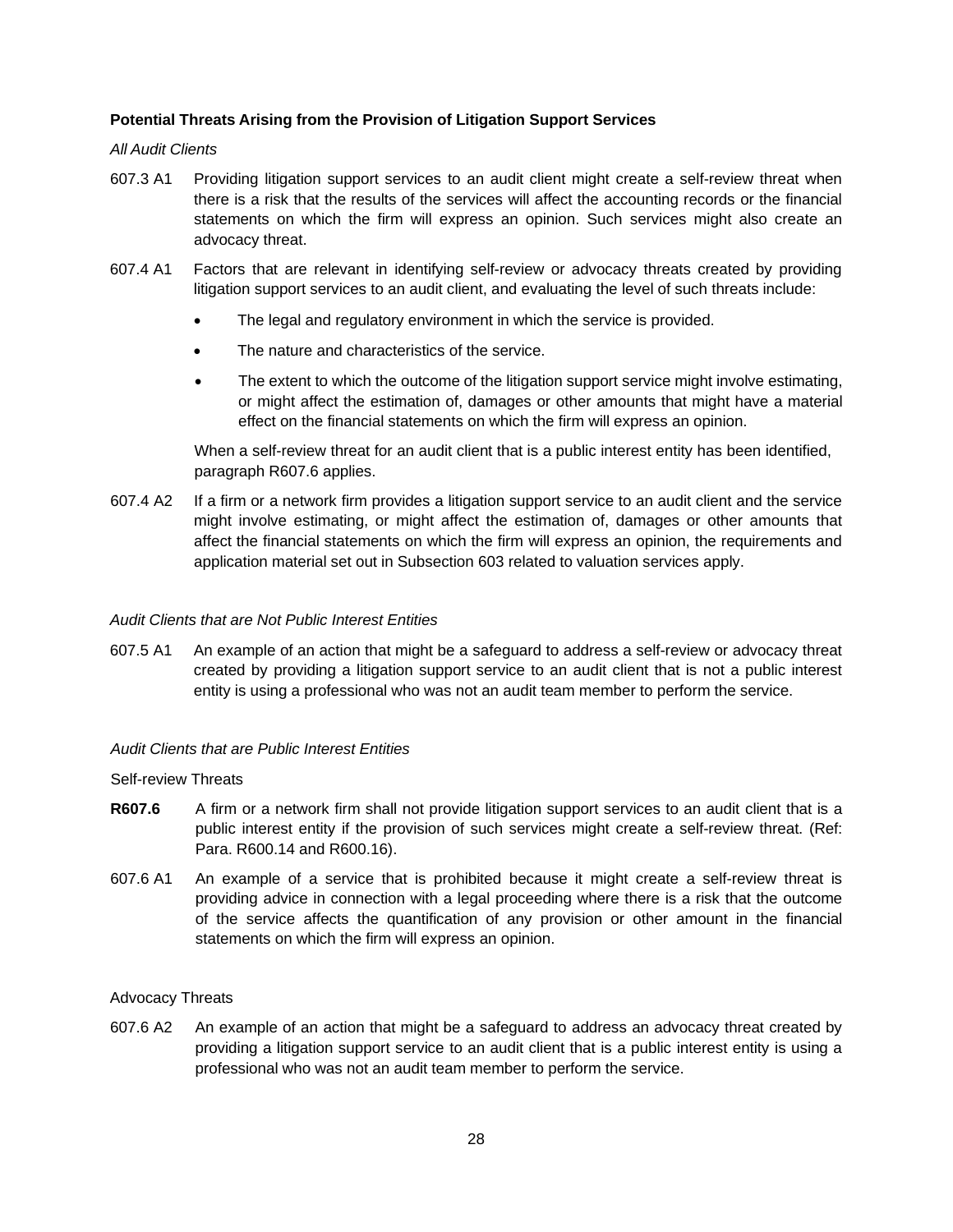**Potential Threats Arising from the Provision of Litigation Support Services**

*All Audit Clients*

607.3 A1 Providing litigation support services to an audit client might create a self-review threat when there is a risk that the results of the services will affect the accounting records or the financial statements on which the firm will express an opinion. Such services might also create an advocacy threat.

607.4 A1 Factors that are relevant in identifying self-review or advocacy threats created by providing litigation support services to an audit client, and evaluating the level of such threats include:

- The legal and regulatory environment in which the service is provided.
- The nature and characteristics of the service.
- The extent to which the outcome of the litigation support service might involve estimating, or might affect the estimation of, damages or other amounts that might have a material effect on the financial statements on which the firm will express an opinion.

When a self-review threat for an audit client that is a public interest entity has been identified, paragraph R607.6 applies.

607.4 A2 If a firm or a network firm provides a litigation support service to an audit client and the service might involve estimating, or might affect the estimation of, damages or other amounts that affect the financial statements on which the firm will express an opinion, the requirements and application material set out in Subsection 603 related to valuation services apply.

*Audit Clients that are Not Public Interest Entities*

607.5 A1 An example of an action that might be a safeguard to address a self-review or advocacy threat created by providing a litigation support service to an audit client that is not a public interest entity is using a professional who was not an audit team member to perform the service.

*Audit Clients that are Public Interest Entities*

Self-review Threats

**R607.6** A firm or a network firm shall not provide litigation support services to an audit client that is a public interest entity if the provision of such services might create a self-review threat. (Ref: Para. R600.14 and R600.16).

607.6 A1 An example of a service that is prohibited because it might create a self-review threat is providing advice in connection with a legal proceeding where there is a risk that the outcome of the service affects the quantification of any provision or other amount in the financial statements on which the firm will express an opinion.

Advocacy Threats

607.6 A2 An example of an action that might be a safeguard to address an advocacy threat created by providing a litigation support service to an audit client that is a public interest entity is using a professional who was not an audit team member to perform the service.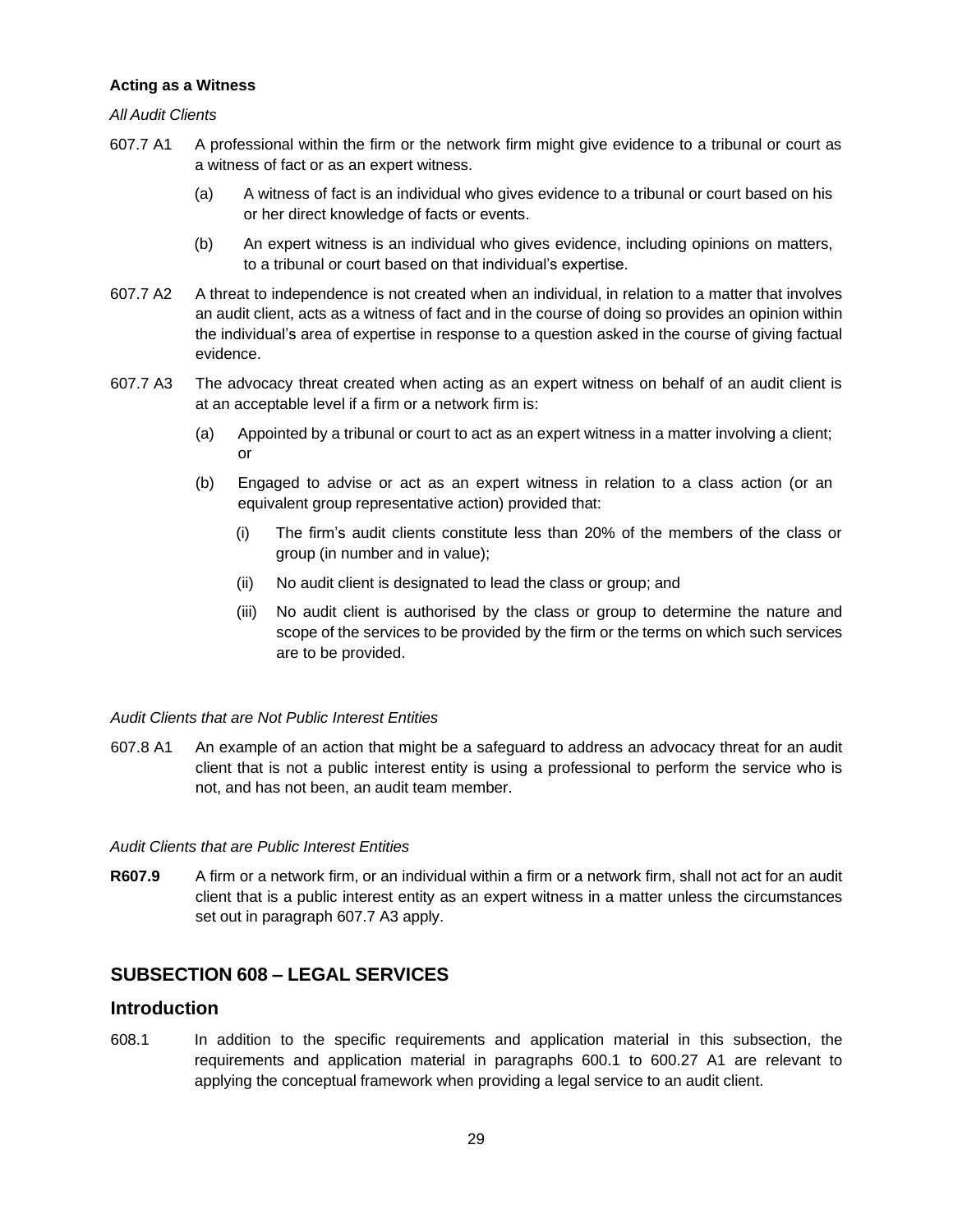**Acting as a Witness**

*All Audit Clients*

607.7 A1 A professional within the firm or the network firm might give evidence to a tribunal or court as a witness of fact or as an expert witness.

(a) A witness of fact is an individual who gives evidence to a tribunal or court based on his or her direct knowledge of facts or events.

(b) An expert witness is an individual who gives evidence, including opinions on matters, to a tribunal or court based on that individual's expertise.

607.7 A2 A threat to independence is not created when an individual, in relation to a matter that involves an audit client, acts as a witness of fact and in the course of doing so provides an opinion within the individual's area of expertise in response to a question asked in the course of giving factual evidence.

607.7 A3 The advocacy threat created when acting as an expert witness on behalf of an audit client is at an acceptable level if a firm or a network firm is:

(a) Appointed by a tribunal or court to act as an expert witness in a matter involving a client; or

(b) Engaged to advise or act as an expert witness in relation to a class action (or an equivalent group representative action) provided that:

(i) The firm's audit clients constitute less than 20% of the members of the class or group (in number and in value);

(ii) No audit client is designated to lead the class or group; and

(iii) No audit client is authorised by the class or group to determine the nature and scope of the services to be provided by the firm or the terms on which such services are to be provided.

*Audit Clients that are Not Public Interest Entities*

607.8 A1 An example of an action that might be a safeguard to address an advocacy threat for an audit client that is not a public interest entity is using a professional to perform the service who is not, and has not been, an audit team member.

*Audit Clients that are Public Interest Entities*

**R607.9** A firm or a network firm, or an individual within a firm or a network firm, shall not act for an audit client that is a public interest entity as an expert witness in a matter unless the circumstances set out in paragraph 607.7 A3 apply.

## SUBSECTION 608 – LEGAL SERVICES

## Introduction

608.1 In addition to the specific requirements and application material in this subsection, the requirements and application material in paragraphs 600.1 to 600.27 A1 are relevant to applying the conceptual framework when providing a legal service to an audit client.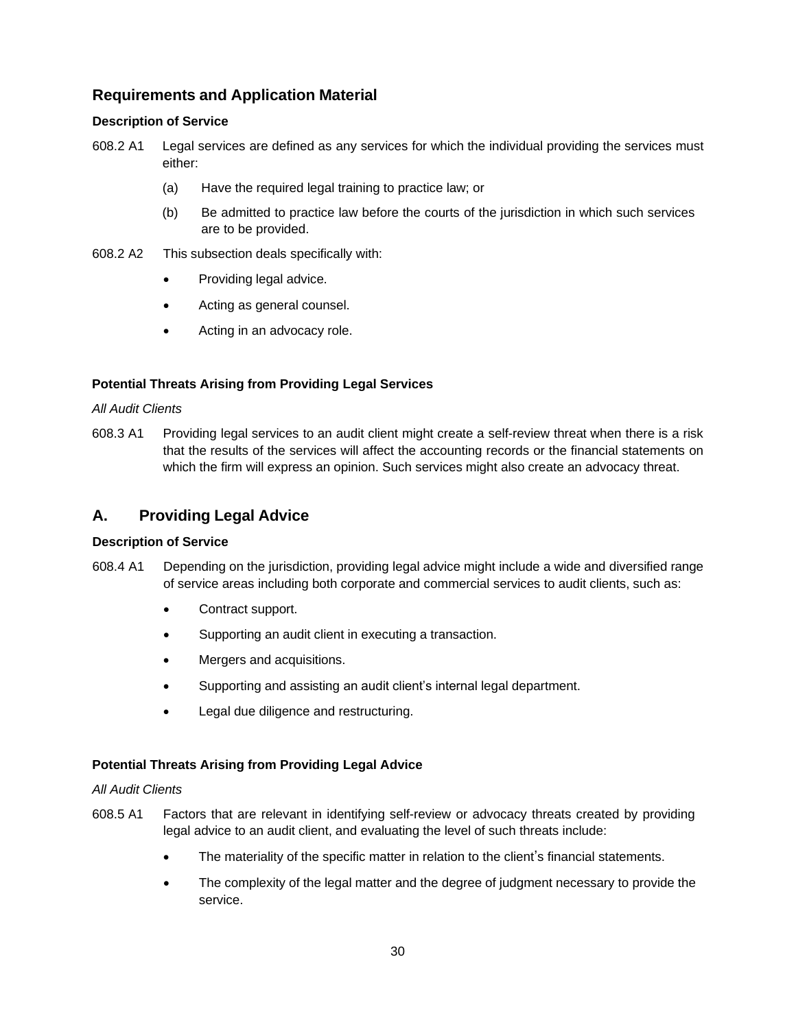## Requirements and Application Material

#### Description of Service

608.2 A1 Legal services are defined as any services for which the individual providing the services must either:

(a) Have the required legal training to practice law; or

(b) Be admitted to practice law before the courts of the jurisdiction in which such services are to be provided.

608.2 A2 This subsection deals specifically with:

- Providing legal advice.
- Acting as general counsel.
- Acting in an advocacy role.

#### Potential Threats Arising from Providing Legal Services

*All Audit Clients*

608.3 A1 Providing legal services to an audit client might create a self-review threat when there is a risk that the results of the services will affect the accounting records or the financial statements on which the firm will express an opinion. Such services might also create an advocacy threat.

## A. Providing Legal Advice

#### Description of Service

608.4 A1 Depending on the jurisdiction, providing legal advice might include a wide and diversified range of service areas including both corporate and commercial services to audit clients, such as:

- Contract support.
- Supporting an audit client in executing a transaction.
- Mergers and acquisitions.
- Supporting and assisting an audit client's internal legal department.
- Legal due diligence and restructuring.

#### Potential Threats Arising from Providing Legal Advice

*All Audit Clients*

608.5 A1 Factors that are relevant in identifying self-review or advocacy threats created by providing legal advice to an audit client, and evaluating the level of such threats include:

- The materiality of the specific matter in relation to the client's financial statements.
- The complexity of the legal matter and the degree of judgment necessary to provide the service.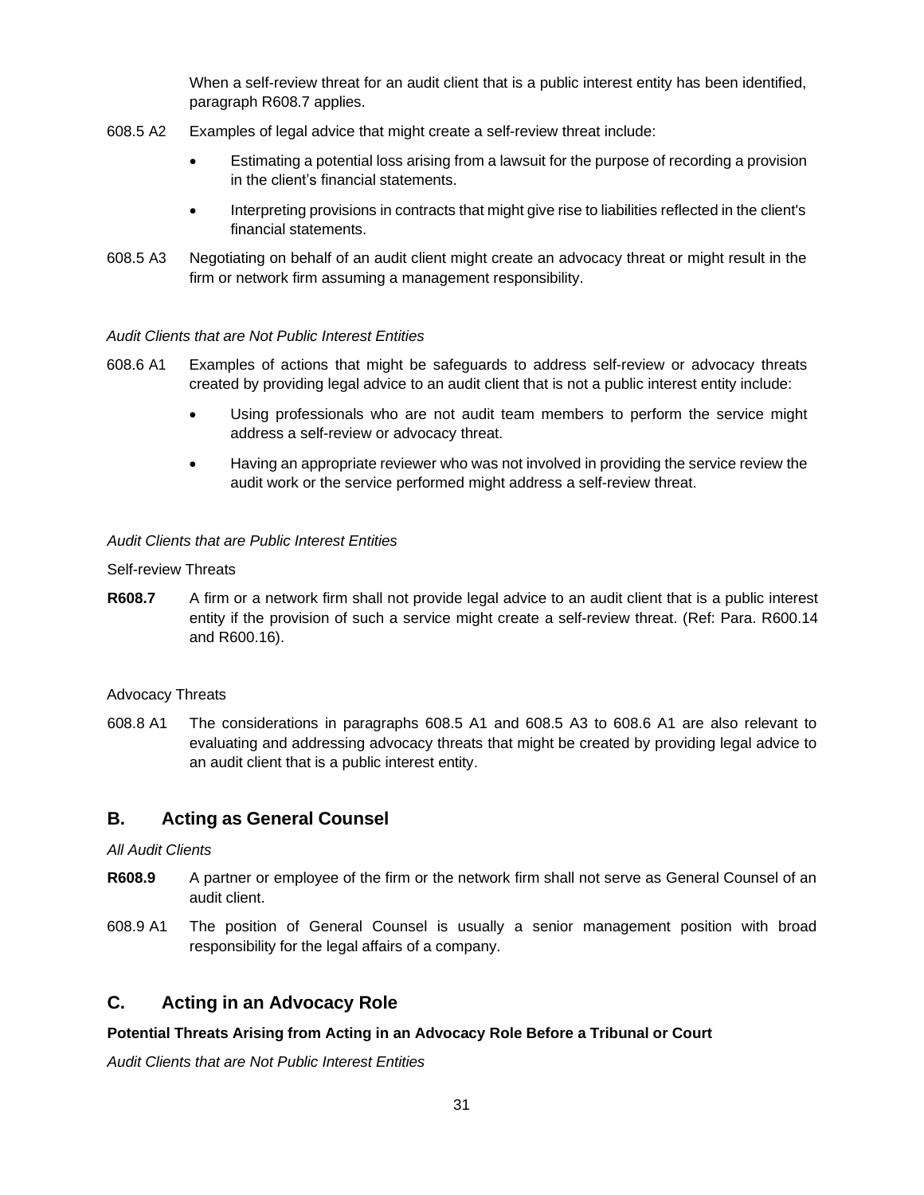When a self-review threat for an audit client that is a public interest entity has been identified, paragraph R608.7 applies.

608.5 A2 Examples of legal advice that might create a self-review threat include:

- Estimating a potential loss arising from a lawsuit for the purpose of recording a provision in the client's financial statements.
- Interpreting provisions in contracts that might give rise to liabilities reflected in the client's financial statements.

608.5 A3 Negotiating on behalf of an audit client might create an advocacy threat or might result in the firm or network firm assuming a management responsibility.

*Audit Clients that are Not Public Interest Entities*

608.6 A1 Examples of actions that might be safeguards to address self-review or advocacy threats created by providing legal advice to an audit client that is not a public interest entity include:

- Using professionals who are not audit team members to perform the service might address a self-review or advocacy threat.
- Having an appropriate reviewer who was not involved in providing the service review the audit work or the service performed might address a self-review threat.

*Audit Clients that are Public Interest Entities*

Self-review Threats

**R608.7** A firm or a network firm shall not provide legal advice to an audit client that is a public interest entity if the provision of such a service might create a self-review threat. (Ref: Para. R600.14 and R600.16).

Advocacy Threats

608.8 A1 The considerations in paragraphs 608.5 A1 and 608.5 A3 to 608.6 A1 are also relevant to evaluating and addressing advocacy threats that might be created by providing legal advice to an audit client that is a public interest entity.

## B. Acting as General Counsel

*All Audit Clients*

**R608.9** A partner or employee of the firm or the network firm shall not serve as General Counsel of an audit client.

608.9 A1 The position of General Counsel is usually a senior management position with broad responsibility for the legal affairs of a company.

## C. Acting in an Advocacy Role

**Potential Threats Arising from Acting in an Advocacy Role Before a Tribunal or Court**

*Audit Clients that are Not Public Interest Entities*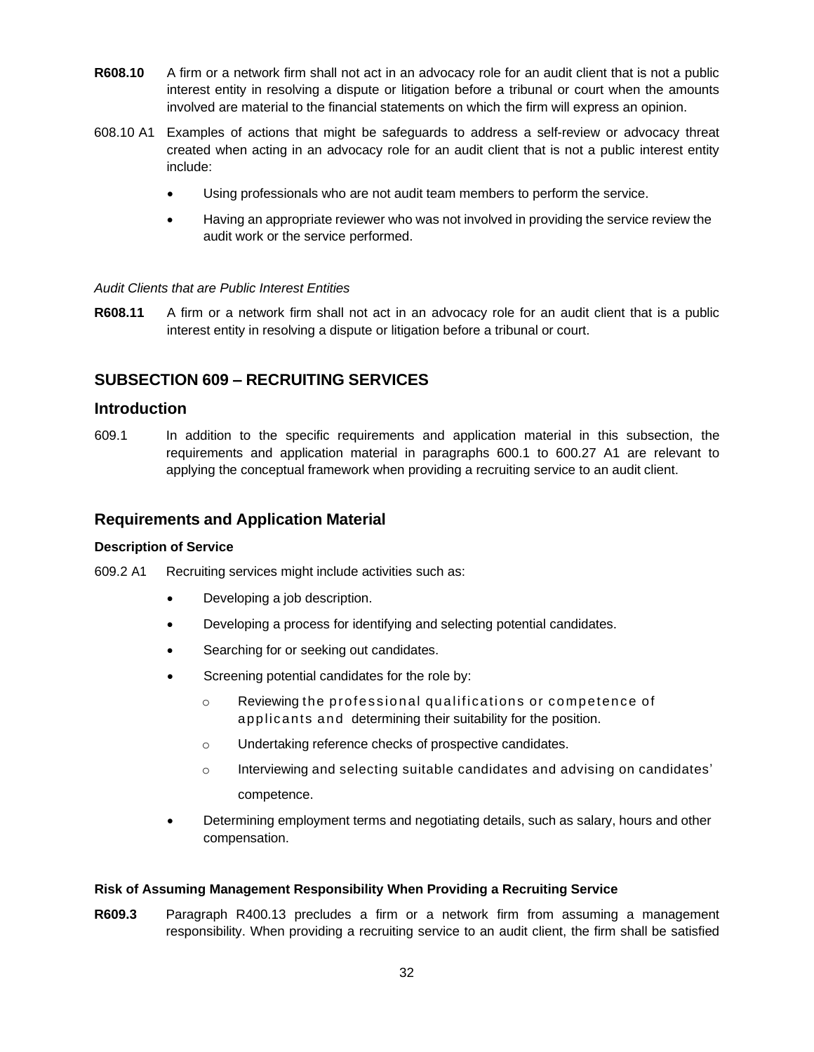**R608.10** A firm or a network firm shall not act in an advocacy role for an audit client that is not a public interest entity in resolving a dispute or litigation before a tribunal or court when the amounts involved are material to the financial statements on which the firm will express an opinion.

608.10 A1 Examples of actions that might be safeguards to address a self-review or advocacy threat created when acting in an advocacy role for an audit client that is not a public interest entity include:

- Using professionals who are not audit team members to perform the service.
- Having an appropriate reviewer who was not involved in providing the service review the audit work or the service performed.

*Audit Clients that are Public Interest Entities*

**R608.11** A firm or a network firm shall not act in an advocacy role for an audit client that is a public interest entity in resolving a dispute or litigation before a tribunal or court.

## SUBSECTION 609 – RECRUITING SERVICES

## Introduction

609.1 In addition to the specific requirements and application material in this subsection, the requirements and application material in paragraphs 600.1 to 600.27 A1 are relevant to applying the conceptual framework when providing a recruiting service to an audit client.

## Requirements and Application Material

#### Description of Service

609.2 A1 Recruiting services might include activities such as:

- Developing a job description.
- Developing a process for identifying and selecting potential candidates.
- Searching for or seeking out candidates.
- Screening potential candidates for the role by:
  - Reviewing the professional qualifications or competence of applicants and determining their suitability for the position.
  - Undertaking reference checks of prospective candidates.
  - Interviewing and selecting suitable candidates and advising on candidates' competence.
- Determining employment terms and negotiating details, such as salary, hours and other compensation.

#### Risk of Assuming Management Responsibility When Providing a Recruiting Service

**R609.3** Paragraph R400.13 precludes a firm or a network firm from assuming a management responsibility. When providing a recruiting service to an audit client, the firm shall be satisfied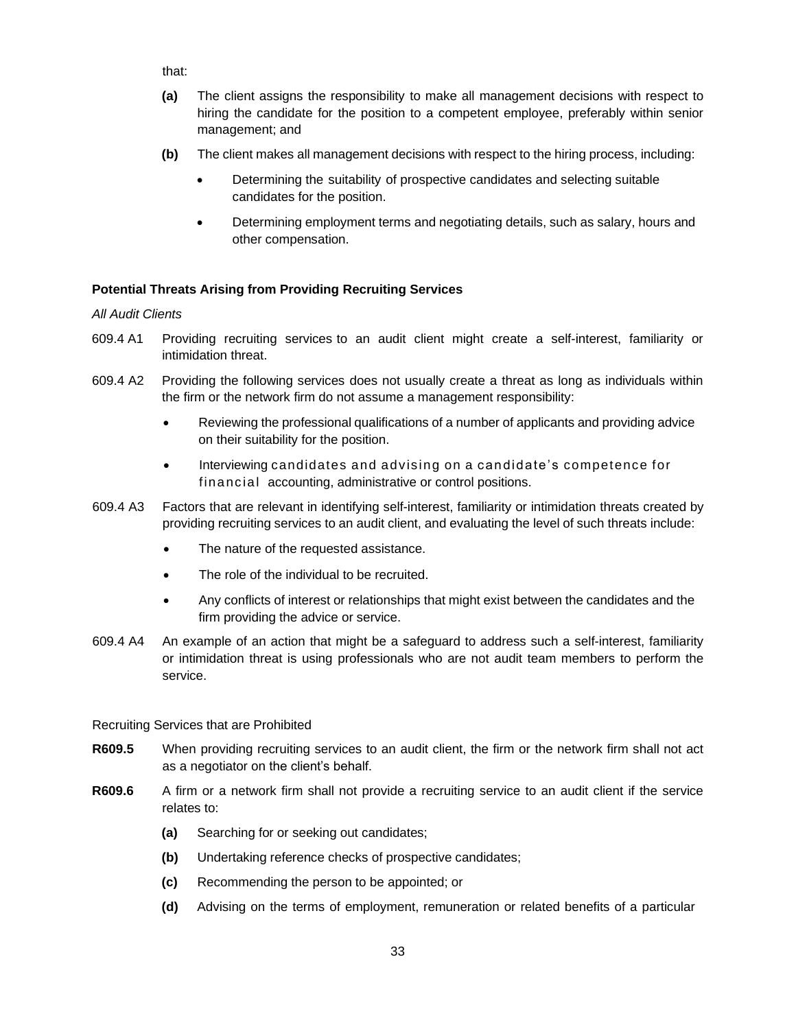that:

**(a)** The client assigns the responsibility to make all management decisions with respect to hiring the candidate for the position to a competent employee, preferably within senior management; and

**(b)** The client makes all management decisions with respect to the hiring process, including:

- Determining the suitability of prospective candidates and selecting suitable candidates for the position.
- Determining employment terms and negotiating details, such as salary, hours and other compensation.

**Potential Threats Arising from Providing Recruiting Services**

*All Audit Clients*

609.4 A1 Providing recruiting services to an audit client might create a self-interest, familiarity or intimidation threat.

609.4 A2 Providing the following services does not usually create a threat as long as individuals within the firm or the network firm do not assume a management responsibility:

- Reviewing the professional qualifications of a number of applicants and providing advice on their suitability for the position.
- Interviewing candidates and advising on a candidate's competence for financial accounting, administrative or control positions.

609.4 A3 Factors that are relevant in identifying self-interest, familiarity or intimidation threats created by providing recruiting services to an audit client, and evaluating the level of such threats include:

- The nature of the requested assistance.
- The role of the individual to be recruited.
- Any conflicts of interest or relationships that might exist between the candidates and the firm providing the advice or service.

609.4 A4 An example of an action that might be a safeguard to address such a self-interest, familiarity or intimidation threat is using professionals who are not audit team members to perform the service.

Recruiting Services that are Prohibited

**R609.5** When providing recruiting services to an audit client, the firm or the network firm shall not act as a negotiator on the client's behalf.

**R609.6** A firm or a network firm shall not provide a recruiting service to an audit client if the service relates to:

**(a)** Searching for or seeking out candidates;

**(b)** Undertaking reference checks of prospective candidates;

**(c)** Recommending the person to be appointed; or

**(d)** Advising on the terms of employment, remuneration or related benefits of a particular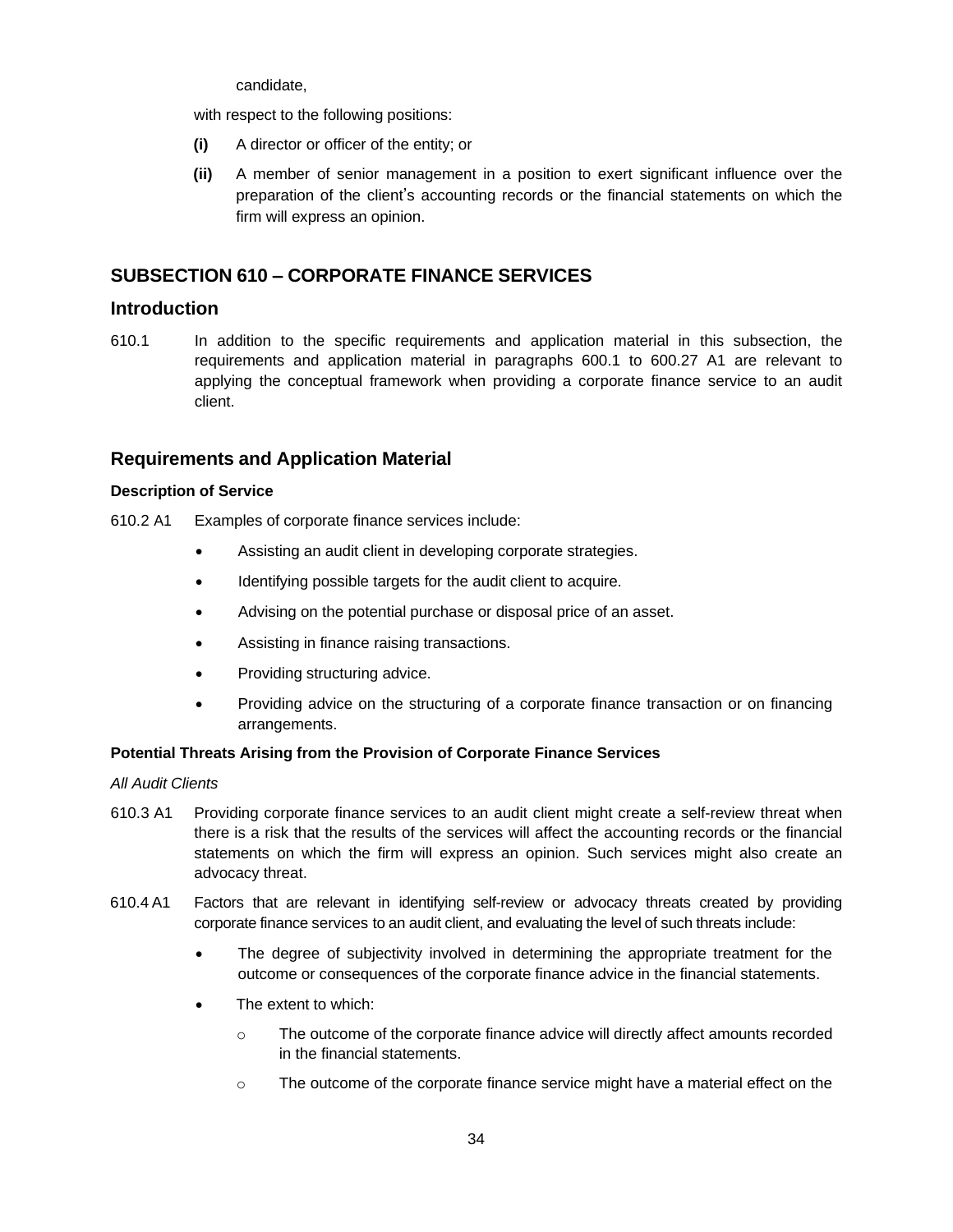candidate,

with respect to the following positions:

**(i)** A director or officer of the entity; or

**(ii)** A member of senior management in a position to exert significant influence over the preparation of the client's accounting records or the financial statements on which the firm will express an opinion.

## SUBSECTION 610 – CORPORATE FINANCE SERVICES

### Introduction

610.1 In addition to the specific requirements and application material in this subsection, the requirements and application material in paragraphs 600.1 to 600.27 A1 are relevant to applying the conceptual framework when providing a corporate finance service to an audit client.

### Requirements and Application Material

#### Description of Service

610.2 A1 Examples of corporate finance services include:

- Assisting an audit client in developing corporate strategies.
- Identifying possible targets for the audit client to acquire.
- Advising on the potential purchase or disposal price of an asset.
- Assisting in finance raising transactions.
- Providing structuring advice.
- Providing advice on the structuring of a corporate finance transaction or on financing arrangements.

#### Potential Threats Arising from the Provision of Corporate Finance Services

*All Audit Clients*

610.3 A1 Providing corporate finance services to an audit client might create a self-review threat when there is a risk that the results of the services will affect the accounting records or the financial statements on which the firm will express an opinion. Such services might also create an advocacy threat.

610.4 A1 Factors that are relevant in identifying self-review or advocacy threats created by providing corporate finance services to an audit client, and evaluating the level of such threats include:

- The degree of subjectivity involved in determining the appropriate treatment for the outcome or consequences of the corporate finance advice in the financial statements.
- The extent to which:
  - The outcome of the corporate finance advice will directly affect amounts recorded in the financial statements.
  - The outcome of the corporate finance service might have a material effect on the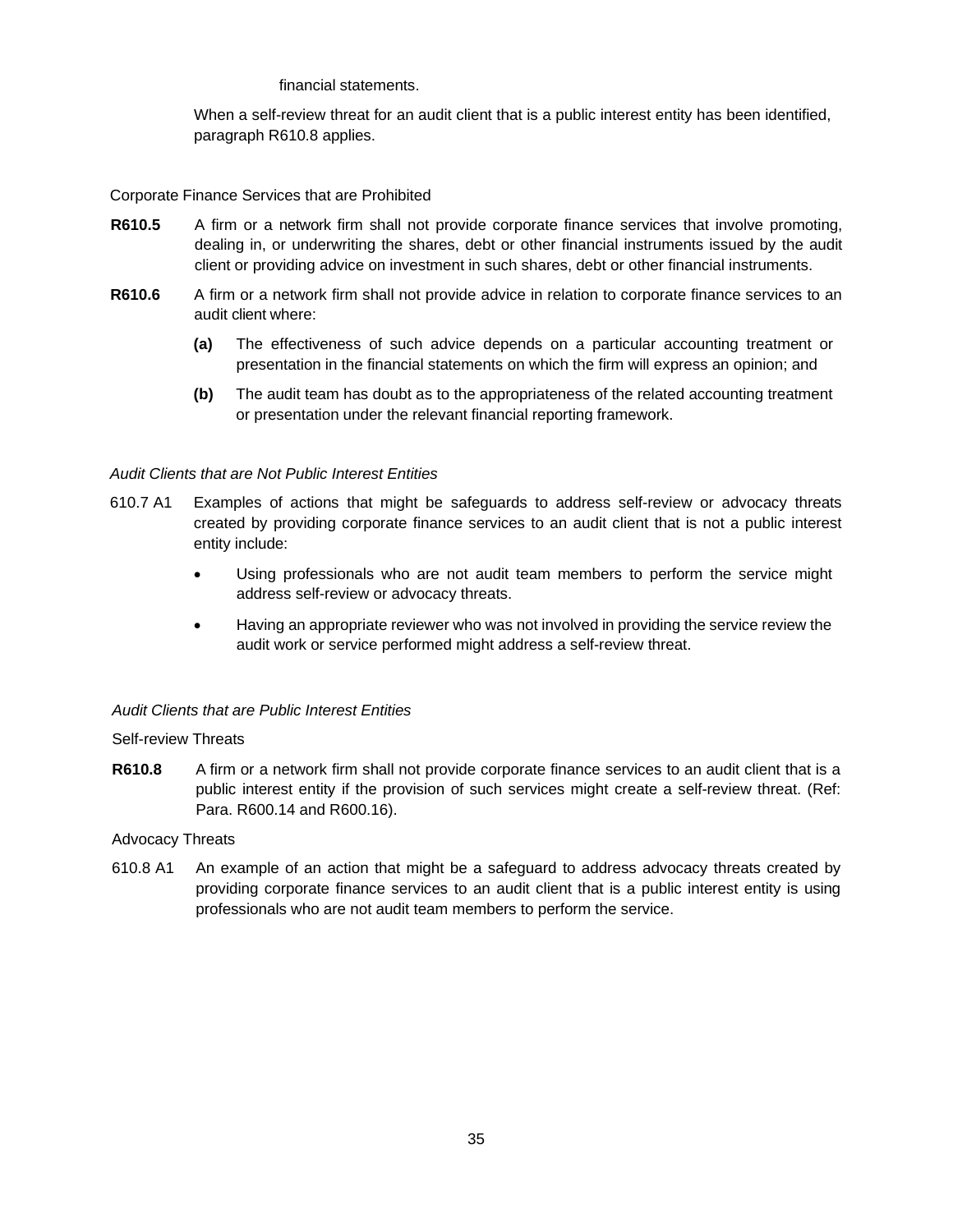financial statements.

When a self-review threat for an audit client that is a public interest entity has been identified, paragraph R610.8 applies.

Corporate Finance Services that are Prohibited

**R610.5** A firm or a network firm shall not provide corporate finance services that involve promoting, dealing in, or underwriting the shares, debt or other financial instruments issued by the audit client or providing advice on investment in such shares, debt or other financial instruments.

**R610.6** A firm or a network firm shall not provide advice in relation to corporate finance services to an audit client where:

- **(a)** The effectiveness of such advice depends on a particular accounting treatment or presentation in the financial statements on which the firm will express an opinion; and
- **(b)** The audit team has doubt as to the appropriateness of the related accounting treatment or presentation under the relevant financial reporting framework.

*Audit Clients that are Not Public Interest Entities*

610.7 A1 Examples of actions that might be safeguards to address self-review or advocacy threats created by providing corporate finance services to an audit client that is not a public interest entity include:

- Using professionals who are not audit team members to perform the service might address self-review or advocacy threats.
- Having an appropriate reviewer who was not involved in providing the service review the audit work or service performed might address a self-review threat.

*Audit Clients that are Public Interest Entities*

Self-review Threats

**R610.8** A firm or a network firm shall not provide corporate finance services to an audit client that is a public interest entity if the provision of such services might create a self-review threat. (Ref: Para. R600.14 and R600.16).

Advocacy Threats

610.8 A1 An example of an action that might be a safeguard to address advocacy threats created by providing corporate finance services to an audit client that is a public interest entity is using professionals who are not audit team members to perform the service.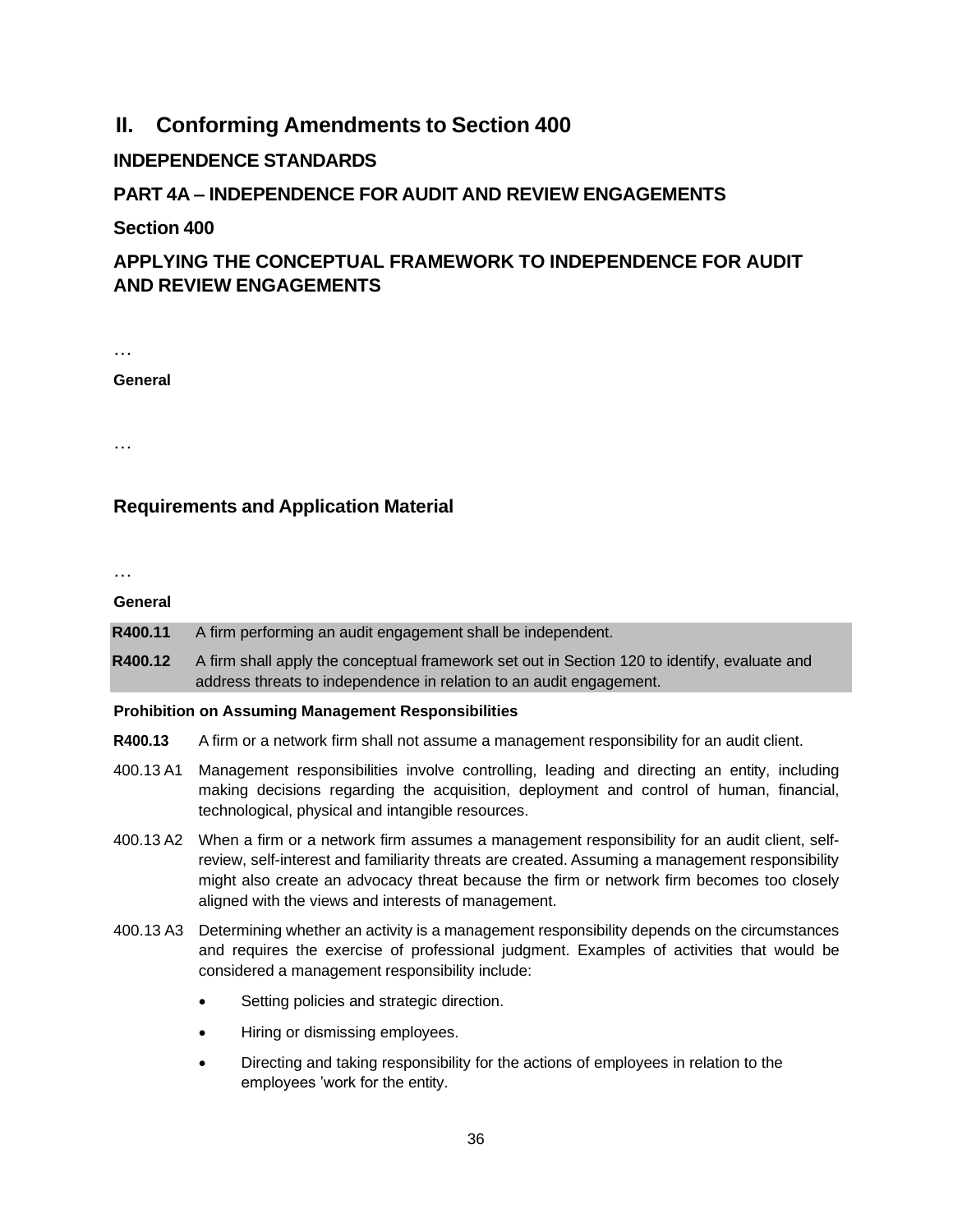# II. Conforming Amendments to Section 400

## INDEPENDENCE STANDARDS

## PART 4A – INDEPENDENCE FOR AUDIT AND REVIEW ENGAGEMENTS

## Section 400

## APPLYING THE CONCEPTUAL FRAMEWORK TO INDEPENDENCE FOR AUDIT AND REVIEW ENGAGEMENTS

…

**General**

…

### Requirements and Application Material

…

**General**

**R400.11** A firm performing an audit engagement shall be independent.

**R400.12** A firm shall apply the conceptual framework set out in Section 120 to identify, evaluate and address threats to independence in relation to an audit engagement.

**Prohibition on Assuming Management Responsibilities**

**R400.13** A firm or a network firm shall not assume a management responsibility for an audit client.

400.13 A1 Management responsibilities involve controlling, leading and directing an entity, including making decisions regarding the acquisition, deployment and control of human, financial, technological, physical and intangible resources.

400.13 A2 When a firm or a network firm assumes a management responsibility for an audit client, self-review, self-interest and familiarity threats are created. Assuming a management responsibility might also create an advocacy threat because the firm or network firm becomes too closely aligned with the views and interests of management.

400.13 A3 Determining whether an activity is a management responsibility depends on the circumstances and requires the exercise of professional judgment. Examples of activities that would be considered a management responsibility include:

- Setting policies and strategic direction.
- Hiring or dismissing employees.
- Directing and taking responsibility for the actions of employees in relation to the employees 'work for the entity.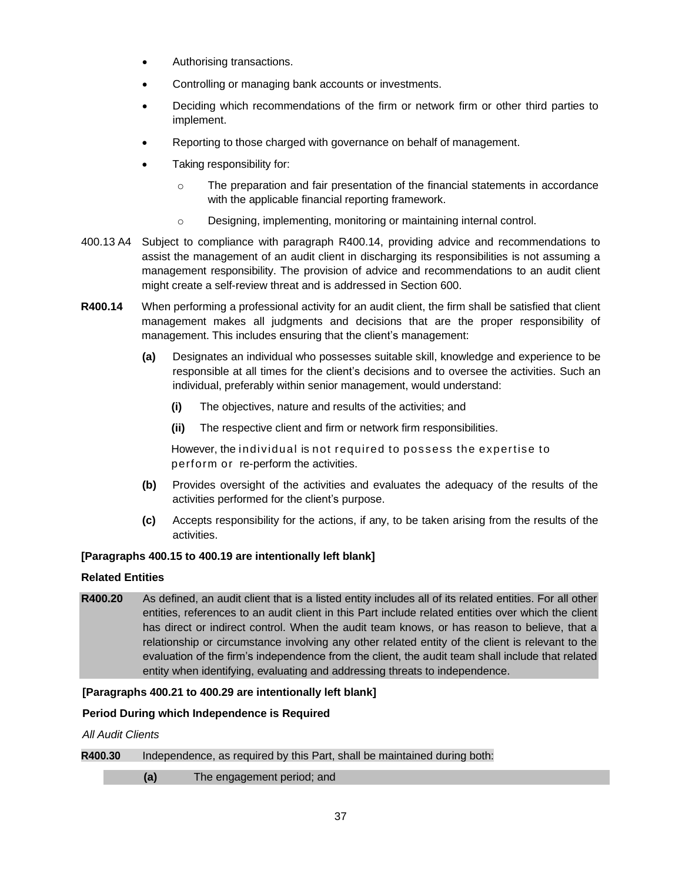- Authorising transactions.
- Controlling or managing bank accounts or investments.
- Deciding which recommendations of the firm or network firm or other third parties to implement.
- Reporting to those charged with governance on behalf of management.
- Taking responsibility for:
  - The preparation and fair presentation of the financial statements in accordance with the applicable financial reporting framework.
  - Designing, implementing, monitoring or maintaining internal control.

400.13 A4 Subject to compliance with paragraph R400.14, providing advice and recommendations to assist the management of an audit client in discharging its responsibilities is not assuming a management responsibility. The provision of advice and recommendations to an audit client might create a self-review threat and is addressed in Section 600.

**R400.14** When performing a professional activity for an audit client, the firm shall be satisfied that client management makes all judgments and decisions that are the proper responsibility of management. This includes ensuring that the client's management:

**(a)** Designates an individual who possesses suitable skill, knowledge and experience to be responsible at all times for the client's decisions and to oversee the activities. Such an individual, preferably within senior management, would understand:

**(i)** The objectives, nature and results of the activities; and

**(ii)** The respective client and firm or network firm responsibilities.

However, the individual is not required to possess the expertise to perform or re-perform the activities.

**(b)** Provides oversight of the activities and evaluates the adequacy of the results of the activities performed for the client's purpose.

**(c)** Accepts responsibility for the actions, if any, to be taken arising from the results of the activities.

**[Paragraphs 400.15 to 400.19 are intentionally left blank]**

**Related Entities**

**R400.20** As defined, an audit client that is a listed entity includes all of its related entities. For all other entities, references to an audit client in this Part include related entities over which the client has direct or indirect control. When the audit team knows, or has reason to believe, that a relationship or circumstance involving any other related entity of the client is relevant to the evaluation of the firm's independence from the client, the audit team shall include that related entity when identifying, evaluating and addressing threats to independence.

**[Paragraphs 400.21 to 400.29 are intentionally left blank]**

**Period During which Independence is Required**

*All Audit Clients*

**R400.30** Independence, as required by this Part, shall be maintained during both:

**(a)** The engagement period; and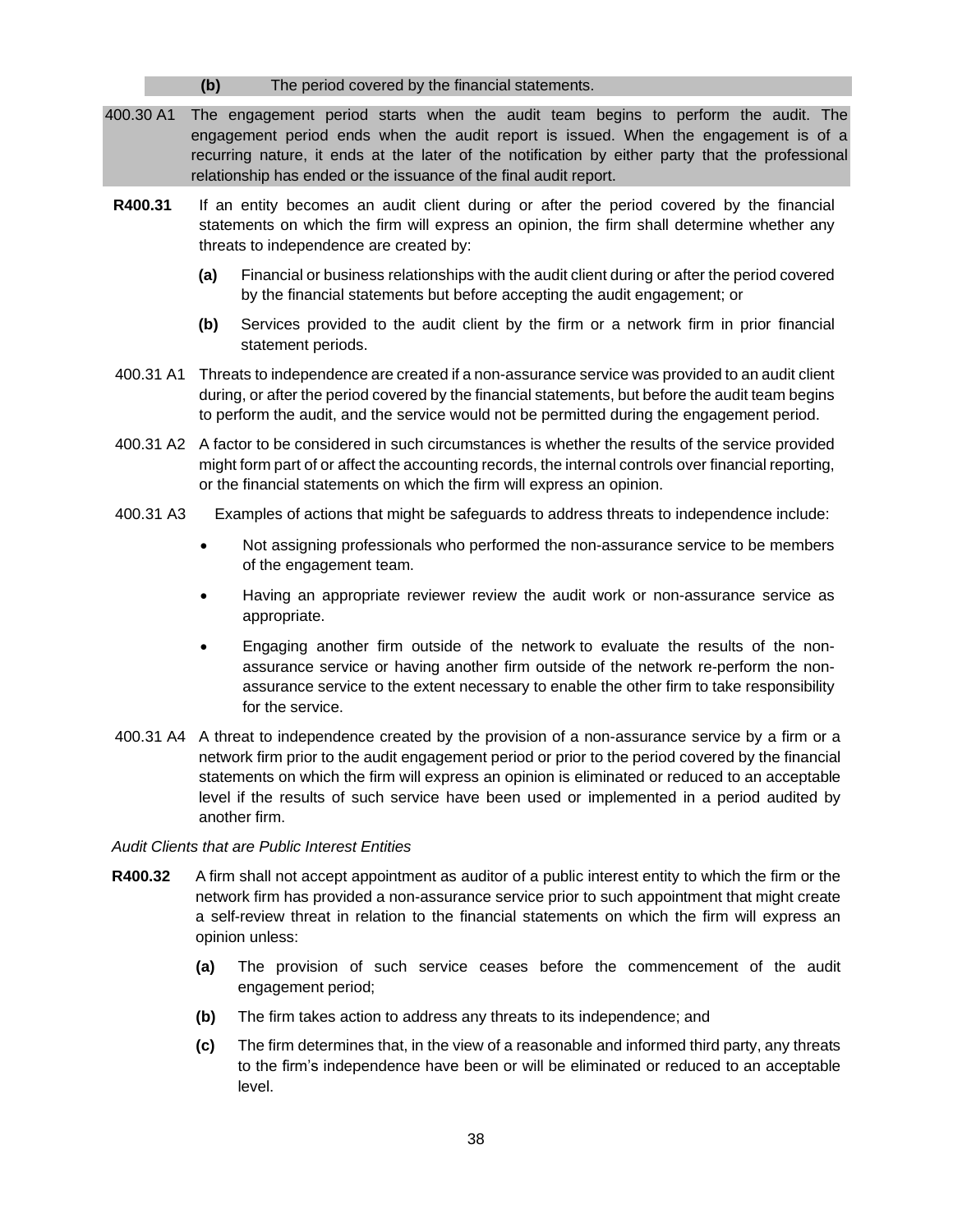(b) The period covered by the financial statements.

400.30 A1 The engagement period starts when the audit team begins to perform the audit. The engagement period ends when the audit report is issued. When the engagement is of a recurring nature, it ends at the later of the notification by either party that the professional relationship has ended or the issuance of the final audit report.

**R400.31** If an entity becomes an audit client during or after the period covered by the financial statements on which the firm will express an opinion, the firm shall determine whether any threats to independence are created by:

- **(a)** Financial or business relationships with the audit client during or after the period covered by the financial statements but before accepting the audit engagement; or
- **(b)** Services provided to the audit client by the firm or a network firm in prior financial statement periods.

400.31 A1 Threats to independence are created if a non-assurance service was provided to an audit client during, or after the period covered by the financial statements, but before the audit team begins to perform the audit, and the service would not be permitted during the engagement period.

400.31 A2 A factor to be considered in such circumstances is whether the results of the service provided might form part of or affect the accounting records, the internal controls over financial reporting, or the financial statements on which the firm will express an opinion.

400.31 A3 Examples of actions that might be safeguards to address threats to independence include:

- Not assigning professionals who performed the non-assurance service to be members of the engagement team.
- Having an appropriate reviewer review the audit work or non-assurance service as appropriate.
- Engaging another firm outside of the network to evaluate the results of the non-assurance service or having another firm outside of the network re-perform the non-assurance service to the extent necessary to enable the other firm to take responsibility for the service.

400.31 A4 A threat to independence created by the provision of a non-assurance service by a firm or a network firm prior to the audit engagement period or prior to the period covered by the financial statements on which the firm will express an opinion is eliminated or reduced to an acceptable level if the results of such service have been used or implemented in a period audited by another firm.

*Audit Clients that are Public Interest Entities*

**R400.32** A firm shall not accept appointment as auditor of a public interest entity to which the firm or the network firm has provided a non-assurance service prior to such appointment that might create a self-review threat in relation to the financial statements on which the firm will express an opinion unless:

- **(a)** The provision of such service ceases before the commencement of the audit engagement period;
- **(b)** The firm takes action to address any threats to its independence; and
- **(c)** The firm determines that, in the view of a reasonable and informed third party, any threats to the firm's independence have been or will be eliminated or reduced to an acceptable level.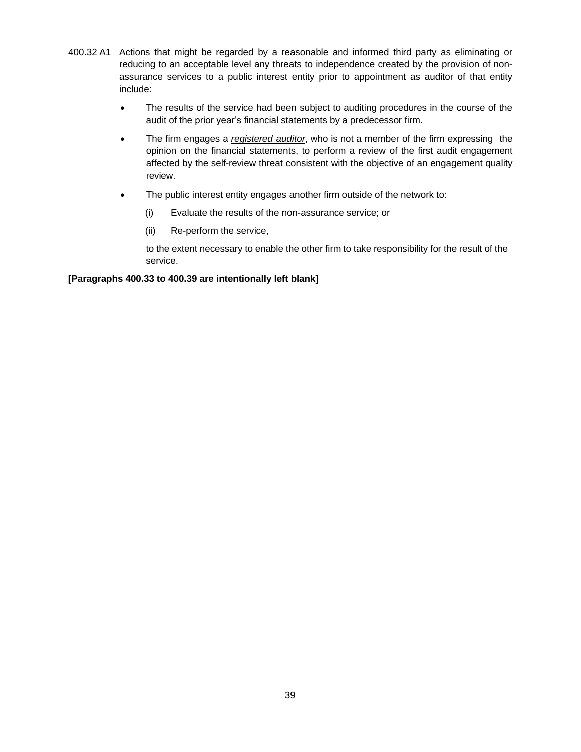400.32 A1 Actions that might be regarded by a reasonable and informed third party as eliminating or reducing to an acceptable level any threats to independence created by the provision of non-assurance services to a public interest entity prior to appointment as auditor of that entity include:

- The results of the service had been subject to auditing procedures in the course of the audit of the prior year's financial statements by a predecessor firm.
- The firm engages a *registered auditor*, who is not a member of the firm expressing the opinion on the financial statements, to perform a review of the first audit engagement affected by the self-review threat consistent with the objective of an engagement quality review.
- The public interest entity engages another firm outside of the network to:

  (i) Evaluate the results of the non-assurance service; or

  (ii) Re-perform the service,

  to the extent necessary to enable the other firm to take responsibility for the result of the service.

**[Paragraphs 400.33 to 400.39 are intentionally left blank]**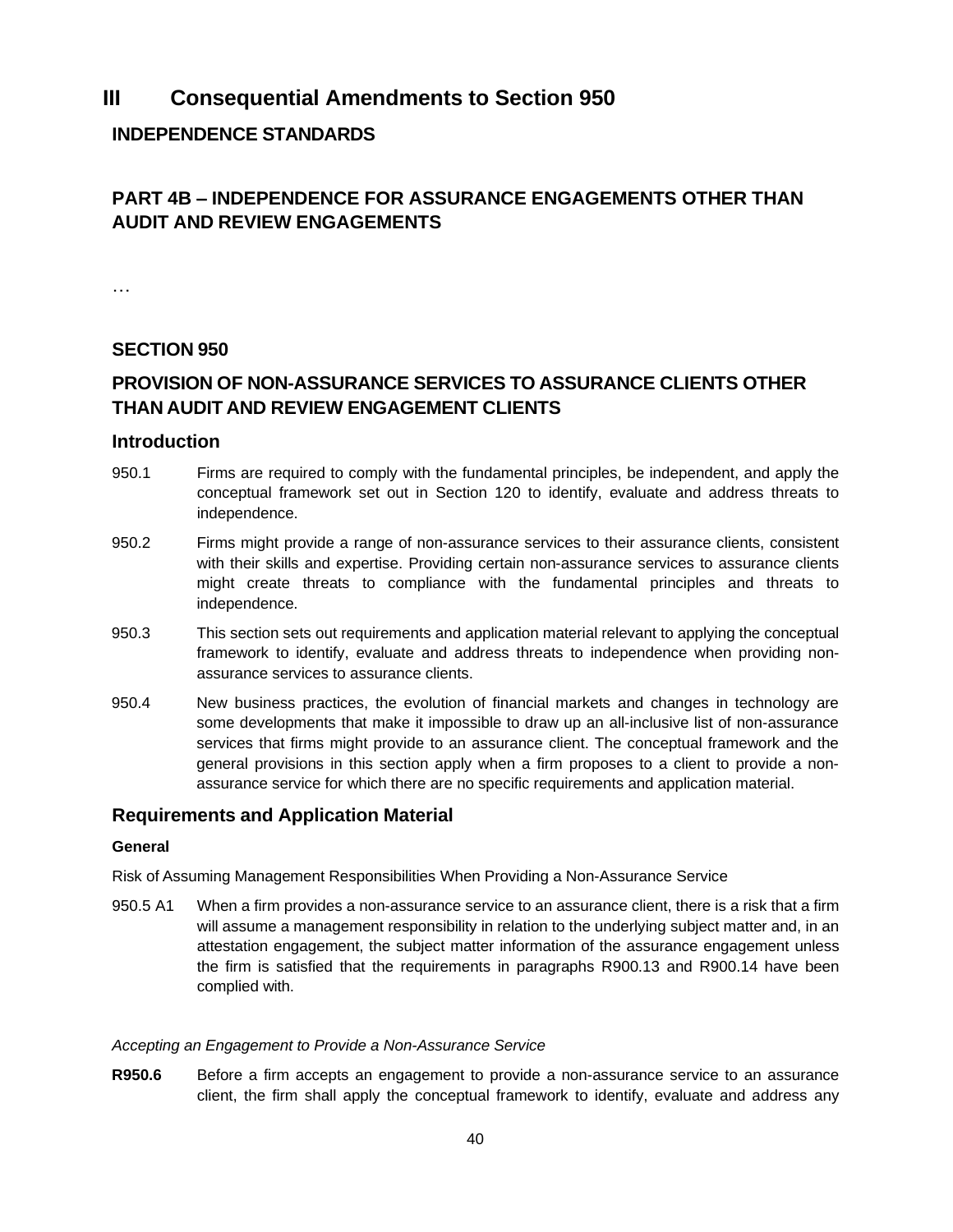# III Consequential Amendments to Section 950

## INDEPENDENCE STANDARDS

## PART 4B – INDEPENDENCE FOR ASSURANCE ENGAGEMENTS OTHER THAN AUDIT AND REVIEW ENGAGEMENTS

…

## SECTION 950

## PROVISION OF NON-ASSURANCE SERVICES TO ASSURANCE CLIENTS OTHER THAN AUDIT AND REVIEW ENGAGEMENT CLIENTS

### Introduction

950.1 Firms are required to comply with the fundamental principles, be independent, and apply the conceptual framework set out in Section 120 to identify, evaluate and address threats to independence.

950.2 Firms might provide a range of non-assurance services to their assurance clients, consistent with their skills and expertise. Providing certain non-assurance services to assurance clients might create threats to compliance with the fundamental principles and threats to independence.

950.3 This section sets out requirements and application material relevant to applying the conceptual framework to identify, evaluate and address threats to independence when providing non-assurance services to assurance clients.

950.4 New business practices, the evolution of financial markets and changes in technology are some developments that make it impossible to draw up an all-inclusive list of non-assurance services that firms might provide to an assurance client. The conceptual framework and the general provisions in this section apply when a firm proposes to a client to provide a non-assurance service for which there are no specific requirements and application material.

### Requirements and Application Material

#### General

Risk of Assuming Management Responsibilities When Providing a Non-Assurance Service

950.5 A1 When a firm provides a non-assurance service to an assurance client, there is a risk that a firm will assume a management responsibility in relation to the underlying subject matter and, in an attestation engagement, the subject matter information of the assurance engagement unless the firm is satisfied that the requirements in paragraphs R900.13 and R900.14 have been complied with.

*Accepting an Engagement to Provide a Non-Assurance Service*

**R950.6** Before a firm accepts an engagement to provide a non-assurance service to an assurance client, the firm shall apply the conceptual framework to identify, evaluate and address any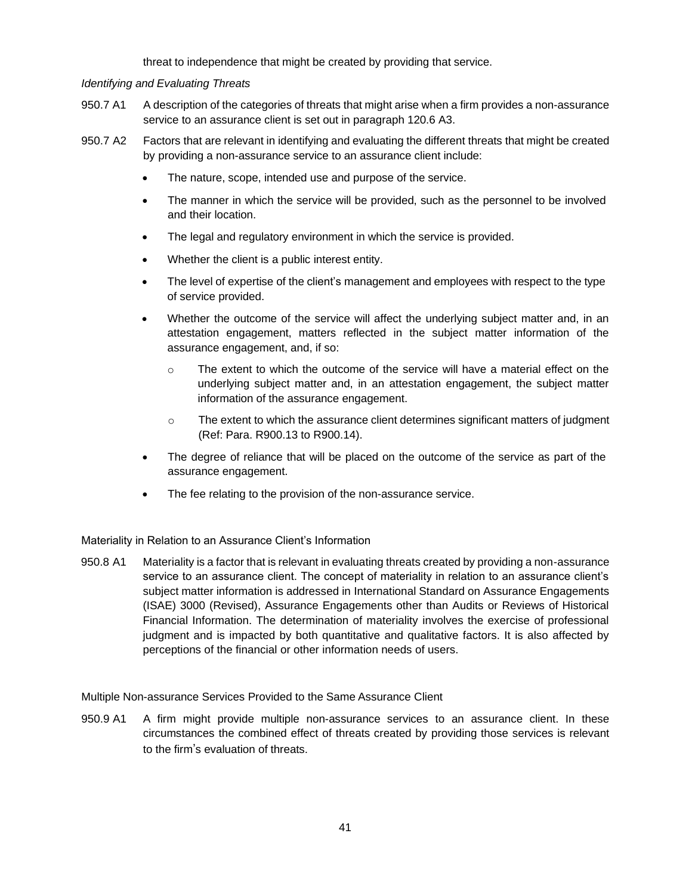threat to independence that might be created by providing that service.

*Identifying and Evaluating Threats*

950.7 A1 A description of the categories of threats that might arise when a firm provides a non-assurance service to an assurance client is set out in paragraph 120.6 A3.

950.7 A2 Factors that are relevant in identifying and evaluating the different threats that might be created by providing a non-assurance service to an assurance client include:

- The nature, scope, intended use and purpose of the service.
- The manner in which the service will be provided, such as the personnel to be involved and their location.
- The legal and regulatory environment in which the service is provided.
- Whether the client is a public interest entity.
- The level of expertise of the client's management and employees with respect to the type of service provided.
- Whether the outcome of the service will affect the underlying subject matter and, in an attestation engagement, matters reflected in the subject matter information of the assurance engagement, and, if so:
  - The extent to which the outcome of the service will have a material effect on the underlying subject matter and, in an attestation engagement, the subject matter information of the assurance engagement.
  - The extent to which the assurance client determines significant matters of judgment (Ref: Para. R900.13 to R900.14).
- The degree of reliance that will be placed on the outcome of the service as part of the assurance engagement.
- The fee relating to the provision of the non-assurance service.

Materiality in Relation to an Assurance Client's Information

950.8 A1 Materiality is a factor that is relevant in evaluating threats created by providing a non-assurance service to an assurance client. The concept of materiality in relation to an assurance client's subject matter information is addressed in International Standard on Assurance Engagements (ISAE) 3000 (Revised), Assurance Engagements other than Audits or Reviews of Historical Financial Information. The determination of materiality involves the exercise of professional judgment and is impacted by both quantitative and qualitative factors. It is also affected by perceptions of the financial or other information needs of users.

Multiple Non-assurance Services Provided to the Same Assurance Client

950.9 A1 A firm might provide multiple non-assurance services to an assurance client. In these circumstances the combined effect of threats created by providing those services is relevant to the firm's evaluation of threats.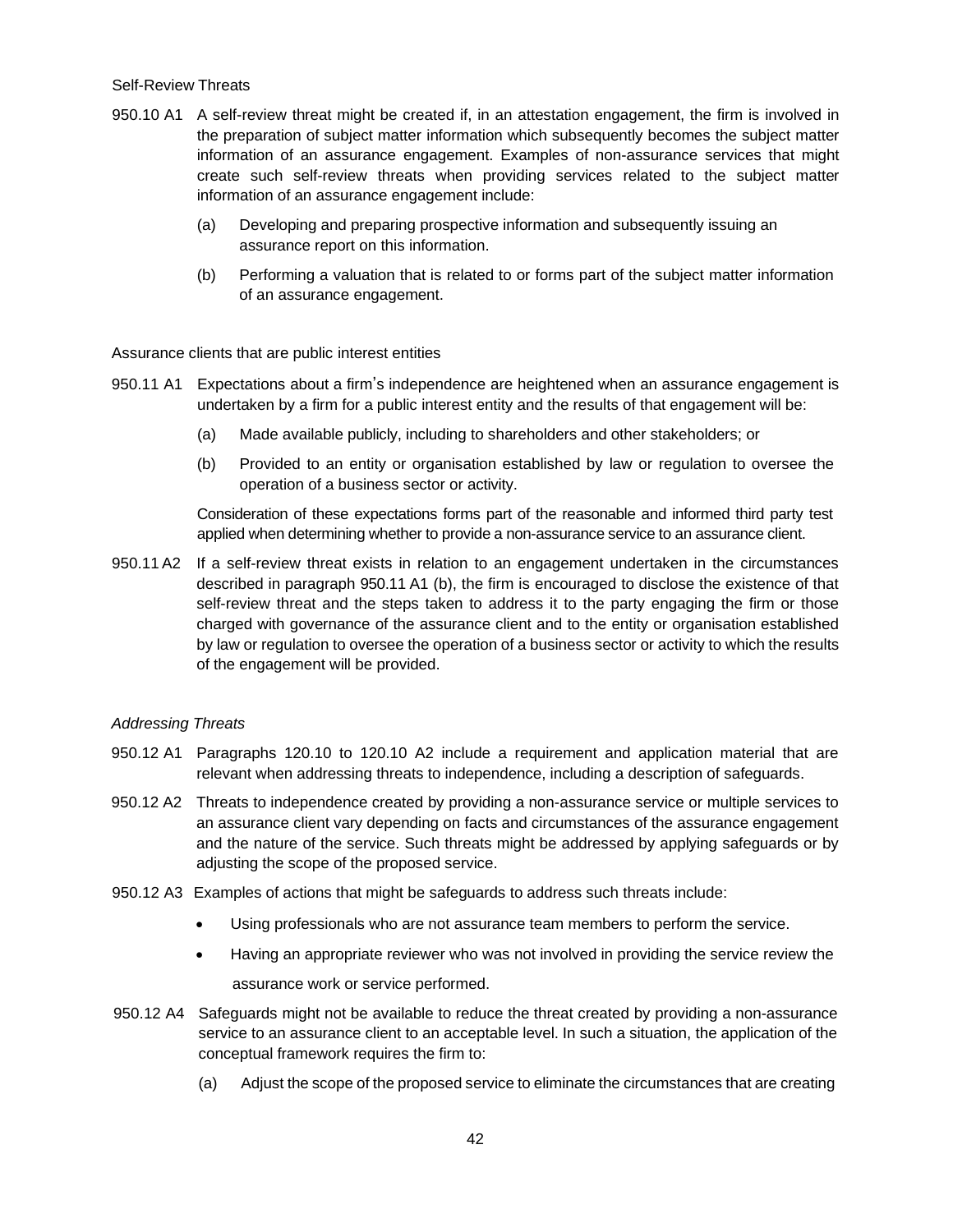Self-Review Threats

950.10 A1 A self-review threat might be created if, in an attestation engagement, the firm is involved in the preparation of subject matter information which subsequently becomes the subject matter information of an assurance engagement. Examples of non-assurance services that might create such self-review threats when providing services related to the subject matter information of an assurance engagement include:

(a) Developing and preparing prospective information and subsequently issuing an assurance report on this information.

(b) Performing a valuation that is related to or forms part of the subject matter information of an assurance engagement.

Assurance clients that are public interest entities

950.11 A1 Expectations about a firm's independence are heightened when an assurance engagement is undertaken by a firm for a public interest entity and the results of that engagement will be:

(a) Made available publicly, including to shareholders and other stakeholders; or

(b) Provided to an entity or organisation established by law or regulation to oversee the operation of a business sector or activity.

Consideration of these expectations forms part of the reasonable and informed third party test applied when determining whether to provide a non-assurance service to an assurance client.

950.11 A2 If a self-review threat exists in relation to an engagement undertaken in the circumstances described in paragraph 950.11 A1 (b), the firm is encouraged to disclose the existence of that self-review threat and the steps taken to address it to the party engaging the firm or those charged with governance of the assurance client and to the entity or organisation established by law or regulation to oversee the operation of a business sector or activity to which the results of the engagement will be provided.

*Addressing Threats*

950.12 A1 Paragraphs 120.10 to 120.10 A2 include a requirement and application material that are relevant when addressing threats to independence, including a description of safeguards.

950.12 A2 Threats to independence created by providing a non-assurance service or multiple services to an assurance client vary depending on facts and circumstances of the assurance engagement and the nature of the service. Such threats might be addressed by applying safeguards or by adjusting the scope of the proposed service.

950.12 A3 Examples of actions that might be safeguards to address such threats include:

- Using professionals who are not assurance team members to perform the service.
- Having an appropriate reviewer who was not involved in providing the service review the assurance work or service performed.

950.12 A4 Safeguards might not be available to reduce the threat created by providing a non-assurance service to an assurance client to an acceptable level. In such a situation, the application of the conceptual framework requires the firm to:

(a) Adjust the scope of the proposed service to eliminate the circumstances that are creating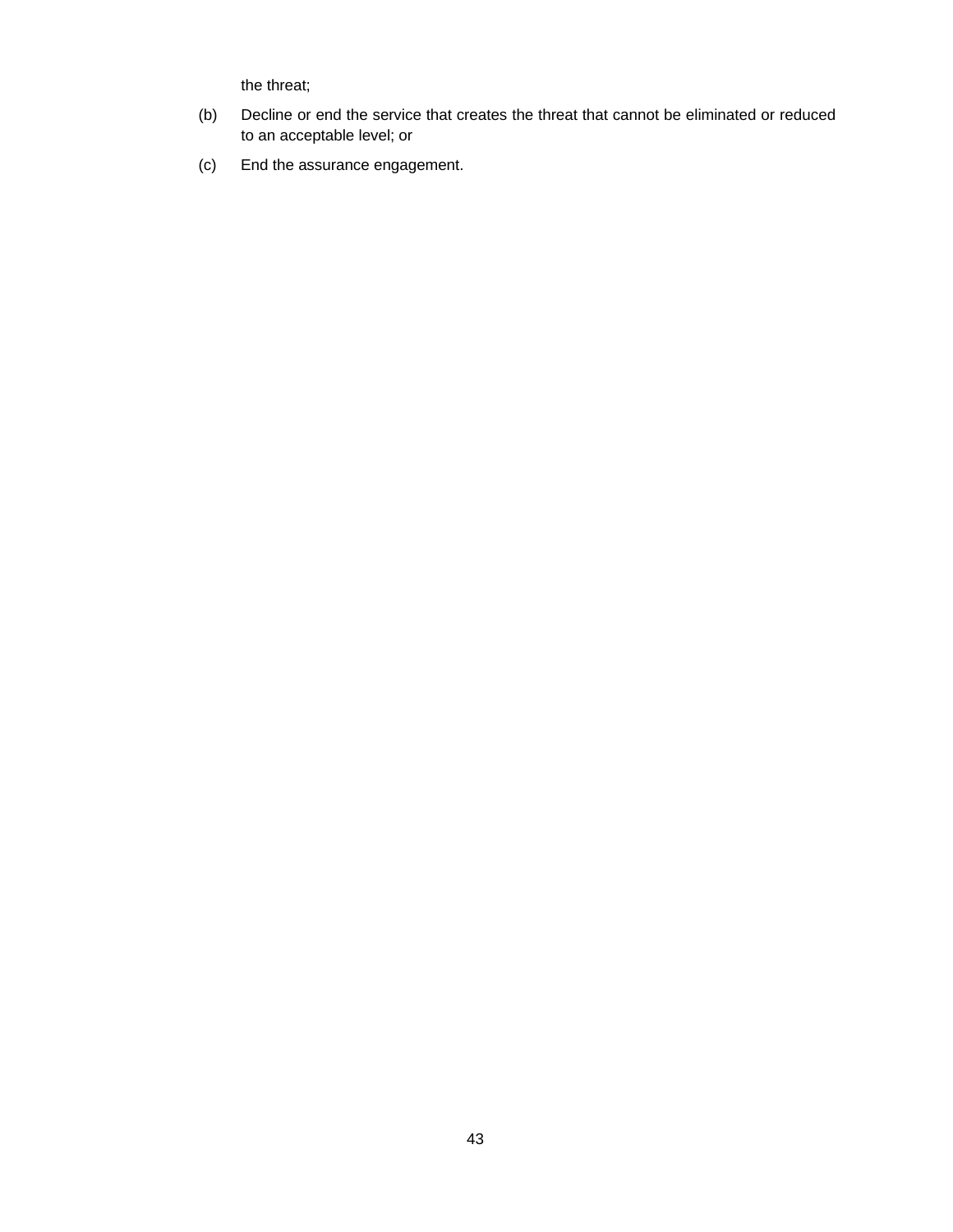the threat;

(b) Decline or end the service that creates the threat that cannot be eliminated or reduced to an acceptable level; or

(c) End the assurance engagement.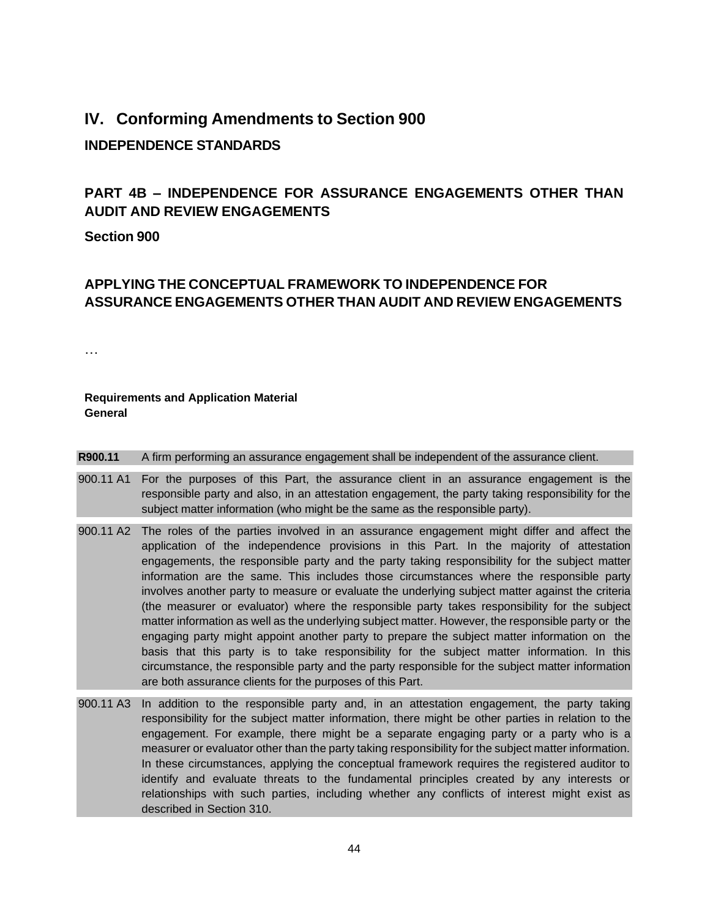# IV. Conforming Amendments to Section 900

## INDEPENDENCE STANDARDS

## PART 4B – INDEPENDENCE FOR ASSURANCE ENGAGEMENTS OTHER THAN AUDIT AND REVIEW ENGAGEMENTS

**Section 900**

## APPLYING THE CONCEPTUAL FRAMEWORK TO INDEPENDENCE FOR ASSURANCE ENGAGEMENTS OTHER THAN AUDIT AND REVIEW ENGAGEMENTS

…

**Requirements and Application Material**
**General**

**R900.11** A firm performing an assurance engagement shall be independent of the assurance client.

900.11 A1 For the purposes of this Part, the assurance client in an assurance engagement is the responsible party and also, in an attestation engagement, the party taking responsibility for the subject matter information (who might be the same as the responsible party).

900.11 A2 The roles of the parties involved in an assurance engagement might differ and affect the application of the independence provisions in this Part. In the majority of attestation engagements, the responsible party and the party taking responsibility for the subject matter information are the same. This includes those circumstances where the responsible party involves another party to measure or evaluate the underlying subject matter against the criteria (the measurer or evaluator) where the responsible party takes responsibility for the subject matter information as well as the underlying subject matter. However, the responsible party or the engaging party might appoint another party to prepare the subject matter information on the basis that this party is to take responsibility for the subject matter information. In this circumstance, the responsible party and the party responsible for the subject matter information are both assurance clients for the purposes of this Part.

900.11 A3 In addition to the responsible party and, in an attestation engagement, the party taking responsibility for the subject matter information, there might be other parties in relation to the engagement. For example, there might be a separate engaging party or a party who is a measurer or evaluator other than the party taking responsibility for the subject matter information. In these circumstances, applying the conceptual framework requires the registered auditor to identify and evaluate threats to the fundamental principles created by any interests or relationships with such parties, including whether any conflicts of interest might exist as described in Section 310.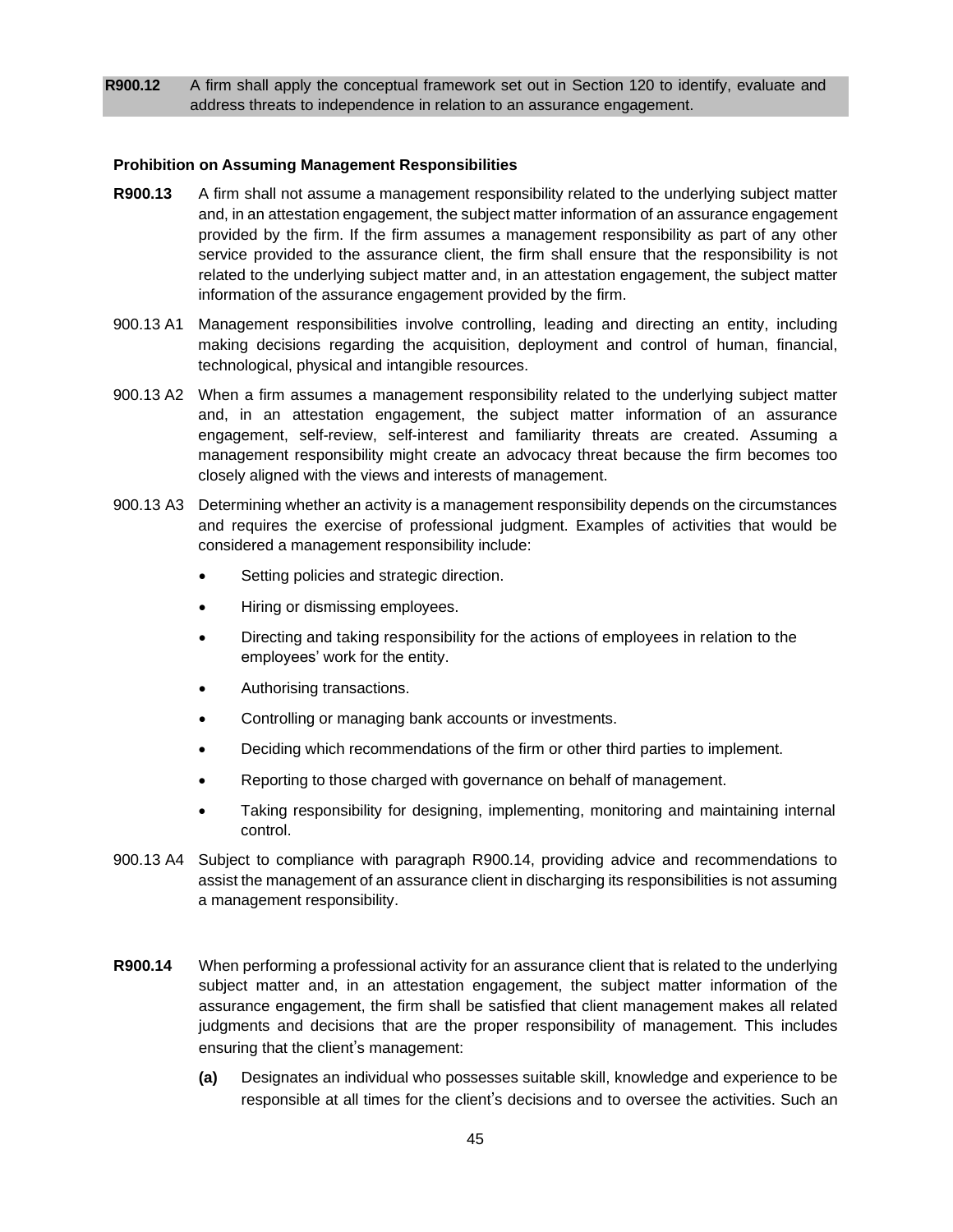**R900.12** A firm shall apply the conceptual framework set out in Section 120 to identify, evaluate and address threats to independence in relation to an assurance engagement.

**Prohibition on Assuming Management Responsibilities**

**R900.13** A firm shall not assume a management responsibility related to the underlying subject matter and, in an attestation engagement, the subject matter information of an assurance engagement provided by the firm. If the firm assumes a management responsibility as part of any other service provided to the assurance client, the firm shall ensure that the responsibility is not related to the underlying subject matter and, in an attestation engagement, the subject matter information of the assurance engagement provided by the firm.

900.13 A1 Management responsibilities involve controlling, leading and directing an entity, including making decisions regarding the acquisition, deployment and control of human, financial, technological, physical and intangible resources.

900.13 A2 When a firm assumes a management responsibility related to the underlying subject matter and, in an attestation engagement, the subject matter information of an assurance engagement, self-review, self-interest and familiarity threats are created. Assuming a management responsibility might create an advocacy threat because the firm becomes too closely aligned with the views and interests of management.

900.13 A3 Determining whether an activity is a management responsibility depends on the circumstances and requires the exercise of professional judgment. Examples of activities that would be considered a management responsibility include:

- Setting policies and strategic direction.
- Hiring or dismissing employees.
- Directing and taking responsibility for the actions of employees in relation to the employees' work for the entity.
- Authorising transactions.
- Controlling or managing bank accounts or investments.
- Deciding which recommendations of the firm or other third parties to implement.
- Reporting to those charged with governance on behalf of management.
- Taking responsibility for designing, implementing, monitoring and maintaining internal control.

900.13 A4 Subject to compliance with paragraph R900.14, providing advice and recommendations to assist the management of an assurance client in discharging its responsibilities is not assuming a management responsibility.

**R900.14** When performing a professional activity for an assurance client that is related to the underlying subject matter and, in an attestation engagement, the subject matter information of the assurance engagement, the firm shall be satisfied that client management makes all related judgments and decisions that are the proper responsibility of management. This includes ensuring that the client's management:

**(a)** Designates an individual who possesses suitable skill, knowledge and experience to be responsible at all times for the client's decisions and to oversee the activities. Such an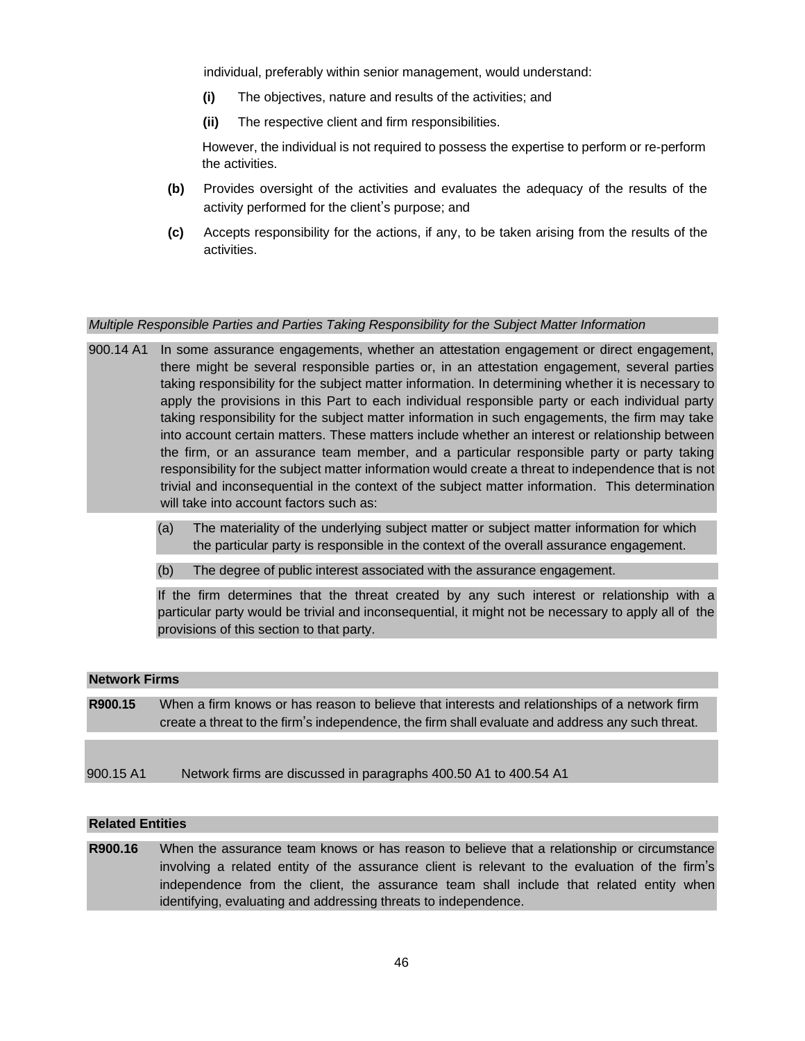individual, preferably within senior management, would understand:

**(i)** The objectives, nature and results of the activities; and

**(ii)** The respective client and firm responsibilities.

However, the individual is not required to possess the expertise to perform or re-perform the activities.

**(b)** Provides oversight of the activities and evaluates the adequacy of the results of the activity performed for the client's purpose; and

**(c)** Accepts responsibility for the actions, if any, to be taken arising from the results of the activities.

*Multiple Responsible Parties and Parties Taking Responsibility for the Subject Matter Information*

900.14 A1 In some assurance engagements, whether an attestation engagement or direct engagement, there might be several responsible parties or, in an attestation engagement, several parties taking responsibility for the subject matter information. In determining whether it is necessary to apply the provisions in this Part to each individual responsible party or each individual party taking responsibility for the subject matter information in such engagements, the firm may take into account certain matters. These matters include whether an interest or relationship between the firm, or an assurance team member, and a particular responsible party or party taking responsibility for the subject matter information would create a threat to independence that is not trivial and inconsequential in the context of the subject matter information. This determination will take into account factors such as:

(a) The materiality of the underlying subject matter or subject matter information for which the particular party is responsible in the context of the overall assurance engagement.

(b) The degree of public interest associated with the assurance engagement.

If the firm determines that the threat created by any such interest or relationship with a particular party would be trivial and inconsequential, it might not be necessary to apply all of the provisions of this section to that party.

**Network Firms**

**R900.15** When a firm knows or has reason to believe that interests and relationships of a network firm create a threat to the firm's independence, the firm shall evaluate and address any such threat.

900.15 A1 Network firms are discussed in paragraphs 400.50 A1 to 400.54 A1

**Related Entities**

**R900.16** When the assurance team knows or has reason to believe that a relationship or circumstance involving a related entity of the assurance client is relevant to the evaluation of the firm's independence from the client, the assurance team shall include that related entity when identifying, evaluating and addressing threats to independence.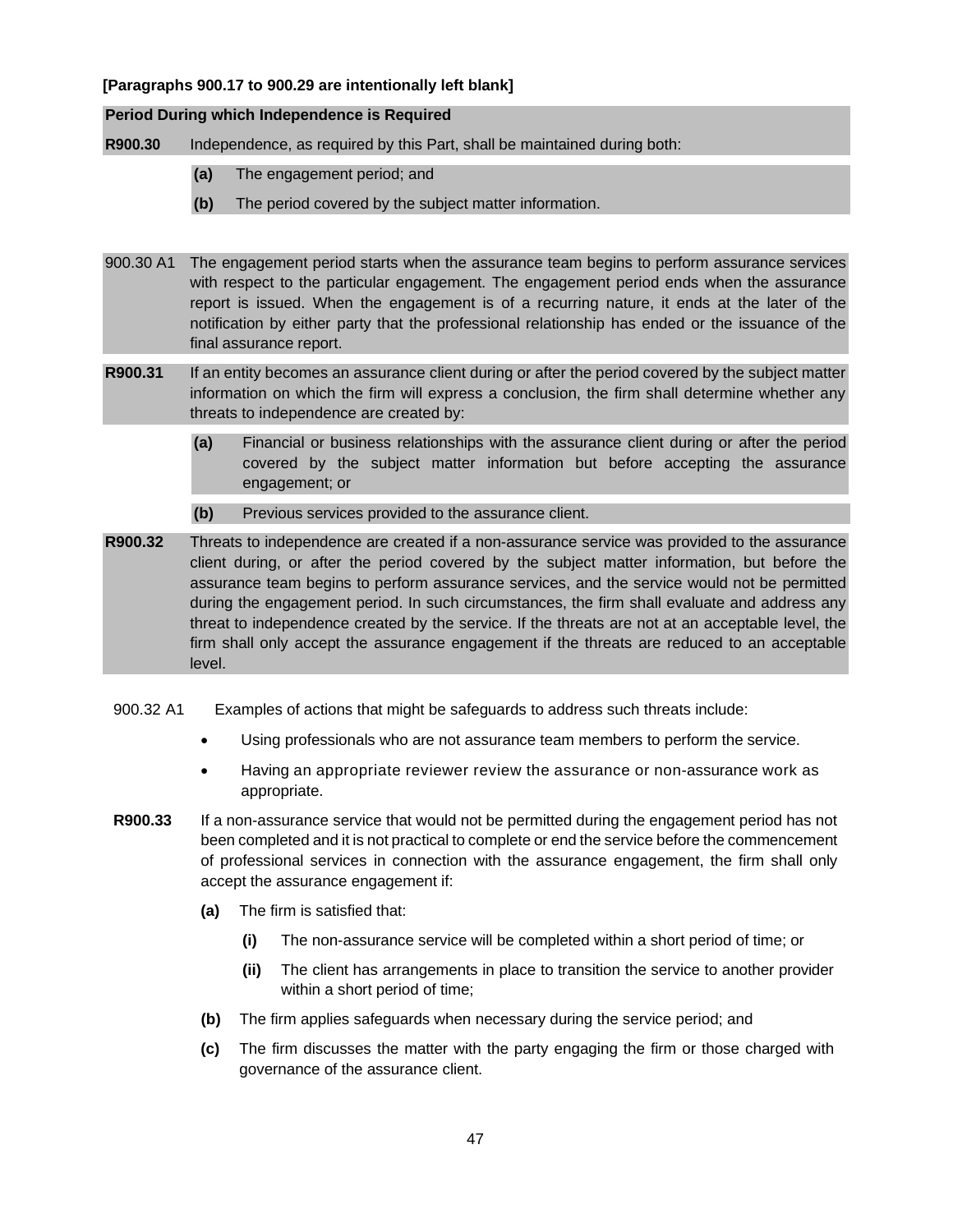**[Paragraphs 900.17 to 900.29 are intentionally left blank]**

**Period During which Independence is Required**

**R900.30** Independence, as required by this Part, shall be maintained during both:

- **(a)** The engagement period; and
- **(b)** The period covered by the subject matter information.

900.30 A1 The engagement period starts when the assurance team begins to perform assurance services with respect to the particular engagement. The engagement period ends when the assurance report is issued. When the engagement is of a recurring nature, it ends at the later of the notification by either party that the professional relationship has ended or the issuance of the final assurance report.

**R900.31** If an entity becomes an assurance client during or after the period covered by the subject matter information on which the firm will express a conclusion, the firm shall determine whether any threats to independence are created by:

- **(a)** Financial or business relationships with the assurance client during or after the period covered by the subject matter information but before accepting the assurance engagement; or
- **(b)** Previous services provided to the assurance client.

**R900.32** Threats to independence are created if a non-assurance service was provided to the assurance client during, or after the period covered by the subject matter information, but before the assurance team begins to perform assurance services, and the service would not be permitted during the engagement period. In such circumstances, the firm shall evaluate and address any threat to independence created by the service. If the threats are not at an acceptable level, the firm shall only accept the assurance engagement if the threats are reduced to an acceptable level.

900.32 A1 Examples of actions that might be safeguards to address such threats include:

- Using professionals who are not assurance team members to perform the service.
- Having an appropriate reviewer review the assurance or non-assurance work as appropriate.

**R900.33** If a non-assurance service that would not be permitted during the engagement period has not been completed and it is not practical to complete or end the service before the commencement of professional services in connection with the assurance engagement, the firm shall only accept the assurance engagement if:

- **(a)** The firm is satisfied that:
  - **(i)** The non-assurance service will be completed within a short period of time; or
  - **(ii)** The client has arrangements in place to transition the service to another provider within a short period of time;
- **(b)** The firm applies safeguards when necessary during the service period; and
- **(c)** The firm discusses the matter with the party engaging the firm or those charged with governance of the assurance client.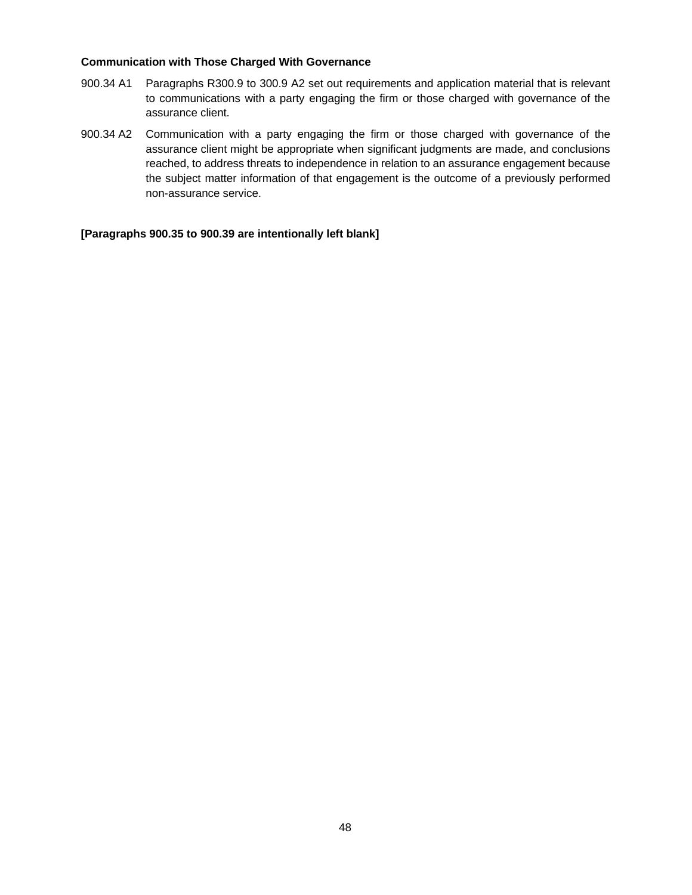**Communication with Those Charged With Governance**

900.34 A1 Paragraphs R300.9 to 300.9 A2 set out requirements and application material that is relevant to communications with a party engaging the firm or those charged with governance of the assurance client.

900.34 A2 Communication with a party engaging the firm or those charged with governance of the assurance client might be appropriate when significant judgments are made, and conclusions reached, to address threats to independence in relation to an assurance engagement because the subject matter information of that engagement is the outcome of a previously performed non-assurance service.

**[Paragraphs 900.35 to 900.39 are intentionally left blank]**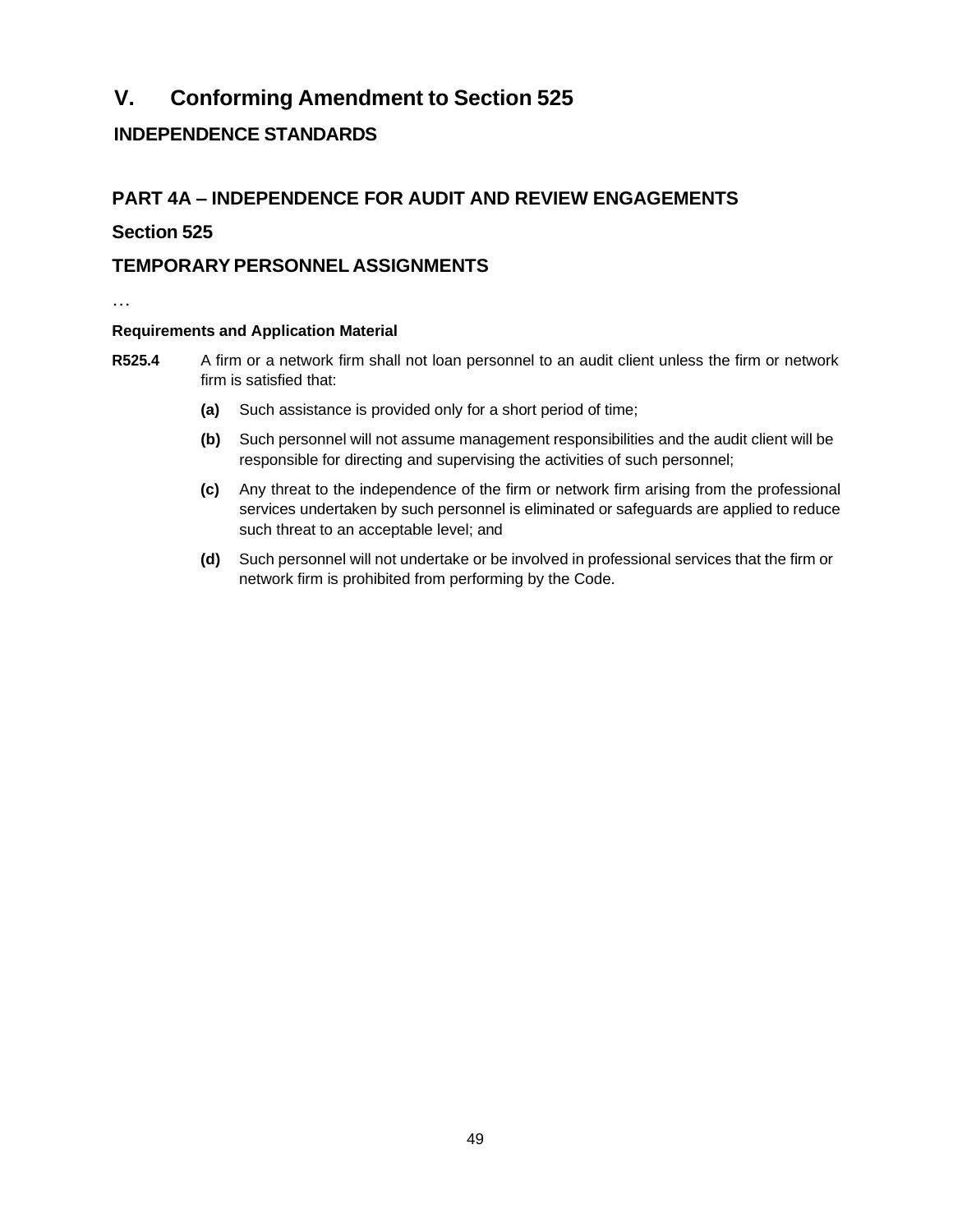# V. Conforming Amendment to Section 525

## INDEPENDENCE STANDARDS

## PART 4A – INDEPENDENCE FOR AUDIT AND REVIEW ENGAGEMENTS

## Section 525

## TEMPORARY PERSONNEL ASSIGNMENTS

…

**Requirements and Application Material**

**R525.4** A firm or a network firm shall not loan personnel to an audit client unless the firm or network firm is satisfied that:

- **(a)** Such assistance is provided only for a short period of time;
- **(b)** Such personnel will not assume management responsibilities and the audit client will be responsible for directing and supervising the activities of such personnel;
- **(c)** Any threat to the independence of the firm or network firm arising from the professional services undertaken by such personnel is eliminated or safeguards are applied to reduce such threat to an acceptable level; and
- **(d)** Such personnel will not undertake or be involved in professional services that the firm or network firm is prohibited from performing by the Code.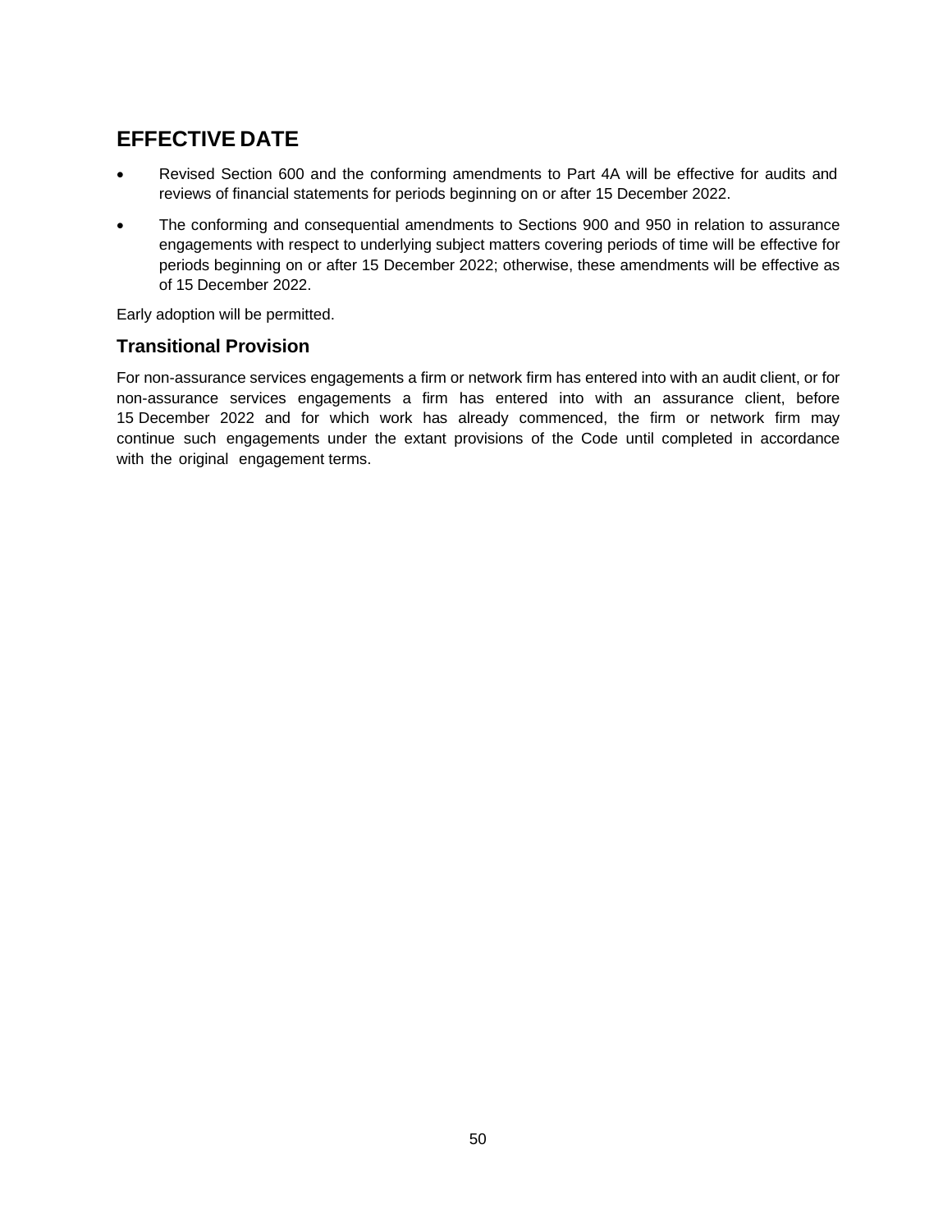# EFFECTIVE DATE

- Revised Section 600 and the conforming amendments to Part 4A will be effective for audits and reviews of financial statements for periods beginning on or after 15 December 2022.
- The conforming and consequential amendments to Sections 900 and 950 in relation to assurance engagements with respect to underlying subject matters covering periods of time will be effective for periods beginning on or after 15 December 2022; otherwise, these amendments will be effective as of 15 December 2022.

Early adoption will be permitted.

## Transitional Provision

For non-assurance services engagements a firm or network firm has entered into with an audit client, or for non-assurance services engagements a firm has entered into with an assurance client, before 15 December 2022 and for which work has already commenced, the firm or network firm may continue such engagements under the extant provisions of the Code until completed in accordance with the original engagement terms.